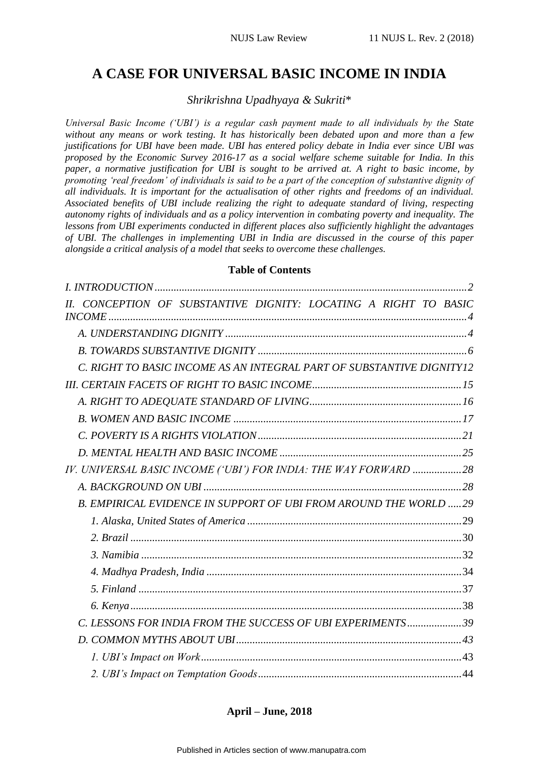# A CASE FOR UNIVERSAL BASIC INCOME IN INDIA

*Shrikrishna Upadhyaya & Sukriti**

*Universal Basic Income ('UBI') is a regular cash payment made to all individuals by the State without any means or work testing. It has historically been debated upon and more than a few justifications for UBI have been made. UBI has entered policy debate in India ever since UBI was proposed by the Economic Survey 2016-17 as a social welfare scheme suitable for India. In this paper, a normative justification for UBI is sought to be arrived at. A right to basic income, by promoting 'real freedom' of individuals is said to be a part of the conception of substantive dignity of all individuals. It is important for the actualisation of other rights and freedoms of an individual. Associated benefits of UBI include realizing the right to adequate standard of living, respecting autonomy rights of individuals and as a policy intervention in combating poverty and inequality. The lessons from UBI experiments conducted in different places also sufficiently highlight the advantages of UBI. The challenges in implementing UBI in India are discussed in the course of this paper alongside a critical analysis of a model that seeks to overcome these challenges.*

**Table of Contents**

*I. INTRODUCTION* .......... *2*

*II. CONCEPTION OF SUBSTANTIVE DIGNITY: LOCATING A RIGHT TO BASIC INCOME* .......... *4*

- *A. UNDERSTANDING DIGNITY* .......... *4*
- *B. TOWARDS SUBSTANTIVE DIGNITY* .......... *6*
- *C. RIGHT TO BASIC INCOME AS AN INTEGRAL PART OF SUBSTANTIVE DIGNITY* *12*

*III. CERTAIN FACETS OF RIGHT TO BASIC INCOME* .......... *15*

- *A. RIGHT TO ADEQUATE STANDARD OF LIVING* .......... *16*
- *B. WOMEN AND BASIC INCOME* .......... *17*
- *C. POVERTY IS A RIGHTS VIOLATION* .......... *21*
- *D. MENTAL HEALTH AND BASIC INCOME* .......... *25*

*IV. UNIVERSAL BASIC INCOME ('UBI') FOR INDIA: THE WAY FORWARD* .......... *28*

- *A. BACKGROUND ON UBI* .......... *28*
- *B. EMPIRICAL EVIDENCE IN SUPPORT OF UBI FROM AROUND THE WORLD* .......... *29*
  - *1. Alaska, United States of America* .......... 29
  - *2. Brazil* .......... 30
  - *3. Namibia* .......... 32
  - *4. Madhya Pradesh, India* .......... 34
  - *5. Finland* .......... 37
  - *6. Kenya* .......... 38
- *C. LESSONS FOR INDIA FROM THE SUCCESS OF UBI EXPERIMENTS* .......... *39*
- *D. COMMON MYTHS ABOUT UBI* .......... *43*
  - *1. UBI's Impact on Work* .......... 43
  - *2. UBI's Impact on Temptation Goods* .......... 44

**April – June, 2018**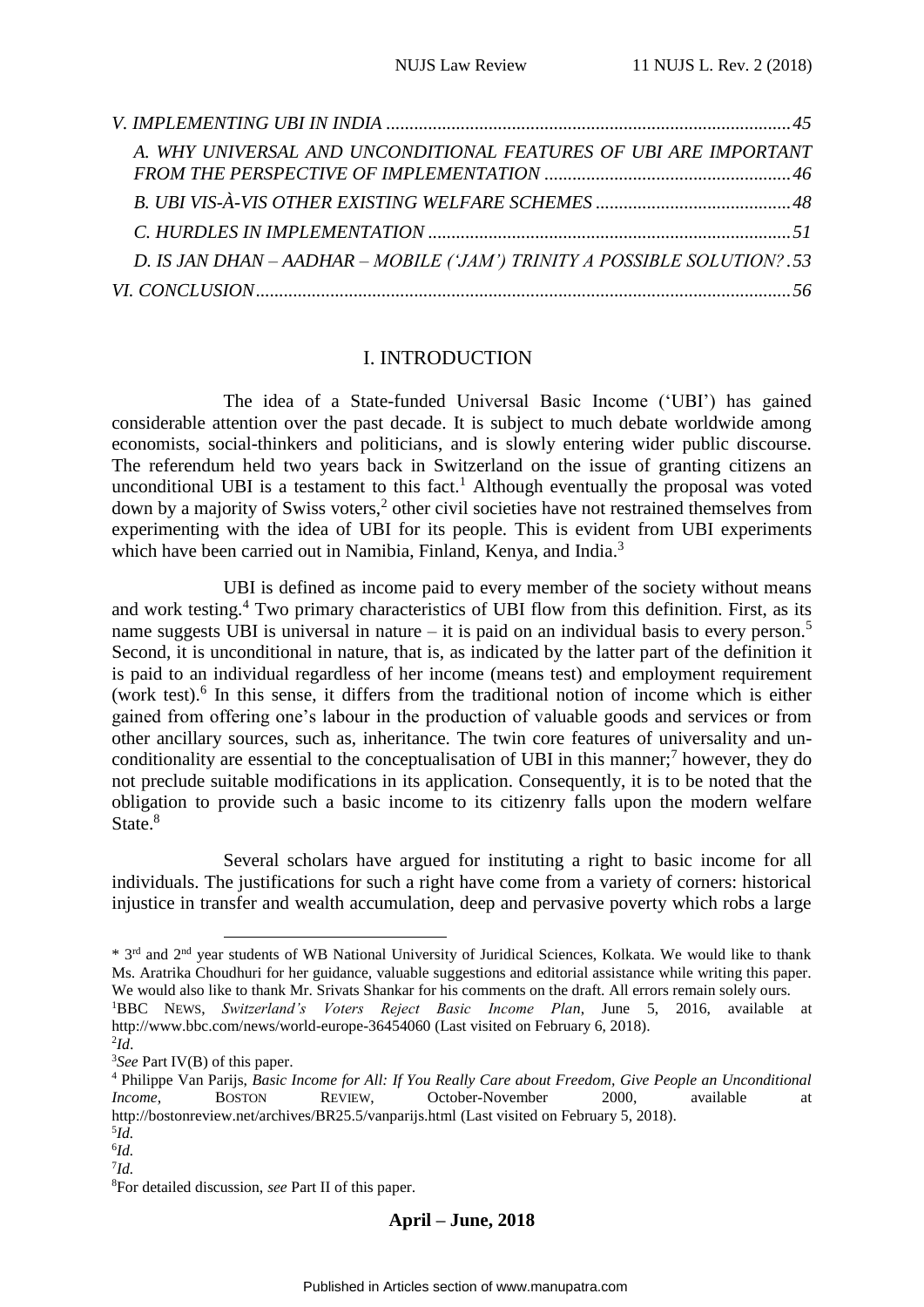*V. IMPLEMENTING UBI IN INDIA* ...................................................................................... 45

*A. WHY UNIVERSAL AND UNCONDITIONAL FEATURES OF UBI ARE IMPORTANT FROM THE PERSPECTIVE OF IMPLEMENTATION* ..................................................... 46

*B. UBI VIS-À-VIS OTHER EXISTING WELFARE SCHEMES* .......................................... 48

*C. HURDLES IN IMPLEMENTATION* ............................................................................. 51

*D. IS JAN DHAN – AADHAR – MOBILE ('JAM') TRINITY A POSSIBLE SOLUTION?* . 53

*VI. CONCLUSION* ................................................................................................................. 56

## I. INTRODUCTION

The idea of a State-funded Universal Basic Income ('UBI') has gained considerable attention over the past decade. It is subject to much debate worldwide among economists, social-thinkers and politicians, and is slowly entering wider public discourse. The referendum held two years back in Switzerland on the issue of granting citizens an unconditional UBI is a testament to this fact.[1] Although eventually the proposal was voted down by a majority of Swiss voters,[2] other civil societies have not restrained themselves from experimenting with the idea of UBI for its people. This is evident from UBI experiments which have been carried out in Namibia, Finland, Kenya, and India.[3]

UBI is defined as income paid to every member of the society without means and work testing.[4] Two primary characteristics of UBI flow from this definition. First, as its name suggests UBI is universal in nature – it is paid on an individual basis to every person.[5] Second, it is unconditional in nature, that is, as indicated by the latter part of the definition it is paid to an individual regardless of her income (means test) and employment requirement (work test).[6] In this sense, it differs from the traditional notion of income which is either gained from offering one's labour in the production of valuable goods and services or from other ancillary sources, such as, inheritance. The twin core features of universality and un-conditionality are essential to the conceptualisation of UBI in this manner;[7] however, they do not preclude suitable modifications in its application. Consequently, it is to be noted that the obligation to provide such a basic income to its citizenry falls upon the modern welfare State.[8]

Several scholars have argued for instituting a right to basic income for all individuals. The justifications for such a right have come from a variety of corners: historical injustice in transfer and wealth accumulation, deep and pervasive poverty which robs a large

---

\* 3rd and 2nd year students of WB National University of Juridical Sciences, Kolkata. We would like to thank Ms. Aratrika Choudhuri for her guidance, valuable suggestions and editorial assistance while writing this paper. We would also like to thank Mr. Srivats Shankar for his comments on the draft. All errors remain solely ours.

[1] BBC NEWS, *Switzerland's Voters Reject Basic Income Plan*, June 5, 2016, available at http://www.bbc.com/news/world-europe-36454060 (Last visited on February 6, 2018).

[2] *Id*.

[3] *See* Part IV(B) of this paper.

[4] Philippe Van Parijs, *Basic Income for All: If You Really Care about Freedom, Give People an Unconditional Income*, BOSTON REVIEW, October-November 2000, available at http://bostonreview.net/archives/BR25.5/vanparijs.html (Last visited on February 5, 2018).

[5] *Id.*

[6] *Id.*

[7] *Id.*

[8] For detailed discussion, *see* Part II of this paper.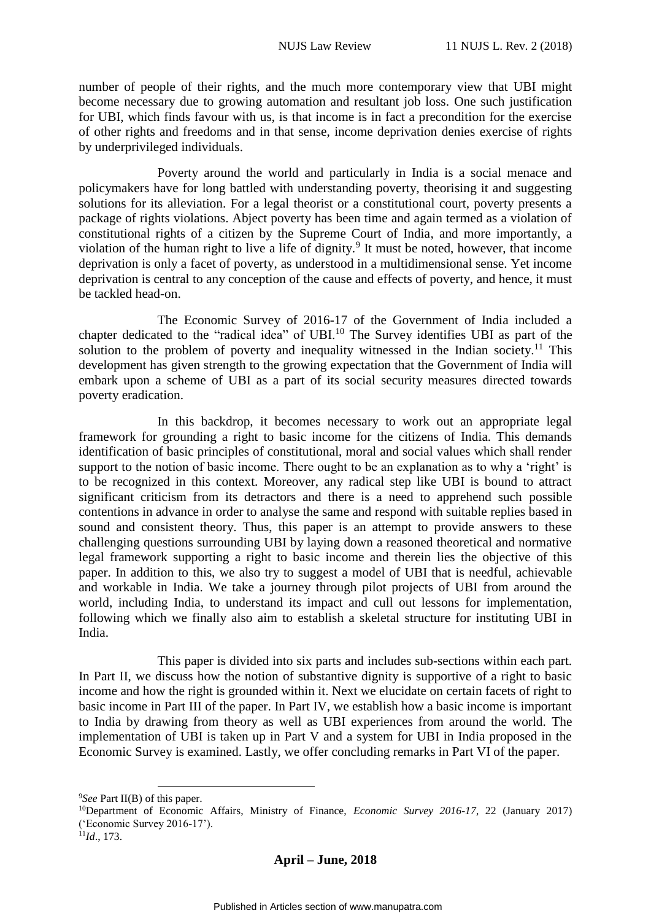number of people of their rights, and the much more contemporary view that UBI might become necessary due to growing automation and resultant job loss. One such justification for UBI, which finds favour with us, is that income is in fact a precondition for the exercise of other rights and freedoms and in that sense, income deprivation denies exercise of rights by underprivileged individuals.

Poverty around the world and particularly in India is a social menace and policymakers have for long battled with understanding poverty, theorising it and suggesting solutions for its alleviation. For a legal theorist or a constitutional court, poverty presents a package of rights violations. Abject poverty has been time and again termed as a violation of constitutional rights of a citizen by the Supreme Court of India, and more importantly, a violation of the human right to live a life of dignity.[9] It must be noted, however, that income deprivation is only a facet of poverty, as understood in a multidimensional sense. Yet income deprivation is central to any conception of the cause and effects of poverty, and hence, it must be tackled head-on.

The Economic Survey of 2016-17 of the Government of India included a chapter dedicated to the "radical idea" of UBI.[10] The Survey identifies UBI as part of the solution to the problem of poverty and inequality witnessed in the Indian society.[11] This development has given strength to the growing expectation that the Government of India will embark upon a scheme of UBI as a part of its social security measures directed towards poverty eradication.

In this backdrop, it becomes necessary to work out an appropriate legal framework for grounding a right to basic income for the citizens of India. This demands identification of basic principles of constitutional, moral and social values which shall render support to the notion of basic income. There ought to be an explanation as to why a 'right' is to be recognized in this context. Moreover, any radical step like UBI is bound to attract significant criticism from its detractors and there is a need to apprehend such possible contentions in advance in order to analyse the same and respond with suitable replies based in sound and consistent theory. Thus, this paper is an attempt to provide answers to these challenging questions surrounding UBI by laying down a reasoned theoretical and normative legal framework supporting a right to basic income and therein lies the objective of this paper. In addition to this, we also try to suggest a model of UBI that is needful, achievable and workable in India. We take a journey through pilot projects of UBI from around the world, including India, to understand its impact and cull out lessons for implementation, following which we finally also aim to establish a skeletal structure for instituting UBI in India.

This paper is divided into six parts and includes sub-sections within each part. In Part II, we discuss how the notion of substantive dignity is supportive of a right to basic income and how the right is grounded within it. Next we elucidate on certain facets of right to basic income in Part III of the paper. In Part IV, we establish how a basic income is important to India by drawing from theory as well as UBI experiences from around the world. The implementation of UBI is taken up in Part V and a system for UBI in India proposed in the Economic Survey is examined. Lastly, we offer concluding remarks in Part VI of the paper.

---

[9] *See* Part II(B) of this paper.

[10] Department of Economic Affairs, Ministry of Finance, *Economic Survey 2016-17*, 22 (January 2017) ('Economic Survey 2016-17').

[11] *Id*., 173.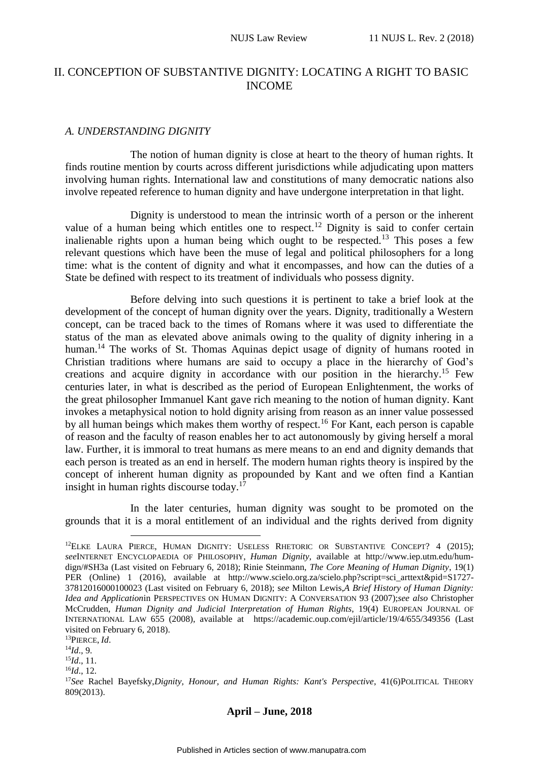## II. CONCEPTION OF SUBSTANTIVE DIGNITY: LOCATING A RIGHT TO BASIC INCOME

### *A. UNDERSTANDING DIGNITY*

The notion of human dignity is close at heart to the theory of human rights. It finds routine mention by courts across different jurisdictions while adjudicating upon matters involving human rights. International law and constitutions of many democratic nations also involve repeated reference to human dignity and have undergone interpretation in that light.

Dignity is understood to mean the intrinsic worth of a person or the inherent value of a human being which entitles one to respect.[12] Dignity is said to confer certain inalienable rights upon a human being which ought to be respected.[13] This poses a few relevant questions which have been the muse of legal and political philosophers for a long time: what is the content of dignity and what it encompasses, and how can the duties of a State be defined with respect to its treatment of individuals who possess dignity.

Before delving into such questions it is pertinent to take a brief look at the development of the concept of human dignity over the years. Dignity, traditionally a Western concept, can be traced back to the times of Romans where it was used to differentiate the status of the man as elevated above animals owing to the quality of dignity inhering in a human.[14] The works of St. Thomas Aquinas depict usage of dignity of humans rooted in Christian traditions where humans are said to occupy a place in the hierarchy of God's creations and acquire dignity in accordance with our position in the hierarchy.[15] Few centuries later, in what is described as the period of European Enlightenment, the works of the great philosopher Immanuel Kant gave rich meaning to the notion of human dignity. Kant invokes a metaphysical notion to hold dignity arising from reason as an inner value possessed by all human beings which makes them worthy of respect.[16] For Kant, each person is capable of reason and the faculty of reason enables her to act autonomously by giving herself a moral law. Further, it is immoral to treat humans as mere means to an end and dignity demands that each person is treated as an end in herself. The modern human rights theory is inspired by the concept of inherent human dignity as propounded by Kant and we often find a Kantian insight in human rights discourse today.[17]

In the later centuries, human dignity was sought to be promoted on the grounds that it is a moral entitlement of an individual and the rights derived from dignity

---

[12] ELKE LAURA PIERCE, HUMAN DIGNITY: USELESS RHETORIC OR SUBSTANTIVE CONCEPT? 4 (2015); *see* INTERNET ENCYCLOPAEDIA OF PHILOSOPHY, *Human Dignity*, available at http://www.iep.utm.edu/hum-dign/#SH3a (Last visited on February 6, 2018); Rinie Steinmann, *The Core Meaning of Human Dignity*, 19(1) PER (Online) 1 (2016), available at http://www.scielo.org.za/scielo.php?script=sci_arttext&pid=S1727-37812016000100023 (Last visited on February 6, 2018); s*ee* Milton Lewis, *A Brief History of Human Dignity: Idea and Application* in PERSPECTIVES ON HUMAN DIGNITY: A CONVERSATION 93 (2007); *see also* Christopher McCrudden, *Human Dignity and Judicial Interpretation of Human Rights*, 19(4) EUROPEAN JOURNAL OF INTERNATIONAL LAW 655 (2008), available at https://academic.oup.com/ejil/article/19/4/655/349356 (Last visited on February 6, 2018).

[13] PIERCE, *Id*.

[14] *Id*., 9.

[15] *Id*., 11.

[16] *Id*., 12.

[17] *See* Rachel Bayefsky, *Dignity, Honour, and Human Rights: Kant's Perspective*, 41(6) POLITICAL THEORY 809(2013).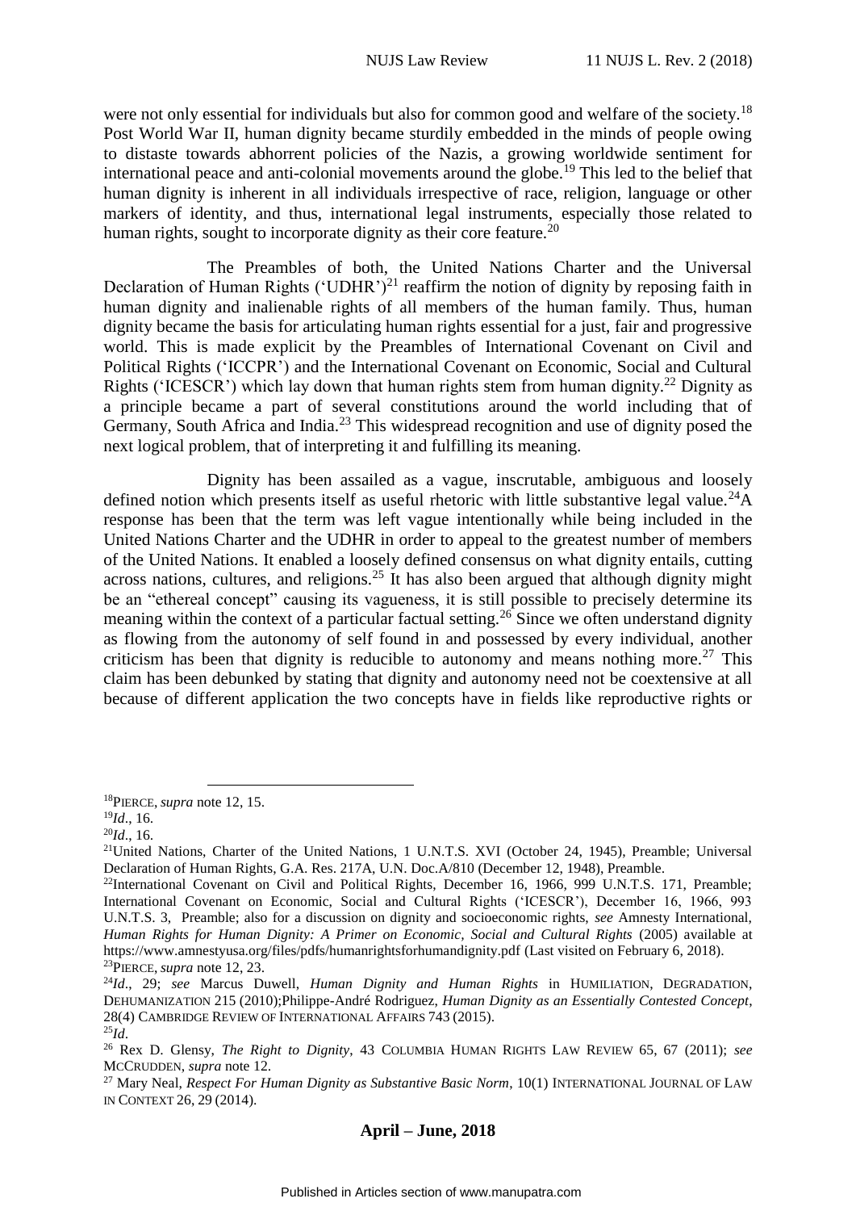were not only essential for individuals but also for common good and welfare of the society.[18] Post World War II, human dignity became sturdily embedded in the minds of people owing to distaste towards abhorrent policies of the Nazis, a growing worldwide sentiment for international peace and anti-colonial movements around the globe.[19] This led to the belief that human dignity is inherent in all individuals irrespective of race, religion, language or other markers of identity, and thus, international legal instruments, especially those related to human rights, sought to incorporate dignity as their core feature.[20]

The Preambles of both, the United Nations Charter and the Universal Declaration of Human Rights ('UDHR')[21] reaffirm the notion of dignity by reposing faith in human dignity and inalienable rights of all members of the human family. Thus, human dignity became the basis for articulating human rights essential for a just, fair and progressive world. This is made explicit by the Preambles of International Covenant on Civil and Political Rights ('ICCPR') and the International Covenant on Economic, Social and Cultural Rights ('ICESCR') which lay down that human rights stem from human dignity.[22] Dignity as a principle became a part of several constitutions around the world including that of Germany, South Africa and India.[23] This widespread recognition and use of dignity posed the next logical problem, that of interpreting it and fulfilling its meaning.

Dignity has been assailed as a vague, inscrutable, ambiguous and loosely defined notion which presents itself as useful rhetoric with little substantive legal value.[24]A response has been that the term was left vague intentionally while being included in the United Nations Charter and the UDHR in order to appeal to the greatest number of members of the United Nations. It enabled a loosely defined consensus on what dignity entails, cutting across nations, cultures, and religions.[25] It has also been argued that although dignity might be an "ethereal concept" causing its vagueness, it is still possible to precisely determine its meaning within the context of a particular factual setting.[26] Since we often understand dignity as flowing from the autonomy of self found in and possessed by every individual, another criticism has been that dignity is reducible to autonomy and means nothing more.[27] This claim has been debunked by stating that dignity and autonomy need not be coextensive at all because of different application the two concepts have in fields like reproductive rights or

---

[18]PIERCE, *supra* note 12, 15.

[19]*Id*., 16.

[20]*Id*., 16.

[21]United Nations, Charter of the United Nations, 1 U.N.T.S. XVI (October 24, 1945), Preamble; Universal Declaration of Human Rights, G.A. Res. 217A, U.N. Doc.A/810 (December 12, 1948), Preamble.

[22]International Covenant on Civil and Political Rights, December 16, 1966, 999 U.N.T.S. 171, Preamble; International Covenant on Economic, Social and Cultural Rights ('ICESCR'), December 16, 1966, 993 U.N.T.S. 3, Preamble; also for a discussion on dignity and socioeconomic rights, *see* Amnesty International, *Human Rights for Human Dignity: A Primer on Economic, Social and Cultural Rights* (2005) available at https://www.amnestyusa.org/files/pdfs/humanrightsforhumandignity.pdf (Last visited on February 6, 2018).

[23]PIERCE, *supra* note 12, 23.

[24]*Id*., 29; *see* Marcus Duwell, *Human Dignity and Human Rights* in HUMILIATION, DEGRADATION, DEHUMANIZATION 215 (2010);Philippe-André Rodriguez, *Human Dignity as an Essentially Contested Concept*, 28(4) CAMBRIDGE REVIEW OF INTERNATIONAL AFFAIRS 743 (2015).

[25]*Id*.

[26] Rex D. Glensy, *The Right to Dignity*, 43 COLUMBIA HUMAN RIGHTS LAW REVIEW 65, 67 (2011); *see* MCCRUDDEN, *supra* note 12.

[27] Mary Neal, *Respect For Human Dignity as Substantive Basic Norm*, 10(1) INTERNATIONAL JOURNAL OF LAW IN CONTEXT 26, 29 (2014).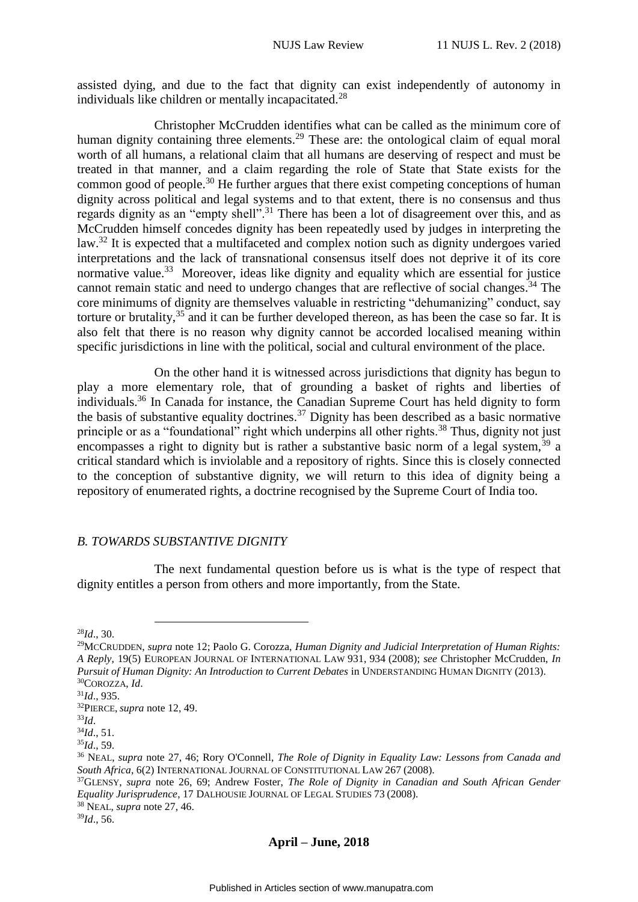assisted dying, and due to the fact that dignity can exist independently of autonomy in individuals like children or mentally incapacitated.[28]

Christopher McCrudden identifies what can be called as the minimum core of human dignity containing three elements.[29] These are: the ontological claim of equal moral worth of all humans, a relational claim that all humans are deserving of respect and must be treated in that manner, and a claim regarding the role of State that State exists for the common good of people.[30] He further argues that there exist competing conceptions of human dignity across political and legal systems and to that extent, there is no consensus and thus regards dignity as an "empty shell".[31] There has been a lot of disagreement over this, and as McCrudden himself concedes dignity has been repeatedly used by judges in interpreting the law.[32] It is expected that a multifaceted and complex notion such as dignity undergoes varied interpretations and the lack of transnational consensus itself does not deprive it of its core normative value.[33] Moreover, ideas like dignity and equality which are essential for justice cannot remain static and need to undergo changes that are reflective of social changes.[34] The core minimums of dignity are themselves valuable in restricting "dehumanizing" conduct, say torture or brutality,[35] and it can be further developed thereon, as has been the case so far. It is also felt that there is no reason why dignity cannot be accorded localised meaning within specific jurisdictions in line with the political, social and cultural environment of the place.

On the other hand it is witnessed across jurisdictions that dignity has begun to play a more elementary role, that of grounding a basket of rights and liberties of individuals.[36] In Canada for instance, the Canadian Supreme Court has held dignity to form the basis of substantive equality doctrines.[37] Dignity has been described as a basic normative principle or as a "foundational" right which underpins all other rights.[38] Thus, dignity not just encompasses a right to dignity but is rather a substantive basic norm of a legal system,[39] a critical standard which is inviolable and a repository of rights. Since this is closely connected to the conception of substantive dignity, we will return to this idea of dignity being a repository of enumerated rights, a doctrine recognised by the Supreme Court of India too.

### *B. TOWARDS SUBSTANTIVE DIGNITY*

The next fundamental question before us is what is the type of respect that dignity entitles a person from others and more importantly, from the State.

---

[28] *Id*., 30.

[29] MCCRUDDEN, *supra* note 12; Paolo G. Corozza, *Human Dignity and Judicial Interpretation of Human Rights: A Reply*, 19(5) EUROPEAN JOURNAL OF INTERNATIONAL LAW 931, 934 (2008); *see* Christopher McCrudden, *In Pursuit of Human Dignity: An Introduction to Current Debates* in UNDERSTANDING HUMAN DIGNITY (2013).

[30] COROZZA, *Id*.

[31] *Id*., 935.

[32] PIERCE, *supra* note 12, 49.

[33] *Id*.

[34] *Id*., 51.

[35] *Id*., 59.

[36] NEAL, *supra* note 27, 46; Rory O'Connell, *The Role of Dignity in Equality Law: Lessons from Canada and South Africa*, 6(2) INTERNATIONAL JOURNAL OF CONSTITUTIONAL LAW 267 (2008).

[37] GLENSY, *supra* note 26, 69; Andrew Foster, *The Role of Dignity in Canadian and South African Gender Equality Jurisprudence*, 17 DALHOUSIE JOURNAL OF LEGAL STUDIES 73 (2008).

[38] NEAL, *supra* note 27, 46.

[39] *Id*., 56.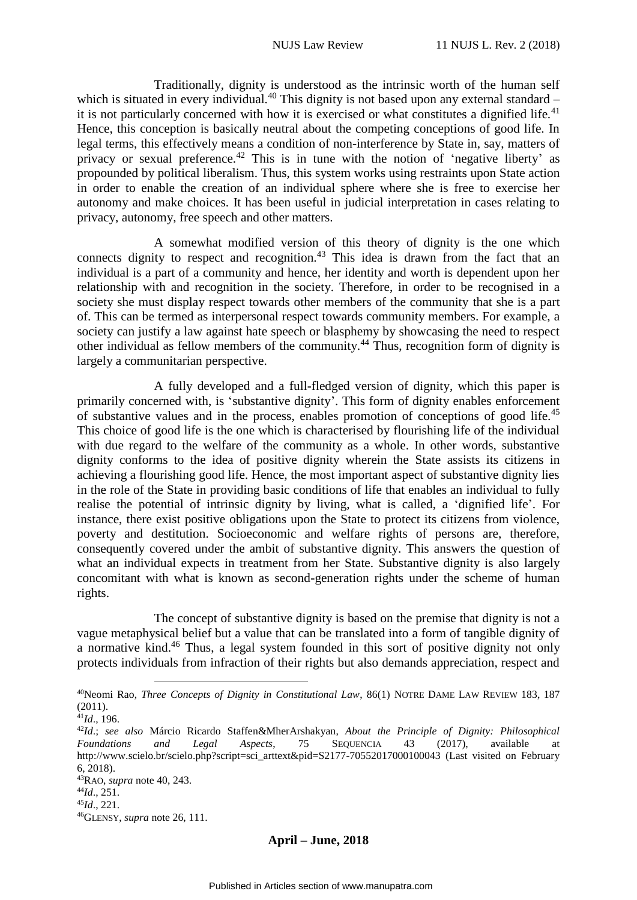Traditionally, dignity is understood as the intrinsic worth of the human self which is situated in every individual.[40] This dignity is not based upon any external standard – it is not particularly concerned with how it is exercised or what constitutes a dignified life.[41] Hence, this conception is basically neutral about the competing conceptions of good life. In legal terms, this effectively means a condition of non-interference by State in, say, matters of privacy or sexual preference.[42] This is in tune with the notion of 'negative liberty' as propounded by political liberalism. Thus, this system works using restraints upon State action in order to enable the creation of an individual sphere where she is free to exercise her autonomy and make choices. It has been useful in judicial interpretation in cases relating to privacy, autonomy, free speech and other matters.

A somewhat modified version of this theory of dignity is the one which connects dignity to respect and recognition.[43] This idea is drawn from the fact that an individual is a part of a community and hence, her identity and worth is dependent upon her relationship with and recognition in the society. Therefore, in order to be recognised in a society she must display respect towards other members of the community that she is a part of. This can be termed as interpersonal respect towards community members. For example, a society can justify a law against hate speech or blasphemy by showcasing the need to respect other individual as fellow members of the community.[44] Thus, recognition form of dignity is largely a communitarian perspective.

A fully developed and a full-fledged version of dignity, which this paper is primarily concerned with, is 'substantive dignity'. This form of dignity enables enforcement of substantive values and in the process, enables promotion of conceptions of good life.[45] This choice of good life is the one which is characterised by flourishing life of the individual with due regard to the welfare of the community as a whole. In other words, substantive dignity conforms to the idea of positive dignity wherein the State assists its citizens in achieving a flourishing good life. Hence, the most important aspect of substantive dignity lies in the role of the State in providing basic conditions of life that enables an individual to fully realise the potential of intrinsic dignity by living, what is called, a 'dignified life'. For instance, there exist positive obligations upon the State to protect its citizens from violence, poverty and destitution. Socioeconomic and welfare rights of persons are, therefore, consequently covered under the ambit of substantive dignity. This answers the question of what an individual expects in treatment from her State. Substantive dignity is also largely concomitant with what is known as second-generation rights under the scheme of human rights.

The concept of substantive dignity is based on the premise that dignity is not a vague metaphysical belief but a value that can be translated into a form of tangible dignity of a normative kind.[46] Thus, a legal system founded in this sort of positive dignity not only protects individuals from infraction of their rights but also demands appreciation, respect and

---

[40] Neomi Rao, *Three Concepts of Dignity in Constitutional Law*, 86(1) NOTRE DAME LAW REVIEW 183, 187 (2011).

[41] *Id*., 196.

[42] *Id*.; *see also* Márcio Ricardo Staffen&MherArshakyan, *About the Principle of Dignity: Philosophical Foundations and Legal Aspects*, 75 SEQUENCIA 43 (2017), available at http://www.scielo.br/scielo.php?script=sci_arttext&pid=S2177-70552017000100043 (Last visited on February 6, 2018).

[43] RAO, *supra* note 40, 243.

[44] *Id*., 251.

[45] *Id*., 221.

[46] GLENSY, *supra* note 26, 111.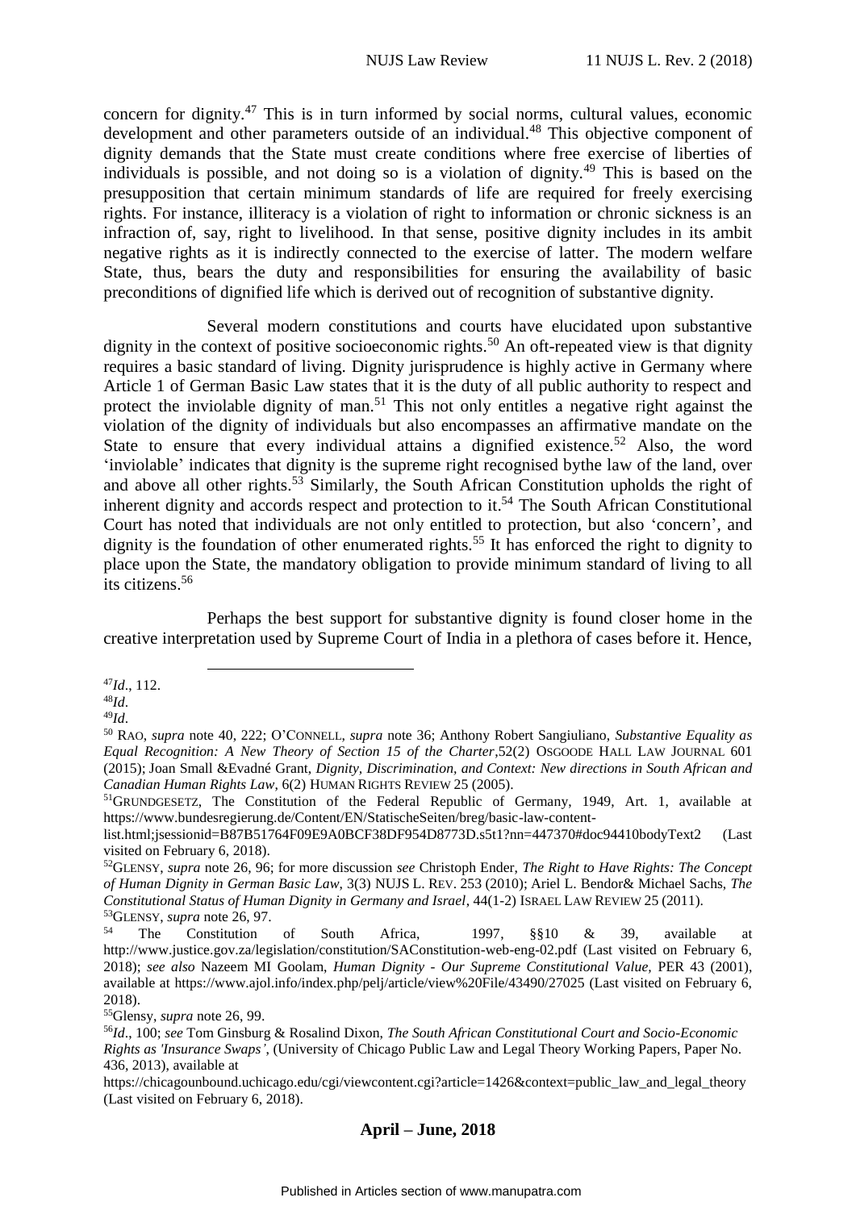concern for dignity.[47] This is in turn informed by social norms, cultural values, economic development and other parameters outside of an individual.[48] This objective component of dignity demands that the State must create conditions where free exercise of liberties of individuals is possible, and not doing so is a violation of dignity.[49] This is based on the presupposition that certain minimum standards of life are required for freely exercising rights. For instance, illiteracy is a violation of right to information or chronic sickness is an infraction of, say, right to livelihood. In that sense, positive dignity includes in its ambit negative rights as it is indirectly connected to the exercise of latter. The modern welfare State, thus, bears the duty and responsibilities for ensuring the availability of basic preconditions of dignified life which is derived out of recognition of substantive dignity.

Several modern constitutions and courts have elucidated upon substantive dignity in the context of positive socioeconomic rights.[50] An oft-repeated view is that dignity requires a basic standard of living. Dignity jurisprudence is highly active in Germany where Article 1 of German Basic Law states that it is the duty of all public authority to respect and protect the inviolable dignity of man.[51] This not only entitles a negative right against the violation of the dignity of individuals but also encompasses an affirmative mandate on the State to ensure that every individual attains a dignified existence.[52] Also, the word 'inviolable' indicates that dignity is the supreme right recognised bythe law of the land, over and above all other rights.[53] Similarly, the South African Constitution upholds the right of inherent dignity and accords respect and protection to it.[54] The South African Constitutional Court has noted that individuals are not only entitled to protection, but also 'concern', and dignity is the foundation of other enumerated rights.[55] It has enforced the right to dignity to place upon the State, the mandatory obligation to provide minimum standard of living to all its citizens.[56]

Perhaps the best support for substantive dignity is found closer home in the creative interpretation used by Supreme Court of India in a plethora of cases before it. Hence,

---

[47] *Id*., 112.

[48] *Id*.

[49] *Id*.

[50] RAO, *supra* note 40, 222; O'CONNELL, *supra* note 36; Anthony Robert Sangiuliano, *Substantive Equality as Equal Recognition: A New Theory of Section 15 of the Charter*,52(2) OSGOODE HALL LAW JOURNAL 601 (2015); Joan Small &Evadné Grant, *Dignity, Discrimination, and Context: New directions in South African and Canadian Human Rights Law*, 6(2) HUMAN RIGHTS REVIEW 25 (2005).

[51] GRUNDGESETZ, The Constitution of the Federal Republic of Germany, 1949, Art. 1, available at https://www.bundesregierung.de/Content/EN/StatischeSeiten/breg/basic-law-content-list.html;jsessionid=B87B51764F09E9A0BCF38DF954D8773D.s5t1?nn=447370#doc94410bodyText2 (Last visited on February 6, 2018).

[52] GLENSY, *supra* note 26, 96; for more discussion *see* Christoph Ender, *The Right to Have Rights: The Concept of Human Dignity in German Basic Law*, 3(3) NUJS L. REV. 253 (2010); Ariel L. Bendor& Michael Sachs, *The Constitutional Status of Human Dignity in Germany and Israel*, 44(1-2) ISRAEL LAW REVIEW 25 (2011).

[53] GLENSY, *supra* note 26, 97.

[54] The Constitution of South Africa, 1997, §§10 & 39, available at http://www.justice.gov.za/legislation/constitution/SAConstitution-web-eng-02.pdf (Last visited on February 6, 2018); *see also* Nazeem MI Goolam, *Human Dignity - Our Supreme Constitutional Value*, PER 43 (2001), available at https://www.ajol.info/index.php/pelj/article/view%20File/43490/27025 (Last visited on February 6, 2018).

[55] Glensy, *supra* note 26, 99.

[56] *Id*., 100; *see* Tom Ginsburg & Rosalind Dixon, *The South African Constitutional Court and Socio-Economic Rights as 'Insurance Swaps'*, (University of Chicago Public Law and Legal Theory Working Papers, Paper No. 436, 2013), available at https://chicagounbound.uchicago.edu/cgi/viewcontent.cgi?article=1426&context=public_law_and_legal_theory (Last visited on February 6, 2018).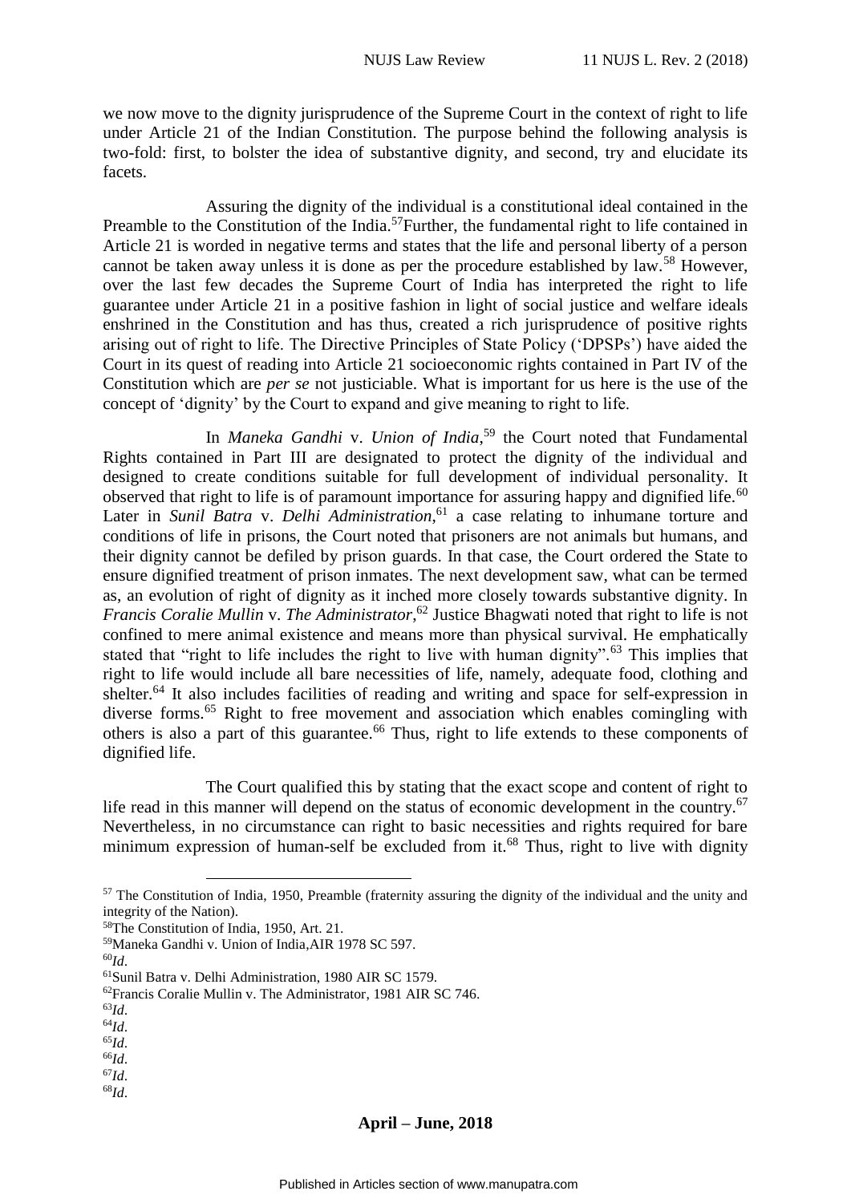we now move to the dignity jurisprudence of the Supreme Court in the context of right to life under Article 21 of the Indian Constitution. The purpose behind the following analysis is two-fold: first, to bolster the idea of substantive dignity, and second, try and elucidate its facets.

Assuring the dignity of the individual is a constitutional ideal contained in the Preamble to the Constitution of the India.[57]Further, the fundamental right to life contained in Article 21 is worded in negative terms and states that the life and personal liberty of a person cannot be taken away unless it is done as per the procedure established by law.[58] However, over the last few decades the Supreme Court of India has interpreted the right to life guarantee under Article 21 in a positive fashion in light of social justice and welfare ideals enshrined in the Constitution and has thus, created a rich jurisprudence of positive rights arising out of right to life. The Directive Principles of State Policy ('DPSPs') have aided the Court in its quest of reading into Article 21 socioeconomic rights contained in Part IV of the Constitution which are *per se* not justiciable. What is important for us here is the use of the concept of 'dignity' by the Court to expand and give meaning to right to life.

In *Maneka Gandhi* v. *Union of India*,[59] the Court noted that Fundamental Rights contained in Part III are designated to protect the dignity of the individual and designed to create conditions suitable for full development of individual personality. It observed that right to life is of paramount importance for assuring happy and dignified life.[60] Later in *Sunil Batra* v. *Delhi Administration*,[61] a case relating to inhumane torture and conditions of life in prisons, the Court noted that prisoners are not animals but humans, and their dignity cannot be defiled by prison guards. In that case, the Court ordered the State to ensure dignified treatment of prison inmates. The next development saw, what can be termed as, an evolution of right of dignity as it inched more closely towards substantive dignity. In *Francis Coralie Mullin* v. *The Administrator*,[62] Justice Bhagwati noted that right to life is not confined to mere animal existence and means more than physical survival. He emphatically stated that "right to life includes the right to live with human dignity".[63] This implies that right to life would include all bare necessities of life, namely, adequate food, clothing and shelter.[64] It also includes facilities of reading and writing and space for self-expression in diverse forms.[65] Right to free movement and association which enables comingling with others is also a part of this guarantee.[66] Thus, right to life extends to these components of dignified life.

The Court qualified this by stating that the exact scope and content of right to life read in this manner will depend on the status of economic development in the country.[67] Nevertheless, in no circumstance can right to basic necessities and rights required for bare minimum expression of human-self be excluded from it.[68] Thus, right to live with dignity

---

[57] The Constitution of India, 1950, Preamble (fraternity assuring the dignity of the individual and the unity and integrity of the Nation).

[58] The Constitution of India, 1950, Art. 21.

[59] Maneka Gandhi v. Union of India,AIR 1978 SC 597.

[60] *Id*.

[61] Sunil Batra v. Delhi Administration, 1980 AIR SC 1579.

[62] Francis Coralie Mullin v. The Administrator, 1981 AIR SC 746.

[63] *Id*.

[64] *Id*.

[65] *Id*.

[66] *Id*.

[67] *Id*.

[68] *Id*.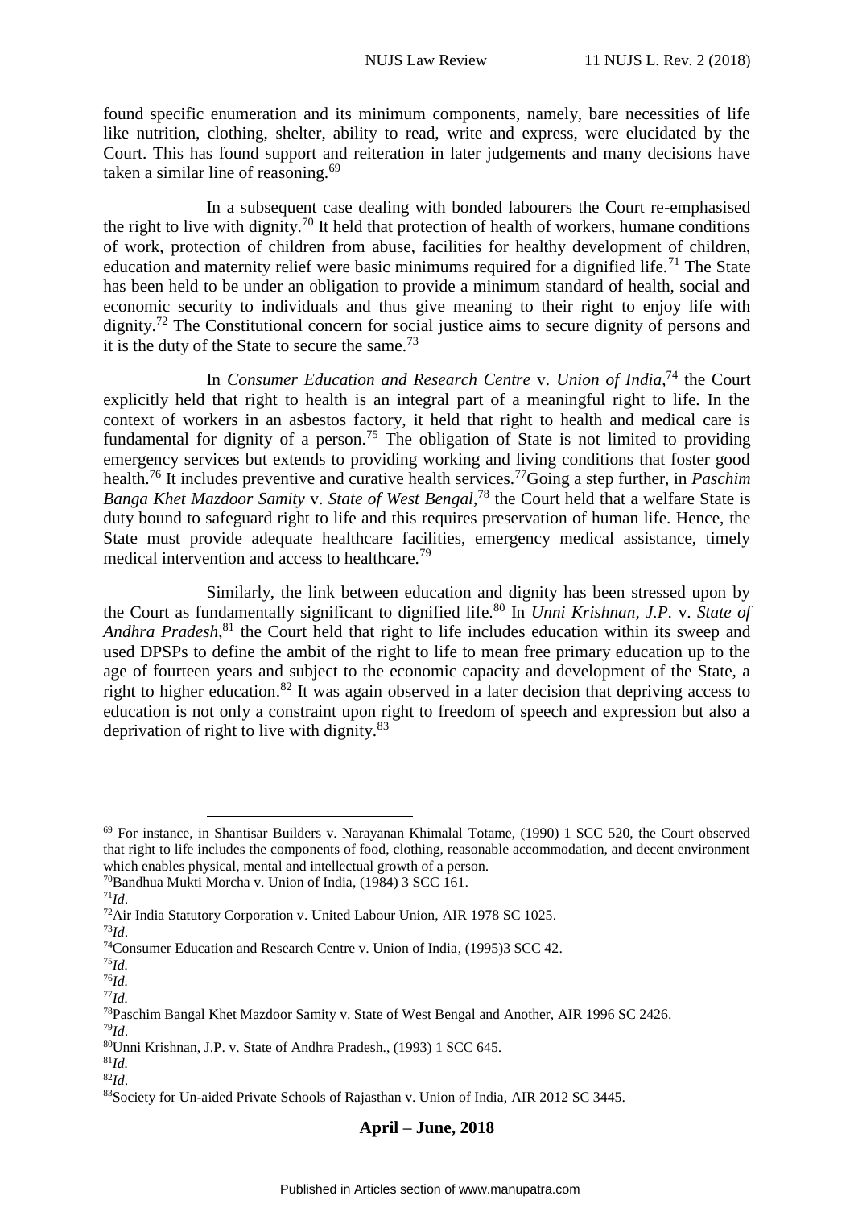found specific enumeration and its minimum components, namely, bare necessities of life like nutrition, clothing, shelter, ability to read, write and express, were elucidated by the Court. This has found support and reiteration in later judgements and many decisions have taken a similar line of reasoning.[69]

In a subsequent case dealing with bonded labourers the Court re-emphasised the right to live with dignity.[70] It held that protection of health of workers, humane conditions of work, protection of children from abuse, facilities for healthy development of children, education and maternity relief were basic minimums required for a dignified life.[71] The State has been held to be under an obligation to provide a minimum standard of health, social and economic security to individuals and thus give meaning to their right to enjoy life with dignity.[72] The Constitutional concern for social justice aims to secure dignity of persons and it is the duty of the State to secure the same.[73]

In *Consumer Education and Research Centre* v. *Union of India*,[74] the Court explicitly held that right to health is an integral part of a meaningful right to life. In the context of workers in an asbestos factory, it held that right to health and medical care is fundamental for dignity of a person.[75] The obligation of State is not limited to providing emergency services but extends to providing working and living conditions that foster good health.[76] It includes preventive and curative health services.[77]Going a step further, in *Paschim Banga Khet Mazdoor Samity* v. *State of West Bengal*,[78] the Court held that a welfare State is duty bound to safeguard right to life and this requires preservation of human life. Hence, the State must provide adequate healthcare facilities, emergency medical assistance, timely medical intervention and access to healthcare.[79]

Similarly, the link between education and dignity has been stressed upon by the Court as fundamentally significant to dignified life.[80] In *Unni Krishnan, J.P.* v. *State of Andhra Pradesh*,[81] the Court held that right to life includes education within its sweep and used DPSPs to define the ambit of the right to life to mean free primary education up to the age of fourteen years and subject to the economic capacity and development of the State, a right to higher education.[82] It was again observed in a later decision that depriving access to education is not only a constraint upon right to freedom of speech and expression but also a deprivation of right to live with dignity.[83]

---

[69] For instance, in Shantisar Builders v. Narayanan Khimalal Totame, (1990) 1 SCC 520, the Court observed that right to life includes the components of food, clothing, reasonable accommodation, and decent environment which enables physical, mental and intellectual growth of a person.

[70]Bandhua Mukti Morcha v. Union of India, (1984) 3 SCC 161.

[71]*Id*.

[72]Air India Statutory Corporation v. United Labour Union, AIR 1978 SC 1025.

[73]*Id*.

[74]Consumer Education and Research Centre v. Union of India, (1995)3 SCC 42.

[75]*Id.*

[76]*Id.*

[77]*Id.*

[78]Paschim Bangal Khet Mazdoor Samity v. State of West Bengal and Another, AIR 1996 SC 2426.

[79]*Id*.

[80]Unni Krishnan, J.P. v. State of Andhra Pradesh., (1993) 1 SCC 645.

[81]*Id.*

[82]*Id*.

[83]Society for Un-aided Private Schools of Rajasthan v. Union of India, AIR 2012 SC 3445.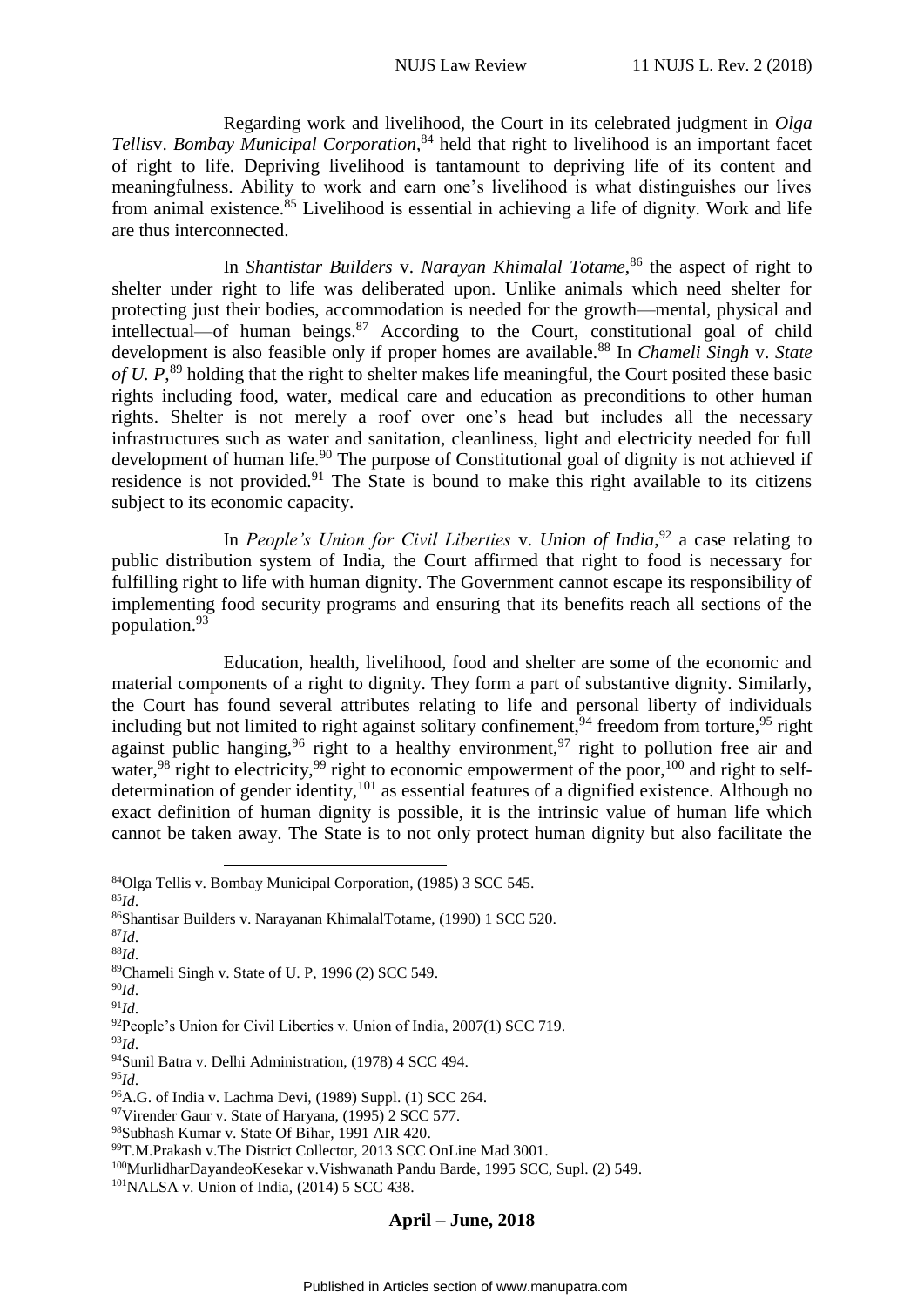Regarding work and livelihood, the Court in its celebrated judgment in *Olga Tellis*v. *Bombay Municipal Corporation*,[84] held that right to livelihood is an important facet of right to life. Depriving livelihood is tantamount to depriving life of its content and meaningfulness. Ability to work and earn one's livelihood is what distinguishes our lives from animal existence.[85] Livelihood is essential in achieving a life of dignity. Work and life are thus interconnected.

In *Shantistar Builders* v. *Narayan Khimalal Totame*,[86] the aspect of right to shelter under right to life was deliberated upon. Unlike animals which need shelter for protecting just their bodies, accommodation is needed for the growth—mental, physical and intellectual—of human beings.[87] According to the Court, constitutional goal of child development is also feasible only if proper homes are available.[88] In *Chameli Singh* v. *State of U. P*,[89] holding that the right to shelter makes life meaningful, the Court posited these basic rights including food, water, medical care and education as preconditions to other human rights. Shelter is not merely a roof over one's head but includes all the necessary infrastructures such as water and sanitation, cleanliness, light and electricity needed for full development of human life.[90] The purpose of Constitutional goal of dignity is not achieved if residence is not provided.[91] The State is bound to make this right available to its citizens subject to its economic capacity.

In *People's Union for Civil Liberties* v. *Union of India*,[92] a case relating to public distribution system of India, the Court affirmed that right to food is necessary for fulfilling right to life with human dignity. The Government cannot escape its responsibility of implementing food security programs and ensuring that its benefits reach all sections of the population.[93]

Education, health, livelihood, food and shelter are some of the economic and material components of a right to dignity. They form a part of substantive dignity. Similarly, the Court has found several attributes relating to life and personal liberty of individuals including but not limited to right against solitary confinement,[94] freedom from torture,[95] right against public hanging,[96] right to a healthy environment,[97] right to pollution free air and water,[98] right to electricity,[99] right to economic empowerment of the poor,[100] and right to self-determination of gender identity,[101] as essential features of a dignified existence. Although no exact definition of human dignity is possible, it is the intrinsic value of human life which cannot be taken away. The State is to not only protect human dignity but also facilitate the

---

[84] Olga Tellis v. Bombay Municipal Corporation, (1985) 3 SCC 545.

[85] *Id*.

[86] Shantisar Builders v. Narayanan KhimalalTotame, (1990) 1 SCC 520.

[87] *Id*.

[88] *Id*.

[89] Chameli Singh v. State of U. P, 1996 (2) SCC 549.

[90] *Id*.

[91] *Id*.

[92] People's Union for Civil Liberties v. Union of India, 2007(1) SCC 719.

[93] *Id*.

[94] Sunil Batra v. Delhi Administration, (1978) 4 SCC 494.

[95] *Id*.

[96] A.G. of India v. Lachma Devi, (1989) Suppl. (1) SCC 264.

[97] Virender Gaur v. State of Haryana, (1995) 2 SCC 577.

[98] Subhash Kumar v. State Of Bihar, 1991 AIR 420.

[99] T.M.Prakash v.The District Collector, 2013 SCC OnLine Mad 3001.

[100] MurlidharDayandeoKesekar v.Vishwanath Pandu Barde, 1995 SCC, Supl. (2) 549.

[101] NALSA v. Union of India, (2014) 5 SCC 438.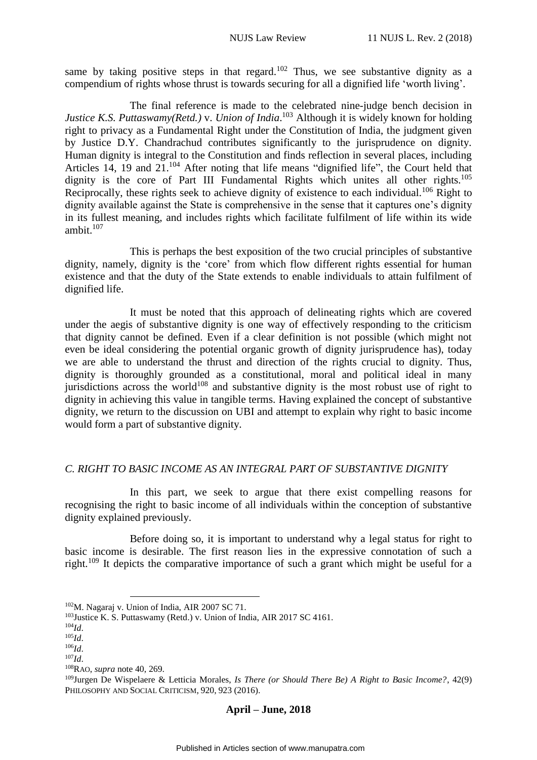same by taking positive steps in that regard.[102] Thus, we see substantive dignity as a compendium of rights whose thrust is towards securing for all a dignified life 'worth living'.

The final reference is made to the celebrated nine-judge bench decision in *Justice K.S. Puttaswamy(Retd.)* v. *Union of India*.[103] Although it is widely known for holding right to privacy as a Fundamental Right under the Constitution of India, the judgment given by Justice D.Y. Chandrachud contributes significantly to the jurisprudence on dignity. Human dignity is integral to the Constitution and finds reflection in several places, including Articles 14, 19 and 21.[104] After noting that life means "dignified life", the Court held that dignity is the core of Part III Fundamental Rights which unites all other rights.[105] Reciprocally, these rights seek to achieve dignity of existence to each individual.[106] Right to dignity available against the State is comprehensive in the sense that it captures one's dignity in its fullest meaning, and includes rights which facilitate fulfilment of life within its wide ambit.[107]

This is perhaps the best exposition of the two crucial principles of substantive dignity, namely, dignity is the 'core' from which flow different rights essential for human existence and that the duty of the State extends to enable individuals to attain fulfilment of dignified life.

It must be noted that this approach of delineating rights which are covered under the aegis of substantive dignity is one way of effectively responding to the criticism that dignity cannot be defined. Even if a clear definition is not possible (which might not even be ideal considering the potential organic growth of dignity jurisprudence has), today we are able to understand the thrust and direction of the rights crucial to dignity. Thus, dignity is thoroughly grounded as a constitutional, moral and political ideal in many jurisdictions across the world[108] and substantive dignity is the most robust use of right to dignity in achieving this value in tangible terms. Having explained the concept of substantive dignity, we return to the discussion on UBI and attempt to explain why right to basic income would form a part of substantive dignity.

### *C. RIGHT TO BASIC INCOME AS AN INTEGRAL PART OF SUBSTANTIVE DIGNITY*

In this part, we seek to argue that there exist compelling reasons for recognising the right to basic income of all individuals within the conception of substantive dignity explained previously.

Before doing so, it is important to understand why a legal status for right to basic income is desirable. The first reason lies in the expressive connotation of such a right.[109] It depicts the comparative importance of such a grant which might be useful for a

---

[102] M. Nagaraj v. Union of India, AIR 2007 SC 71.

[103] Justice K. S. Puttaswamy (Retd.) v. Union of India, AIR 2017 SC 4161.

[104] *Id*.

[105] *Id*.

[106] *Id*.

[107] *Id*.

[108] RAO, *supra* note 40, 269.

[109] Jurgen De Wispelaere & Letticia Morales, *Is There (or Should There Be) A Right to Basic Income?*, 42(9) PHILOSOPHY AND SOCIAL CRITICISM, 920, 923 (2016).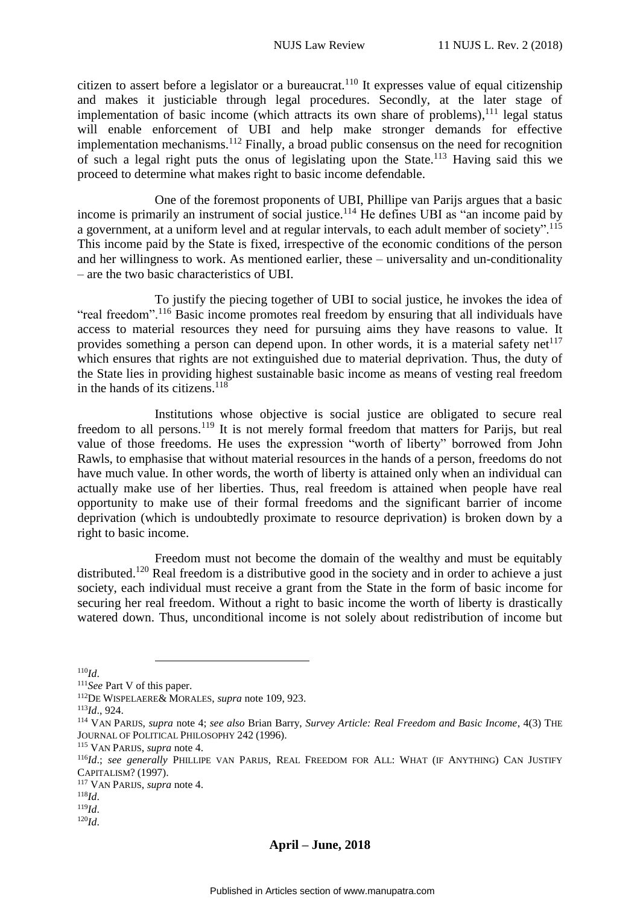citizen to assert before a legislator or a bureaucrat.[110] It expresses value of equal citizenship and makes it justiciable through legal procedures. Secondly, at the later stage of implementation of basic income (which attracts its own share of problems),[111] legal status will enable enforcement of UBI and help make stronger demands for effective implementation mechanisms.[112] Finally, a broad public consensus on the need for recognition of such a legal right puts the onus of legislating upon the State.[113] Having said this we proceed to determine what makes right to basic income defendable.

One of the foremost proponents of UBI, Phillipe van Parijs argues that a basic income is primarily an instrument of social justice.[114] He defines UBI as "an income paid by a government, at a uniform level and at regular intervals, to each adult member of society".[115] This income paid by the State is fixed, irrespective of the economic conditions of the person and her willingness to work. As mentioned earlier, these – universality and un-conditionality – are the two basic characteristics of UBI.

To justify the piecing together of UBI to social justice, he invokes the idea of "real freedom".[116] Basic income promotes real freedom by ensuring that all individuals have access to material resources they need for pursuing aims they have reasons to value. It provides something a person can depend upon. In other words, it is a material safety net[117] which ensures that rights are not extinguished due to material deprivation. Thus, the duty of the State lies in providing highest sustainable basic income as means of vesting real freedom in the hands of its citizens.[118]

Institutions whose objective is social justice are obligated to secure real freedom to all persons.[119] It is not merely formal freedom that matters for Parijs, but real value of those freedoms. He uses the expression "worth of liberty" borrowed from John Rawls, to emphasise that without material resources in the hands of a person, freedoms do not have much value. In other words, the worth of liberty is attained only when an individual can actually make use of her liberties. Thus, real freedom is attained when people have real opportunity to make use of their formal freedoms and the significant barrier of income deprivation (which is undoubtedly proximate to resource deprivation) is broken down by a right to basic income.

Freedom must not become the domain of the wealthy and must be equitably distributed.[120] Real freedom is a distributive good in the society and in order to achieve a just society, each individual must receive a grant from the State in the form of basic income for securing her real freedom. Without a right to basic income the worth of liberty is drastically watered down. Thus, unconditional income is not solely about redistribution of income but

---

[110] *Id*.

[111] *See* Part V of this paper.

[112] DE WISPELAERE& MORALES, *supra* note 109, 923.

[113] *Id*., 924.

[114] VAN PARIJS, *supra* note 4; *see also* Brian Barry, *Survey Article: Real Freedom and Basic Income*, 4(3) THE JOURNAL OF POLITICAL PHILOSOPHY 242 (1996).

[115] VAN PARIJS, *supra* note 4.

[116] *Id*.; *see generally* PHILLIPE VAN PARIJS, REAL FREEDOM FOR ALL: WHAT (IF ANYTHING) CAN JUSTIFY CAPITALISM? (1997).

[117] VAN PARIJS, *supra* note 4.

[118] *Id*.

[119] *Id*.

[120] *Id*.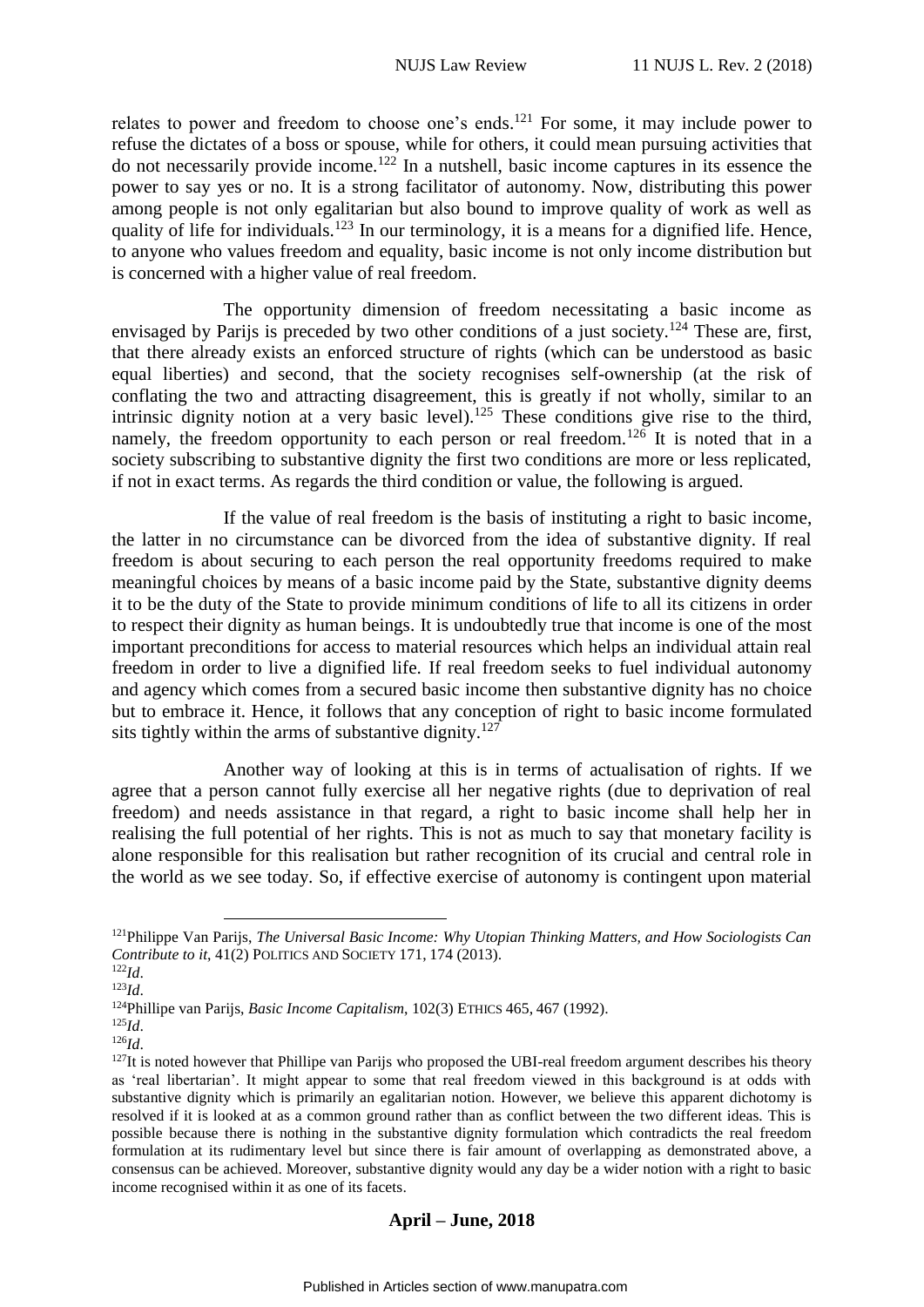relates to power and freedom to choose one's ends.[121] For some, it may include power to refuse the dictates of a boss or spouse, while for others, it could mean pursuing activities that do not necessarily provide income.[122] In a nutshell, basic income captures in its essence the power to say yes or no. It is a strong facilitator of autonomy. Now, distributing this power among people is not only egalitarian but also bound to improve quality of work as well as quality of life for individuals.[123] In our terminology, it is a means for a dignified life. Hence, to anyone who values freedom and equality, basic income is not only income distribution but is concerned with a higher value of real freedom.

The opportunity dimension of freedom necessitating a basic income as envisaged by Parijs is preceded by two other conditions of a just society.[124] These are, first, that there already exists an enforced structure of rights (which can be understood as basic equal liberties) and second, that the society recognises self-ownership (at the risk of conflating the two and attracting disagreement, this is greatly if not wholly, similar to an intrinsic dignity notion at a very basic level).[125] These conditions give rise to the third, namely, the freedom opportunity to each person or real freedom.[126] It is noted that in a society subscribing to substantive dignity the first two conditions are more or less replicated, if not in exact terms. As regards the third condition or value, the following is argued.

If the value of real freedom is the basis of instituting a right to basic income, the latter in no circumstance can be divorced from the idea of substantive dignity. If real freedom is about securing to each person the real opportunity freedoms required to make meaningful choices by means of a basic income paid by the State, substantive dignity deems it to be the duty of the State to provide minimum conditions of life to all its citizens in order to respect their dignity as human beings. It is undoubtedly true that income is one of the most important preconditions for access to material resources which helps an individual attain real freedom in order to live a dignified life. If real freedom seeks to fuel individual autonomy and agency which comes from a secured basic income then substantive dignity has no choice but to embrace it. Hence, it follows that any conception of right to basic income formulated sits tightly within the arms of substantive dignity.[127]

Another way of looking at this is in terms of actualisation of rights. If we agree that a person cannot fully exercise all her negative rights (due to deprivation of real freedom) and needs assistance in that regard, a right to basic income shall help her in realising the full potential of her rights. This is not as much to say that monetary facility is alone responsible for this realisation but rather recognition of its crucial and central role in the world as we see today. So, if effective exercise of autonomy is contingent upon material

---

[121] Philippe Van Parijs, *The Universal Basic Income: Why Utopian Thinking Matters, and How Sociologists Can Contribute to it*, 41(2) POLITICS AND SOCIETY 171, 174 (2013).

[122] *Id*.

[123] *Id*.

[124] Phillipe van Parijs, *Basic Income Capitalism*, 102(3) ETHICS 465, 467 (1992).

[125] *Id*.

[126] *Id*.

[127] It is noted however that Phillipe van Parijs who proposed the UBI-real freedom argument describes his theory as 'real libertarian'. It might appear to some that real freedom viewed in this background is at odds with substantive dignity which is primarily an egalitarian notion. However, we believe this apparent dichotomy is resolved if it is looked at as a common ground rather than as conflict between the two different ideas. This is possible because there is nothing in the substantive dignity formulation which contradicts the real freedom formulation at its rudimentary level but since there is fair amount of overlapping as demonstrated above, a consensus can be achieved. Moreover, substantive dignity would any day be a wider notion with a right to basic income recognised within it as one of its facets.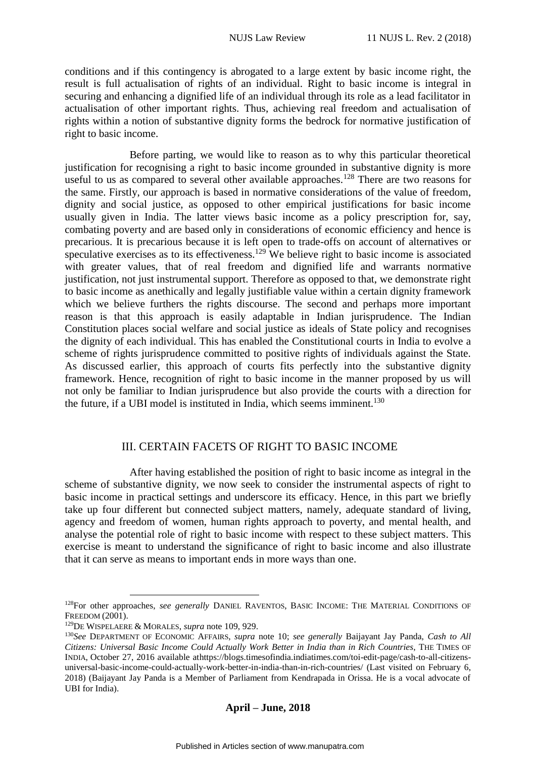conditions and if this contingency is abrogated to a large extent by basic income right, the result is full actualisation of rights of an individual. Right to basic income is integral in securing and enhancing a dignified life of an individual through its role as a lead facilitator in actualisation of other important rights. Thus, achieving real freedom and actualisation of rights within a notion of substantive dignity forms the bedrock for normative justification of right to basic income.

Before parting, we would like to reason as to why this particular theoretical justification for recognising a right to basic income grounded in substantive dignity is more useful to us as compared to several other available approaches.[128] There are two reasons for the same. Firstly, our approach is based in normative considerations of the value of freedom, dignity and social justice, as opposed to other empirical justifications for basic income usually given in India. The latter views basic income as a policy prescription for, say, combating poverty and are based only in considerations of economic efficiency and hence is precarious. It is precarious because it is left open to trade-offs on account of alternatives or speculative exercises as to its effectiveness.[129] We believe right to basic income is associated with greater values, that of real freedom and dignified life and warrants normative justification, not just instrumental support. Therefore as opposed to that, we demonstrate right to basic income as anethically and legally justifiable value within a certain dignity framework which we believe furthers the rights discourse. The second and perhaps more important reason is that this approach is easily adaptable in Indian jurisprudence. The Indian Constitution places social welfare and social justice as ideals of State policy and recognises the dignity of each individual. This has enabled the Constitutional courts in India to evolve a scheme of rights jurisprudence committed to positive rights of individuals against the State. As discussed earlier, this approach of courts fits perfectly into the substantive dignity framework. Hence, recognition of right to basic income in the manner proposed by us will not only be familiar to Indian jurisprudence but also provide the courts with a direction for the future, if a UBI model is instituted in India, which seems imminent.[130]

## III. CERTAIN FACETS OF RIGHT TO BASIC INCOME

After having established the position of right to basic income as integral in the scheme of substantive dignity, we now seek to consider the instrumental aspects of right to basic income in practical settings and underscore its efficacy. Hence, in this part we briefly take up four different but connected subject matters, namely, adequate standard of living, agency and freedom of women, human rights approach to poverty, and mental health, and analyse the potential role of right to basic income with respect to these subject matters. This exercise is meant to understand the significance of right to basic income and also illustrate that it can serve as means to important ends in more ways than one.

---

[128] For other approaches, *see generally* DANIEL RAVENTOS, BASIC INCOME: THE MATERIAL CONDITIONS OF FREEDOM (2001).

[129] DE WISPELAERE & MORALES, *supra* note 109, 929.

[130] *See* DEPARTMENT OF ECONOMIC AFFAIRS, *supra* note 10; *see generally* Baijayant Jay Panda, *Cash to All Citizens: Universal Basic Income Could Actually Work Better in India than in Rich Countries*, THE TIMES OF INDIA, October 27, 2016 available athttps://blogs.timesofindia.indiatimes.com/toi-edit-page/cash-to-all-citizens-universal-basic-income-could-actually-work-better-in-india-than-in-rich-countries/ (Last visited on February 6, 2018) (Baijayant Jay Panda is a Member of Parliament from Kendrapada in Orissa. He is a vocal advocate of UBI for India).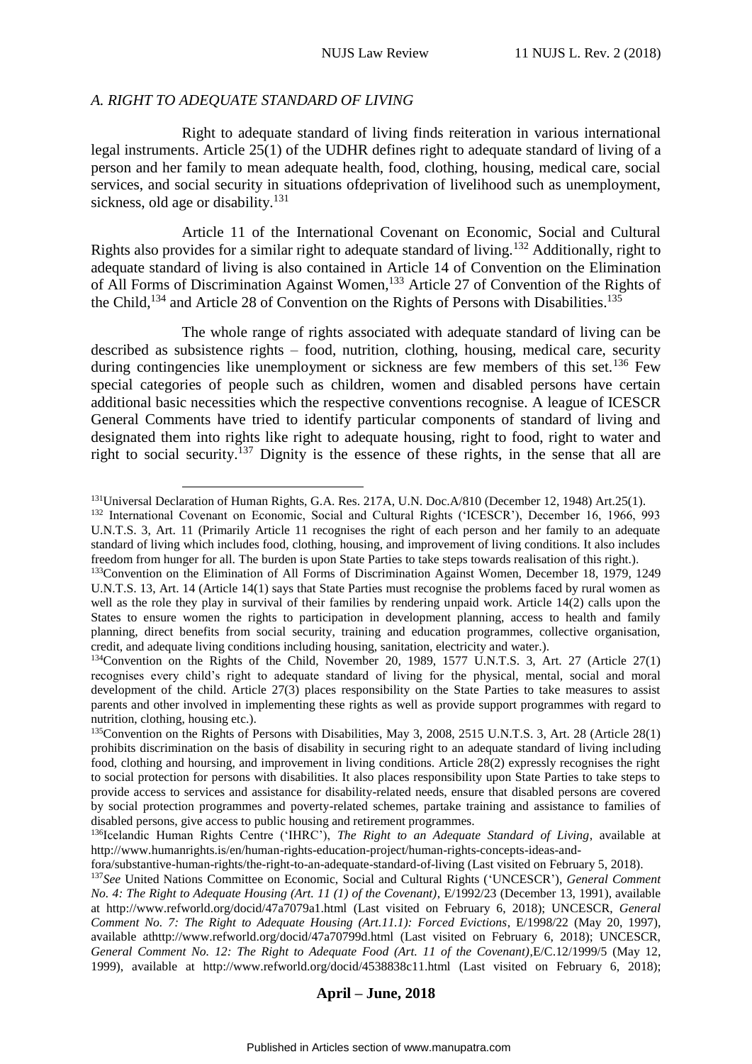*A. RIGHT TO ADEQUATE STANDARD OF LIVING*

Right to adequate standard of living finds reiteration in various international legal instruments. Article 25(1) of the UDHR defines right to adequate standard of living of a person and her family to mean adequate health, food, clothing, housing, medical care, social services, and social security in situations ofdeprivation of livelihood such as unemployment, sickness, old age or disability.[131]

Article 11 of the International Covenant on Economic, Social and Cultural Rights also provides for a similar right to adequate standard of living.[132] Additionally, right to adequate standard of living is also contained in Article 14 of Convention on the Elimination of All Forms of Discrimination Against Women,[133] Article 27 of Convention of the Rights of the Child,[134] and Article 28 of Convention on the Rights of Persons with Disabilities.[135]

The whole range of rights associated with adequate standard of living can be described as subsistence rights – food, nutrition, clothing, housing, medical care, security during contingencies like unemployment or sickness are few members of this set.[136] Few special categories of people such as children, women and disabled persons have certain additional basic necessities which the respective conventions recognise. A league of ICESCR General Comments have tried to identify particular components of standard of living and designated them into rights like right to adequate housing, right to food, right to water and right to social security.[137] Dignity is the essence of these rights, in the sense that all are

---

[131]Universal Declaration of Human Rights, G.A. Res. 217A, U.N. Doc.A/810 (December 12, 1948) Art.25(1).

[132] International Covenant on Economic, Social and Cultural Rights ('ICESCR'), December 16, 1966, 993 U.N.T.S. 3, Art. 11 (Primarily Article 11 recognises the right of each person and her family to an adequate standard of living which includes food, clothing, housing, and improvement of living conditions. It also includes freedom from hunger for all. The burden is upon State Parties to take steps towards realisation of this right.).

[133]Convention on the Elimination of All Forms of Discrimination Against Women, December 18, 1979, 1249 U.N.T.S. 13, Art. 14 (Article 14(1) says that State Parties must recognise the problems faced by rural women as well as the role they play in survival of their families by rendering unpaid work. Article 14(2) calls upon the States to ensure women the rights to participation in development planning, access to health and family planning, direct benefits from social security, training and education programmes, collective organisation, credit, and adequate living conditions including housing, sanitation, electricity and water.).

[134]Convention on the Rights of the Child, November 20, 1989, 1577 U.N.T.S. 3, Art. 27 (Article 27(1) recognises every child's right to adequate standard of living for the physical, mental, social and moral development of the child. Article 27(3) places responsibility on the State Parties to take measures to assist parents and other involved in implementing these rights as well as provide support programmes with regard to nutrition, clothing, housing etc.).

[135]Convention on the Rights of Persons with Disabilities, May 3, 2008, 2515 U.N.T.S. 3, Art. 28 (Article 28(1) prohibits discrimination on the basis of disability in securing right to an adequate standard of living including food, clothing and hoursing, and improvement in living conditions. Article 28(2) expressly recognises the right to social protection for persons with disabilities. It also places responsibility upon State Parties to take steps to provide access to services and assistance for disability-related needs, ensure that disabled persons are covered by social protection programmes and poverty-related schemes, partake training and assistance to families of disabled persons, give access to public housing and retirement programmes.

[136]Icelandic Human Rights Centre ('IHRC'), *The Right to an Adequate Standard of Living*, available at http://www.humanrights.is/en/human-rights-education-project/human-rights-concepts-ideas-and-fora/substantive-human-rights/the-right-to-an-adequate-standard-of-living (Last visited on February 5, 2018).

[137]*See* United Nations Committee on Economic, Social and Cultural Rights ('UNCESCR'), *General Comment No. 4: The Right to Adequate Housing (Art. 11 (1) of the Covenant)*, E/1992/23 (December 13, 1991), available at http://www.refworld.org/docid/47a7079a1.html (Last visited on February 6, 2018); UNCESCR, *General Comment No. 7: The Right to Adequate Housing (Art.11.1): Forced Evictions*, E/1998/22 (May 20, 1997), available athttp://www.refworld.org/docid/47a70799d.html (Last visited on February 6, 2018); UNCESCR, *General Comment No. 12: The Right to Adequate Food (Art. 11 of the Covenant)*,E/C.12/1999/5 (May 12, 1999), available at http://www.refworld.org/docid/4538838c11.html (Last visited on February 6, 2018);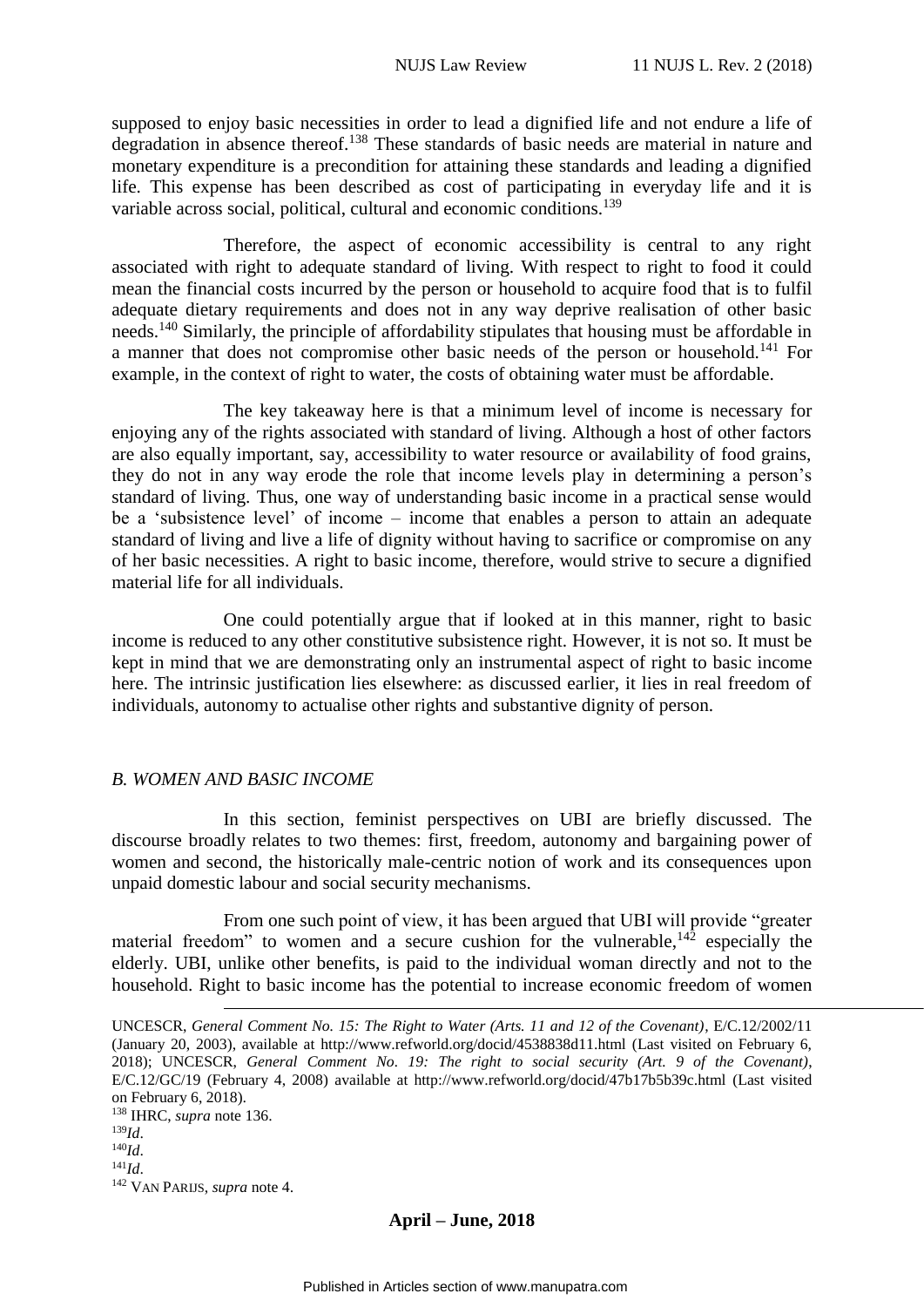supposed to enjoy basic necessities in order to lead a dignified life and not endure a life of degradation in absence thereof.[138] These standards of basic needs are material in nature and monetary expenditure is a precondition for attaining these standards and leading a dignified life. This expense has been described as cost of participating in everyday life and it is variable across social, political, cultural and economic conditions.[139]

Therefore, the aspect of economic accessibility is central to any right associated with right to adequate standard of living. With respect to right to food it could mean the financial costs incurred by the person or household to acquire food that is to fulfil adequate dietary requirements and does not in any way deprive realisation of other basic needs.[140] Similarly, the principle of affordability stipulates that housing must be affordable in a manner that does not compromise other basic needs of the person or household.[141] For example, in the context of right to water, the costs of obtaining water must be affordable.

The key takeaway here is that a minimum level of income is necessary for enjoying any of the rights associated with standard of living. Although a host of other factors are also equally important, say, accessibility to water resource or availability of food grains, they do not in any way erode the role that income levels play in determining a person's standard of living. Thus, one way of understanding basic income in a practical sense would be a 'subsistence level' of income – income that enables a person to attain an adequate standard of living and live a life of dignity without having to sacrifice or compromise on any of her basic necessities. A right to basic income, therefore, would strive to secure a dignified material life for all individuals.

One could potentially argue that if looked at in this manner, right to basic income is reduced to any other constitutive subsistence right. However, it is not so. It must be kept in mind that we are demonstrating only an instrumental aspect of right to basic income here. The intrinsic justification lies elsewhere: as discussed earlier, it lies in real freedom of individuals, autonomy to actualise other rights and substantive dignity of person.

### *B. WOMEN AND BASIC INCOME*

In this section, feminist perspectives on UBI are briefly discussed. The discourse broadly relates to two themes: first, freedom, autonomy and bargaining power of women and second, the historically male-centric notion of work and its consequences upon unpaid domestic labour and social security mechanisms.

From one such point of view, it has been argued that UBI will provide "greater material freedom" to women and a secure cushion for the vulnerable,[142] especially the elderly. UBI, unlike other benefits, is paid to the individual woman directly and not to the household. Right to basic income has the potential to increase economic freedom of women

---

UNCESCR, *General Comment No. 15: The Right to Water (Arts. 11 and 12 of the Covenant)*, E/C.12/2002/11 (January 20, 2003), available at http://www.refworld.org/docid/4538838d11.html (Last visited on February 6, 2018); UNCESCR, *General Comment No. 19: The right to social security (Art. 9 of the Covenant)*, E/C.12/GC/19 (February 4, 2008) available at http://www.refworld.org/docid/47b17b5b39c.html (Last visited on February 6, 2018).

[138] IHRC, *supra* note 136.

[139] *Id*.

[140] *Id*.

[141] *Id*.

[142] VAN PARIJS, *supra* note 4.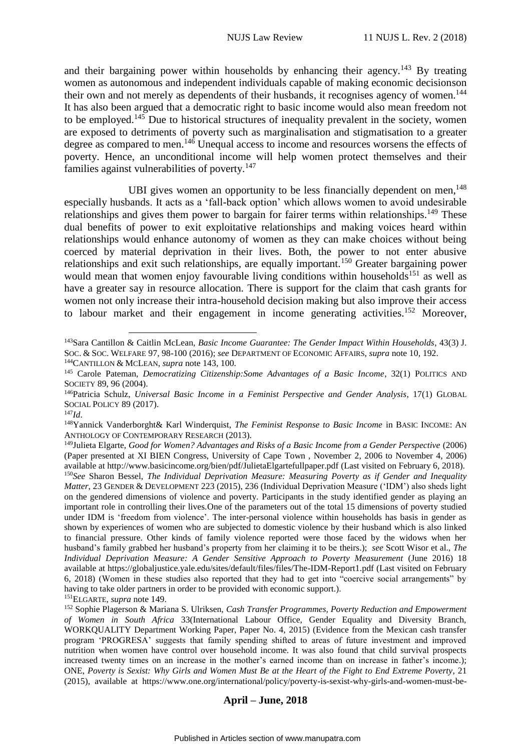and their bargaining power within households by enhancing their agency.[143] By treating women as autonomous and independent individuals capable of making economic decisionson their own and not merely as dependents of their husbands, it recognises agency of women.[144] It has also been argued that a democratic right to basic income would also mean freedom not to be employed.[145] Due to historical structures of inequality prevalent in the society, women are exposed to detriments of poverty such as marginalisation and stigmatisation to a greater degree as compared to men.[146] Unequal access to income and resources worsens the effects of poverty. Hence, an unconditional income will help women protect themselves and their families against vulnerabilities of poverty.[147]

UBI gives women an opportunity to be less financially dependent on men,[148] especially husbands. It acts as a 'fall-back option' which allows women to avoid undesirable relationships and gives them power to bargain for fairer terms within relationships.[149] These dual benefits of power to exit exploitative relationships and making voices heard within relationships would enhance autonomy of women as they can make choices without being coerced by material deprivation in their lives. Both, the power to not enter abusive relationships and exit such relationships, are equally important.[150] Greater bargaining power would mean that women enjoy favourable living conditions within households[151] as well as have a greater say in resource allocation. There is support for the claim that cash grants for women not only increase their intra-household decision making but also improve their access to labour market and their engagement in income generating activities.[152] Moreover,

---

[143] Sara Cantillon & Caitlin McLean, *Basic Income Guarantee: The Gender Impact Within Households*, 43(3) J. SOC. & SOC. WELFARE 97, 98-100 (2016); *see* DEPARTMENT OF ECONOMIC AFFAIRS, *supra* note 10, 192.

[144] CANTILLON & MCLEAN, *supra* note 143, 100.

[145] Carole Pateman, *Democratizing Citizenship:Some Advantages of a Basic Income*, 32(1) POLITICS AND SOCIETY 89, 96 (2004).

[146] Patricia Schulz, *Universal Basic Income in a Feminist Perspective and Gender Analysis*, 17(1) GLOBAL SOCIAL POLICY 89 (2017).

[147] *Id*.

[148] Yannick Vanderborght& Karl Winderquist, *The Feminist Response to Basic Income* in BASIC INCOME: AN ANTHOLOGY OF CONTEMPORARY RESEARCH (2013).

[149] Julieta Elgarte, *Good for Women? Advantages and Risks of a Basic Income from a Gender Perspective* (2006) (Paper presented at XI BIEN Congress, University of Cape Town , November 2, 2006 to November 4, 2006) available at http://www.basicincome.org/bien/pdf/JulietaElgartefullpaper.pdf (Last visited on February 6, 2018).

[150] *See* Sharon Bessel, *The Individual Deprivation Measure: Measuring Poverty as if Gender and Inequality Matter*, 23 GENDER & DEVELOPMENT 223 (2015), 236 (Individual Deprivation Measure ('IDM') also sheds light on the gendered dimensions of violence and poverty. Participants in the study identified gender as playing an important role in controlling their lives.One of the parameters out of the total 15 dimensions of poverty studied under IDM is 'freedom from violence'. The inter-personal violence within households has basis in gender as shown by experiences of women who are subjected to domestic violence by their husband which is also linked to financial pressure. Other kinds of family violence reported were those faced by the widows when her husband's family grabbed her husband's property from her claiming it to be theirs.); *see* Scott Wisor et al., *The Individual Deprivation Measure: A Gender Sensitive Approach to Poverty Measurement* (June 2016) 18 available at https://globaljustice.yale.edu/sites/default/files/files/The-IDM-Report1.pdf (Last visited on February 6, 2018) (Women in these studies also reported that they had to get into "coercive social arrangements" by having to take older partners in order to be provided with economic support.).

[151] ELGARTE, *supra* note 149.

[152] Sophie Plagerson & Mariana S. Ulriksen, *Cash Transfer Programmes, Poverty Reduction and Empowerment of Women in South Africa* 33(International Labour Office, Gender Equality and Diversity Branch, WORKQUALITY Department Working Paper, Paper No. 4, 2015) (Evidence from the Mexican cash transfer program 'PROGRESA' suggests that family spending shifted to areas of future investment and improved nutrition when women have control over household income. It was also found that child survival prospects increased twenty times on an increase in the mother's earned income than on increase in father's income.); ONE, *Poverty is Sexist: Why Girls and Women Must Be at the Heart of the Fight to End Extreme Poverty*, 21 (2015), available at https://www.one.org/international/policy/poverty-is-sexist-why-girls-and-women-must-be-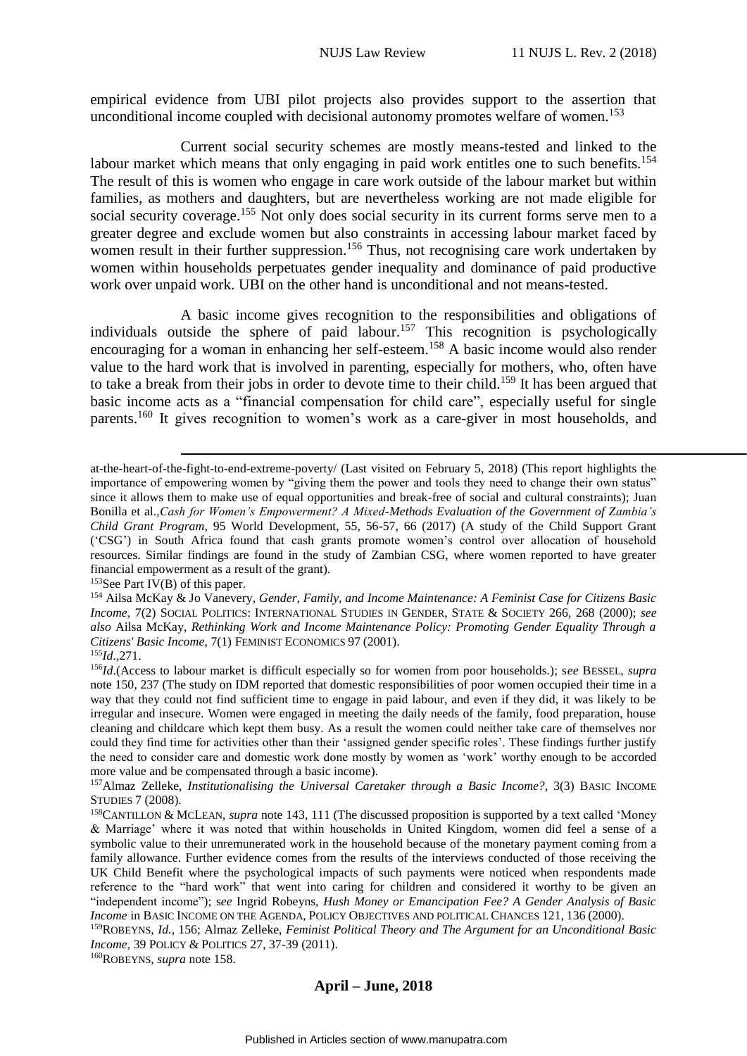empirical evidence from UBI pilot projects also provides support to the assertion that unconditional income coupled with decisional autonomy promotes welfare of women.[153]

Current social security schemes are mostly means-tested and linked to the labour market which means that only engaging in paid work entitles one to such benefits.[154] The result of this is women who engage in care work outside of the labour market but within families, as mothers and daughters, but are nevertheless working are not made eligible for social security coverage.[155] Not only does social security in its current forms serve men to a greater degree and exclude women but also constraints in accessing labour market faced by women result in their further suppression.[156] Thus, not recognising care work undertaken by women within households perpetuates gender inequality and dominance of paid productive work over unpaid work. UBI on the other hand is unconditional and not means-tested.

A basic income gives recognition to the responsibilities and obligations of individuals outside the sphere of paid labour.[157] This recognition is psychologically encouraging for a woman in enhancing her self-esteem.[158] A basic income would also render value to the hard work that is involved in parenting, especially for mothers, who, often have to take a break from their jobs in order to devote time to their child.[159] It has been argued that basic income acts as a "financial compensation for child care", especially useful for single parents.[160] It gives recognition to women's work as a care-giver in most households, and

---

at-the-heart-of-the-fight-to-end-extreme-poverty/ (Last visited on February 5, 2018) (This report highlights the importance of empowering women by "giving them the power and tools they need to change their own status" since it allows them to make use of equal opportunities and break-free of social and cultural constraints); Juan Bonilla et al.,*Cash for Women's Empowerment? A Mixed-Methods Evaluation of the Government of Zambia's Child Grant Program*, 95 World Development, 55, 56-57, 66 (2017) (A study of the Child Support Grant ('CSG') in South Africa found that cash grants promote women's control over allocation of household resources. Similar findings are found in the study of Zambian CSG, where women reported to have greater financial empowerment as a result of the grant).

[153]See Part IV(B) of this paper.

[154] Ailsa McKay & Jo Vanevery, *Gender, Family, and Income Maintenance: A Feminist Case for Citizens Basic Income*, 7(2) SOCIAL POLITICS: INTERNATIONAL STUDIES IN GENDER, STATE & SOCIETY 266, 268 (2000); *see also* Ailsa McKay, *Rethinking Work and Income Maintenance Policy: Promoting Gender Equality Through a Citizens' Basic Income*, 7(1) FEMINIST ECONOMICS 97 (2001).

[155]*Id*.,271.

[156]*Id*.(Access to labour market is difficult especially so for women from poor households.); s*ee* BESSEL, *supra* note 150, 237 (The study on IDM reported that domestic responsibilities of poor women occupied their time in a way that they could not find sufficient time to engage in paid labour, and even if they did, it was likely to be irregular and insecure. Women were engaged in meeting the daily needs of the family, food preparation, house cleaning and childcare which kept them busy. As a result the women could neither take care of themselves nor could they find time for activities other than their 'assigned gender specific roles'. These findings further justify the need to consider care and domestic work done mostly by women as 'work' worthy enough to be accorded more value and be compensated through a basic income).

[157]Almaz Zelleke, *Institutionalising the Universal Caretaker through a Basic Income?*, 3(3) BASIC INCOME STUDIES 7 (2008).

[158]CANTILLON & MCLEAN, *supra* note 143, 111 (The discussed proposition is supported by a text called 'Money & Marriage' where it was noted that within households in United Kingdom, women did feel a sense of a symbolic value to their unremunerated work in the household because of the monetary payment coming from a family allowance. Further evidence comes from the results of the interviews conducted of those receiving the UK Child Benefit where the psychological impacts of such payments were noticed when respondents made reference to the "hard work" that went into caring for children and considered it worthy to be given an "independent income"); s*ee* Ingrid Robeyns, *Hush Money or Emancipation Fee? A Gender Analysis of Basic Income* in BASIC INCOME ON THE AGENDA, POLICY OBJECTIVES AND POLITICAL CHANCES 121, 136 (2000).

[159]ROBEYNS, *Id.*, 156; Almaz Zelleke, *Feminist Political Theory and The Argument for an Unconditional Basic Income*, 39 POLICY & POLITICS 27, 37-39 (2011).

[160]ROBEYNS, *supra* note 158.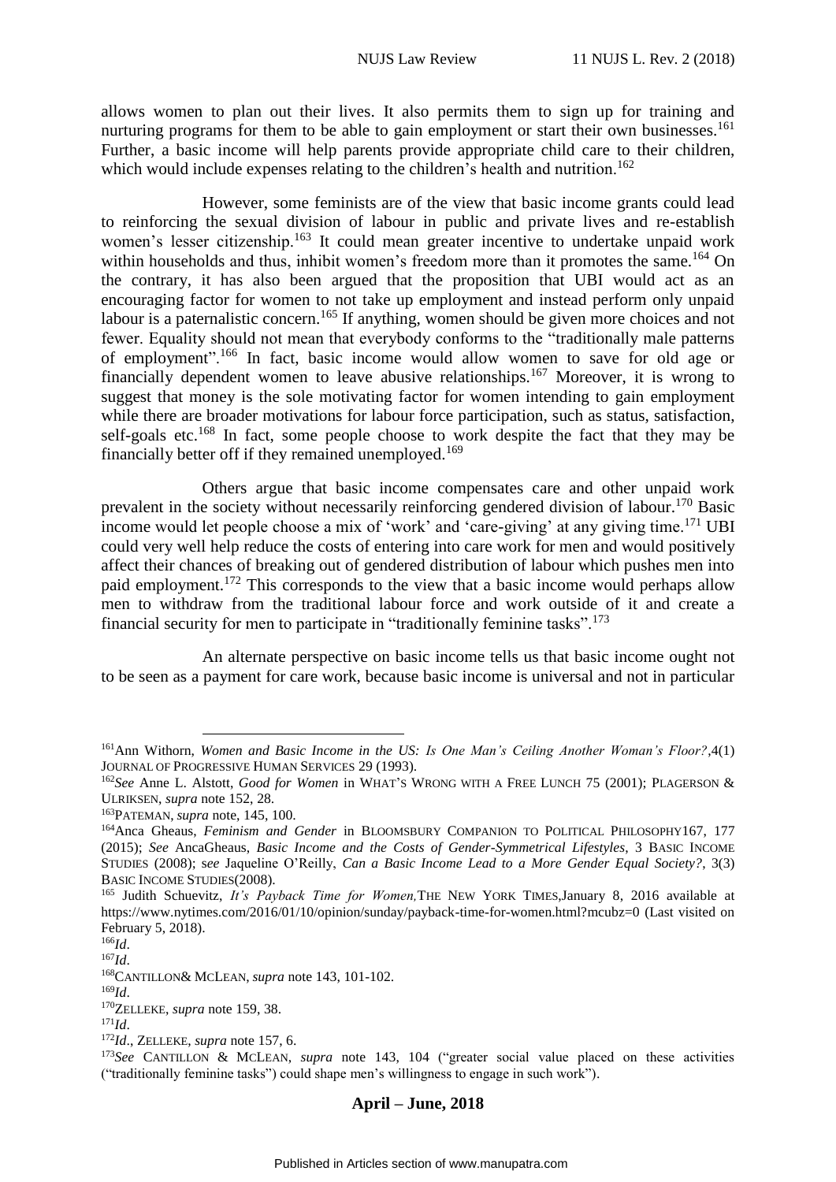allows women to plan out their lives. It also permits them to sign up for training and nurturing programs for them to be able to gain employment or start their own businesses.[161] Further, a basic income will help parents provide appropriate child care to their children, which would include expenses relating to the children's health and nutrition.[162]

However, some feminists are of the view that basic income grants could lead to reinforcing the sexual division of labour in public and private lives and re-establish women's lesser citizenship.[163] It could mean greater incentive to undertake unpaid work within households and thus, inhibit women's freedom more than it promotes the same.[164] On the contrary, it has also been argued that the proposition that UBI would act as an encouraging factor for women to not take up employment and instead perform only unpaid labour is a paternalistic concern.[165] If anything, women should be given more choices and not fewer. Equality should not mean that everybody conforms to the "traditionally male patterns of employment".[166] In fact, basic income would allow women to save for old age or financially dependent women to leave abusive relationships.[167] Moreover, it is wrong to suggest that money is the sole motivating factor for women intending to gain employment while there are broader motivations for labour force participation, such as status, satisfaction, self-goals etc.[168] In fact, some people choose to work despite the fact that they may be financially better off if they remained unemployed.[169]

Others argue that basic income compensates care and other unpaid work prevalent in the society without necessarily reinforcing gendered division of labour.[170] Basic income would let people choose a mix of 'work' and 'care-giving' at any giving time.[171] UBI could very well help reduce the costs of entering into care work for men and would positively affect their chances of breaking out of gendered distribution of labour which pushes men into paid employment.[172] This corresponds to the view that a basic income would perhaps allow men to withdraw from the traditional labour force and work outside of it and create a financial security for men to participate in "traditionally feminine tasks".[173]

An alternate perspective on basic income tells us that basic income ought not to be seen as a payment for care work, because basic income is universal and not in particular

---

[161] Ann Withorn, *Women and Basic Income in the US: Is One Man's Ceiling Another Woman's Floor?*,4(1) JOURNAL OF PROGRESSIVE HUMAN SERVICES 29 (1993).

[162] *See* Anne L. Alstott, *Good for Women* in WHAT'S WRONG WITH A FREE LUNCH 75 (2001); PLAGERSON & ULRIKSEN, *supra* note 152, 28.

[163] PATEMAN, *supra* note, 145, 100.

[164] Anca Gheaus, *Feminism and Gender* in BLOOMSBURY COMPANION TO POLITICAL PHILOSOPHY167, 177 (2015); *See* AncaGheaus, *Basic Income and the Costs of Gender-Symmetrical Lifestyles*, 3 BASIC INCOME STUDIES (2008); s*ee* Jaqueline O'Reilly, *Can a Basic Income Lead to a More Gender Equal Society?*, 3(3) BASIC INCOME STUDIES(2008).

[165] Judith Schuevitz, *It's Payback Time for Women,*THE NEW YORK TIMES,January 8, 2016 available at https://www.nytimes.com/2016/01/10/opinion/sunday/payback-time-for-women.html?mcubz=0 (Last visited on February 5, 2018).

[166] *Id*.

[167] *Id*.

[168] CANTILLON& MCLEAN, *supra* note 143, 101-102.

[169] *Id*.

[170] ZELLEKE, *supra* note 159, 38.

[171] *Id*.

[172] *Id*., ZELLEKE, *supra* note 157, 6.

[173] *See* CANTILLON & MCLEAN, *supra* note 143, 104 ("greater social value placed on these activities ("traditionally feminine tasks") could shape men's willingness to engage in such work").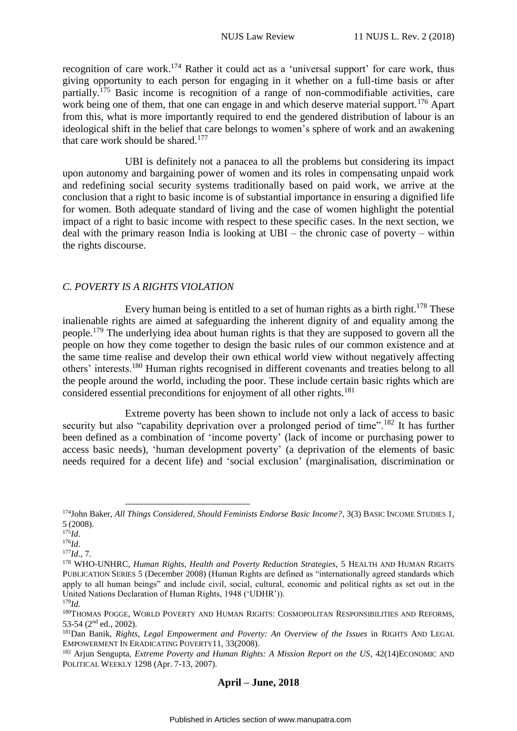recognition of care work.[174] Rather it could act as a 'universal support' for care work, thus giving opportunity to each person for engaging in it whether on a full-time basis or after partially.[175] Basic income is recognition of a range of non-commodifiable activities, care work being one of them, that one can engage in and which deserve material support.[176] Apart from this, what is more importantly required to end the gendered distribution of labour is an ideological shift in the belief that care belongs to women's sphere of work and an awakening that care work should be shared.[177]

UBI is definitely not a panacea to all the problems but considering its impact upon autonomy and bargaining power of women and its roles in compensating unpaid work and redefining social security systems traditionally based on paid work, we arrive at the conclusion that a right to basic income is of substantial importance in ensuring a dignified life for women. Both adequate standard of living and the case of women highlight the potential impact of a right to basic income with respect to these specific cases. In the next section, we deal with the primary reason India is looking at UBI – the chronic case of poverty – within the rights discourse.

### *C. POVERTY IS A RIGHTS VIOLATION*

Every human being is entitled to a set of human rights as a birth right.[178] These inalienable rights are aimed at safeguarding the inherent dignity of and equality among the people.[179] The underlying idea about human rights is that they are supposed to govern all the people on how they come together to design the basic rules of our common existence and at the same time realise and develop their own ethical world view without negatively affecting others' interests.[180] Human rights recognised in different covenants and treaties belong to all the people around the world, including the poor. These include certain basic rights which are considered essential preconditions for enjoyment of all other rights.[181]

Extreme poverty has been shown to include not only a lack of access to basic security but also "capability deprivation over a prolonged period of time".[182] It has further been defined as a combination of 'income poverty' (lack of income or purchasing power to access basic needs), 'human development poverty' (a deprivation of the elements of basic needs required for a decent life) and 'social exclusion' (marginalisation, discrimination or

---

[174] John Baker, *All Things Considered, Should Feminists Endorse Basic Income?*, 3(3) BASIC INCOME STUDIES 1, 5 (2008).

[175] *Id*.

[176] *Id*.

[177] *Id*., 7.

[178] WHO-UNHRC, *Human Rights, Health and Poverty Reduction Strategies*, 5 HEALTH AND HUMAN RIGHTS PUBLICATION SERIES 5 (December 2008) (Human Rights are defined as "internationally agreed standards which apply to all human beings" and include civil, social, cultural, economic and political rights as set out in the United Nations Declaration of Human Rights, 1948 ('UDHR')).

[179] *Id*.

[180] THOMAS POGGE, WORLD POVERTY AND HUMAN RIGHTS: COSMOPOLITAN RESPONSIBILITIES AND REFORMS, 53-54 (2nd ed., 2002).

[181] Dan Banik, *Rights, Legal Empowerment and Poverty: An Overview of the Issues* in RIGHTS AND LEGAL EMPOWERMENT IN ERADICATING POVERTY11, 33(2008).

[182] Arjun Sengupta, *Extreme Poverty and Human Rights: A Mission Report on the US*, 42(14)ECONOMIC AND POLITICAL WEEKLY 1298 (Apr. 7-13, 2007).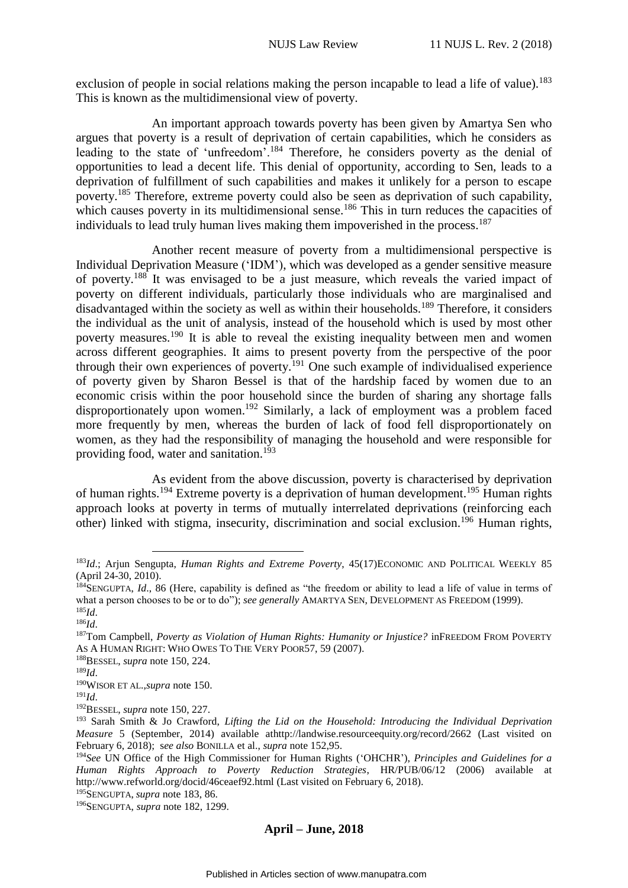exclusion of people in social relations making the person incapable to lead a life of value).[183] This is known as the multidimensional view of poverty.

An important approach towards poverty has been given by Amartya Sen who argues that poverty is a result of deprivation of certain capabilities, which he considers as leading to the state of 'unfreedom'.[184] Therefore, he considers poverty as the denial of opportunities to lead a decent life. This denial of opportunity, according to Sen, leads to a deprivation of fulfillment of such capabilities and makes it unlikely for a person to escape poverty.[185] Therefore, extreme poverty could also be seen as deprivation of such capability, which causes poverty in its multidimensional sense.[186] This in turn reduces the capacities of individuals to lead truly human lives making them impoverished in the process.[187]

Another recent measure of poverty from a multidimensional perspective is Individual Deprivation Measure ('IDM'), which was developed as a gender sensitive measure of poverty.[188] It was envisaged to be a just measure, which reveals the varied impact of poverty on different individuals, particularly those individuals who are marginalised and disadvantaged within the society as well as within their households.[189] Therefore, it considers the individual as the unit of analysis, instead of the household which is used by most other poverty measures.[190] It is able to reveal the existing inequality between men and women across different geographies. It aims to present poverty from the perspective of the poor through their own experiences of poverty.[191] One such example of individualised experience of poverty given by Sharon Bessel is that of the hardship faced by women due to an economic crisis within the poor household since the burden of sharing any shortage falls disproportionately upon women.[192] Similarly, a lack of employment was a problem faced more frequently by men, whereas the burden of lack of food fell disproportionately on women, as they had the responsibility of managing the household and were responsible for providing food, water and sanitation.[193]

As evident from the above discussion, poverty is characterised by deprivation of human rights.[194] Extreme poverty is a deprivation of human development.[195] Human rights approach looks at poverty in terms of mutually interrelated deprivations (reinforcing each other) linked with stigma, insecurity, discrimination and social exclusion.[196] Human rights,

---

[183] *Id*.; Arjun Sengupta, *Human Rights and Extreme Poverty*, 45(17)ECONOMIC AND POLITICAL WEEKLY 85 (April 24-30, 2010).

[184] SENGUPTA, *Id*., 86 (Here, capability is defined as "the freedom or ability to lead a life of value in terms of what a person chooses to be or to do"); *see generally* AMARTYA SEN, DEVELOPMENT AS FREEDOM (1999).

[185] *Id*.

[186] *Id*.

[187] Tom Campbell, *Poverty as Violation of Human Rights: Humanity or Injustice?* inFREEDOM FROM POVERTY AS A HUMAN RIGHT: WHO OWES TO THE VERY POOR57, 59 (2007).

[188] BESSEL, *supra* note 150, 224.

[189] *Id*.

[190] WISOR ET AL.,*supra* note 150.

[191] *Id*.

[192] BESSEL, *supra* note 150, 227.

[193] Sarah Smith & Jo Crawford, *Lifting the Lid on the Household: Introducing the Individual Deprivation Measure* 5 (September, 2014) available athttp://landwise.resourceequity.org/record/2662 (Last visited on February 6, 2018); s*ee also* BONILLA et al., *supra* note 152,95.

[194] *See* UN Office of the High Commissioner for Human Rights ('OHCHR'), *Principles and Guidelines for a Human Rights Approach to Poverty Reduction Strategies*, HR/PUB/06/12 (2006) available at http://www.refworld.org/docid/46ceaef92.html (Last visited on February 6, 2018).

[195] SENGUPTA, *supra* note 183, 86.

[196] SENGUPTA, *supra* note 182, 1299.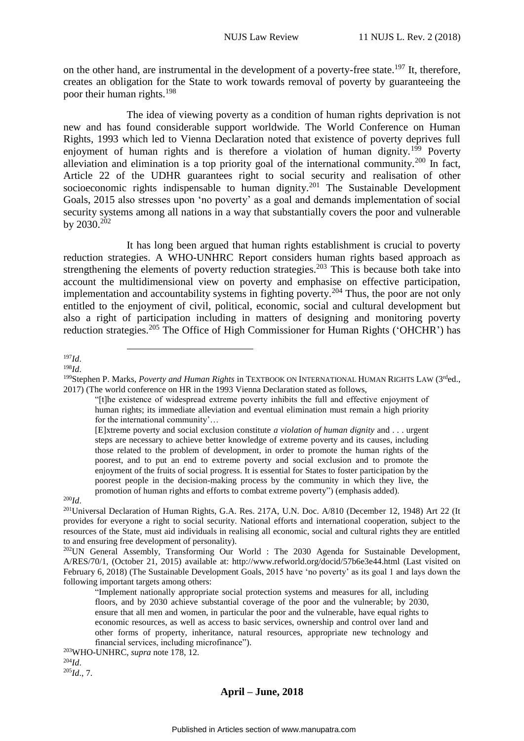on the other hand, are instrumental in the development of a poverty-free state.[197] It, therefore, creates an obligation for the State to work towards removal of poverty by guaranteeing the poor their human rights.[198]

The idea of viewing poverty as a condition of human rights deprivation is not new and has found considerable support worldwide. The World Conference on Human Rights, 1993 which led to Vienna Declaration noted that existence of poverty deprives full enjoyment of human rights and is therefore a violation of human dignity.[199] Poverty alleviation and elimination is a top priority goal of the international community.[200] In fact, Article 22 of the UDHR guarantees right to social security and realisation of other socioeconomic rights indispensable to human dignity.[201] The Sustainable Development Goals, 2015 also stresses upon 'no poverty' as a goal and demands implementation of social security systems among all nations in a way that substantially covers the poor and vulnerable by 2030.[202]

It has long been argued that human rights establishment is crucial to poverty reduction strategies. A WHO-UNHRC Report considers human rights based approach as strengthening the elements of poverty reduction strategies.[203] This is because both take into account the multidimensional view on poverty and emphasise on effective participation, implementation and accountability systems in fighting poverty.[204] Thus, the poor are not only entitled to the enjoyment of civil, political, economic, social and cultural development but also a right of participation including in matters of designing and monitoring poverty reduction strategies.[205] The Office of High Commissioner for Human Rights ('OHCHR') has

---

[197]*Id*.

[198]*Id*.

[199]Stephen P. Marks, *Poverty and Human Rights* in TEXTBOOK ON INTERNATIONAL HUMAN RIGHTS LAW (3rd ed., 2017) (The world conference on HR in the 1993 Vienna Declaration stated as follows,

> "[t]he existence of widespread extreme poverty inhibits the full and effective enjoyment of human rights; its immediate alleviation and eventual elimination must remain a high priority for the international community'…
>
> [E]xtreme poverty and social exclusion constitute *a violation of human dignity* and . . . urgent steps are necessary to achieve better knowledge of extreme poverty and its causes, including those related to the problem of development, in order to promote the human rights of the poorest, and to put an end to extreme poverty and social exclusion and to promote the enjoyment of the fruits of social progress. It is essential for States to foster participation by the poorest people in the decision-making process by the community in which they live, the promotion of human rights and efforts to combat extreme poverty") (emphasis added).

[200]*Id*.

[201]Universal Declaration of Human Rights, G.A. Res. 217A, U.N. Doc. A/810 (December 12, 1948) Art 22 (It provides for everyone a right to social security. National efforts and international cooperation, subject to the resources of the State, must aid individuals in realising all economic, social and cultural rights they are entitled to and ensuring free development of personality).

[202]UN General Assembly, Transforming Our World : The 2030 Agenda for Sustainable Development, A/RES/70/1, (October 21, 2015) available at: http://www.refworld.org/docid/57b6e3e44.html (Last visited on February 6, 2018) (The Sustainable Development Goals, 2015 have 'no poverty' as its goal 1 and lays down the following important targets among others:

> "Implement nationally appropriate social protection systems and measures for all, including floors, and by 2030 achieve substantial coverage of the poor and the vulnerable; by 2030, ensure that all men and women, in particular the poor and the vulnerable, have equal rights to economic resources, as well as access to basic services, ownership and control over land and other forms of property, inheritance, natural resources, appropriate new technology and financial services, including microfinance").

[203]WHO-UNHRC, *supra* note 178, 12.

[204]*Id*.

[205]*Id*., 7.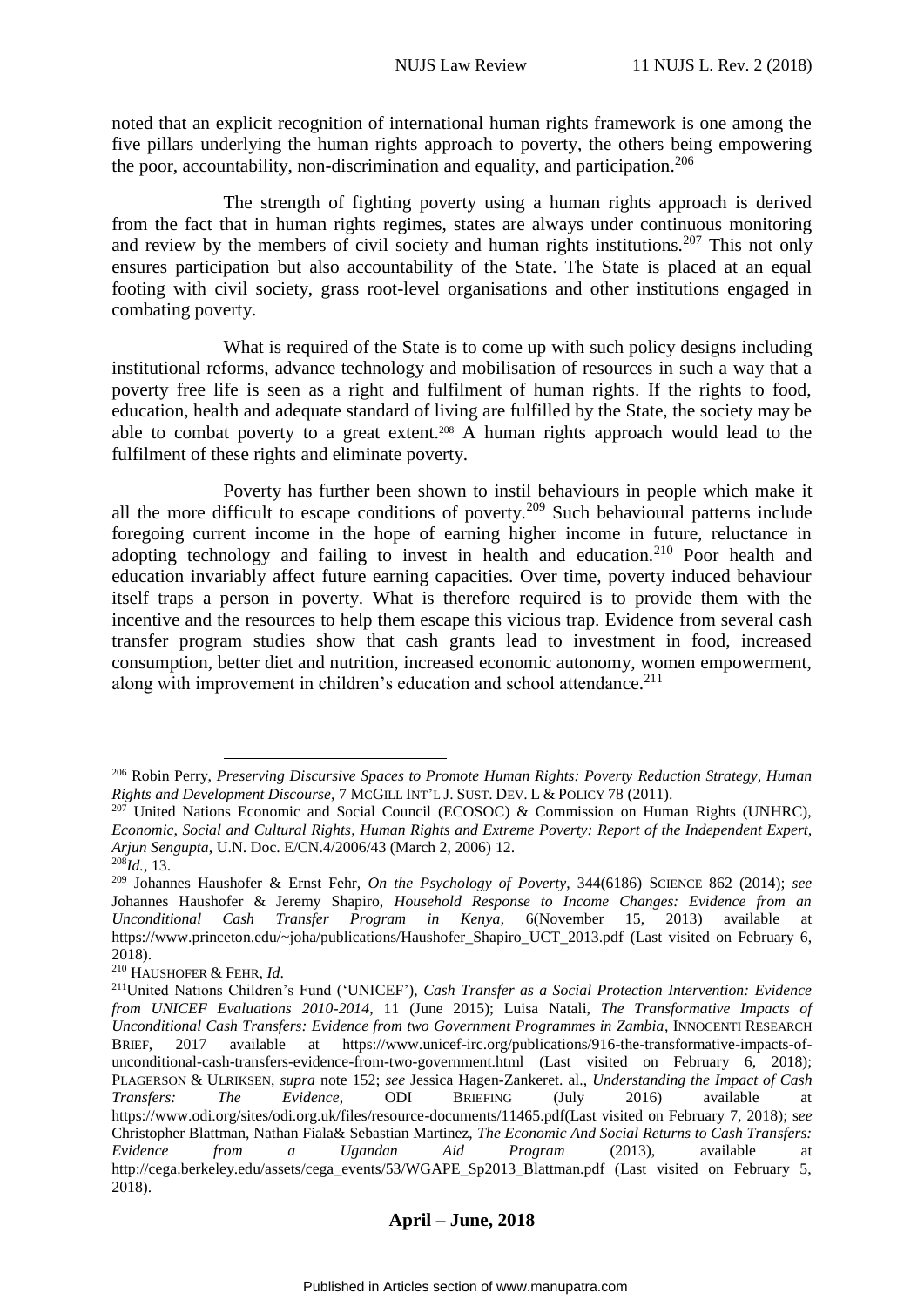noted that an explicit recognition of international human rights framework is one among the five pillars underlying the human rights approach to poverty, the others being empowering the poor, accountability, non-discrimination and equality, and participation.[206]

The strength of fighting poverty using a human rights approach is derived from the fact that in human rights regimes, states are always under continuous monitoring and review by the members of civil society and human rights institutions.[207] This not only ensures participation but also accountability of the State. The State is placed at an equal footing with civil society, grass root-level organisations and other institutions engaged in combating poverty.

What is required of the State is to come up with such policy designs including institutional reforms, advance technology and mobilisation of resources in such a way that a poverty free life is seen as a right and fulfilment of human rights. If the rights to food, education, health and adequate standard of living are fulfilled by the State, the society may be able to combat poverty to a great extent.[208] A human rights approach would lead to the fulfilment of these rights and eliminate poverty.

Poverty has further been shown to instil behaviours in people which make it all the more difficult to escape conditions of poverty.[209] Such behavioural patterns include foregoing current income in the hope of earning higher income in future, reluctance in adopting technology and failing to invest in health and education.[210] Poor health and education invariably affect future earning capacities. Over time, poverty induced behaviour itself traps a person in poverty. What is therefore required is to provide them with the incentive and the resources to help them escape this vicious trap. Evidence from several cash transfer program studies show that cash grants lead to investment in food, increased consumption, better diet and nutrition, increased economic autonomy, women empowerment, along with improvement in children's education and school attendance.[211]

---

[206] Robin Perry, *Preserving Discursive Spaces to Promote Human Rights: Poverty Reduction Strategy, Human Rights and Development Discourse*, 7 MCGILL INT'L J. SUST. DEV. L & POLICY 78 (2011).

[207] United Nations Economic and Social Council (ECOSOC) & Commission on Human Rights (UNHRC), *Economic, Social and Cultural Rights, Human Rights and Extreme Poverty: Report of the Independent Expert, Arjun Sengupta*, U.N. Doc. E/CN.4/2006/43 (March 2, 2006) 12.

[208] *Id.*, 13.

[209] Johannes Haushofer & Ernst Fehr, *On the Psychology of Poverty*, 344(6186) SCIENCE 862 (2014); *see* Johannes Haushofer & Jeremy Shapiro, *Household Response to Income Changes: Evidence from an Unconditional Cash Transfer Program in Kenya*, 6(November 15, 2013) available at https://www.princeton.edu/~joha/publications/Haushofer_Shapiro_UCT_2013.pdf (Last visited on February 6, 2018).

[210] HAUSHOFER & FEHR, *Id*.

[211] United Nations Children's Fund ('UNICEF'), *Cash Transfer as a Social Protection Intervention: Evidence from UNICEF Evaluations 2010-2014*, 11 (June 2015); Luisa Natali, *The Transformative Impacts of Unconditional Cash Transfers: Evidence from two Government Programmes in Zambia*, INNOCENTI RESEARCH BRIEF, 2017 available at https://www.unicef-irc.org/publications/916-the-transformative-impacts-of-unconditional-cash-transfers-evidence-from-two-government.html (Last visited on February 6, 2018); PLAGERSON & ULRIKSEN, *supra* note 152; *see* Jessica Hagen-Zankeret. al., *Understanding the Impact of Cash Transfers: The Evidence*, ODI BRIEFING (July 2016) available at https://www.odi.org/sites/odi.org.uk/files/resource-documents/11465.pdf(Last visited on February 7, 2018); s*ee* Christopher Blattman, Nathan Fiala& Sebastian Martinez, *The Economic And Social Returns to Cash Transfers: Evidence from a Ugandan Aid Program* (2013), available at http://cega.berkeley.edu/assets/cega_events/53/WGAPE_Sp2013_Blattman.pdf (Last visited on February 5, 2018).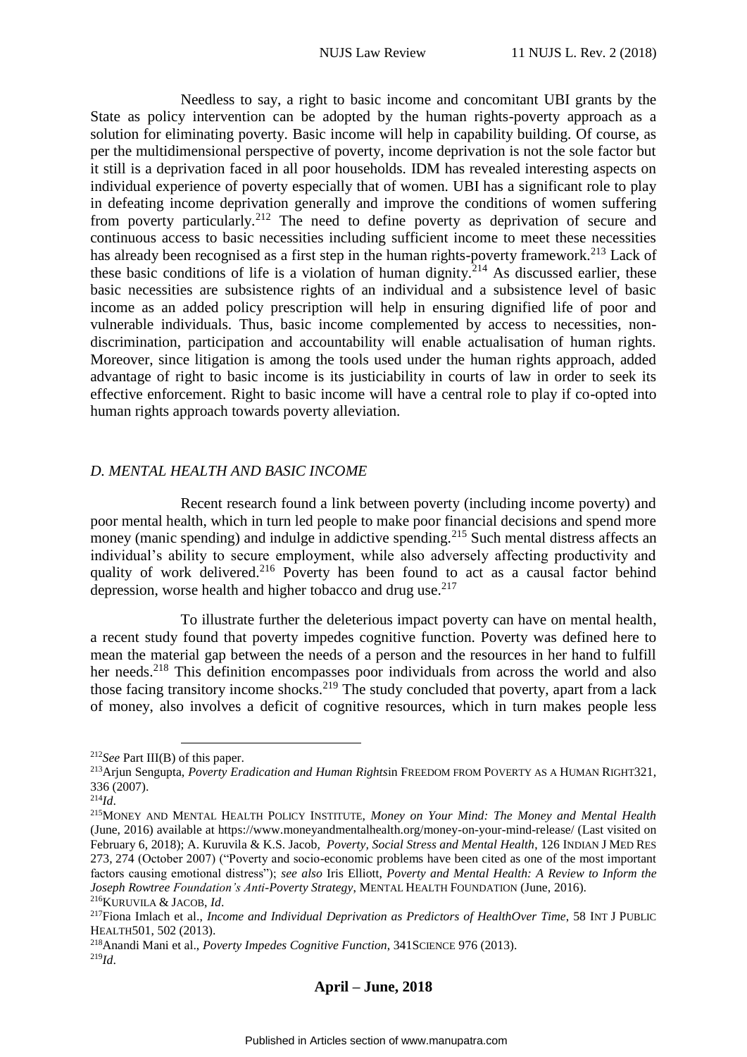Needless to say, a right to basic income and concomitant UBI grants by the State as policy intervention can be adopted by the human rights-poverty approach as a solution for eliminating poverty. Basic income will help in capability building. Of course, as per the multidimensional perspective of poverty, income deprivation is not the sole factor but it still is a deprivation faced in all poor households. IDM has revealed interesting aspects on individual experience of poverty especially that of women. UBI has a significant role to play in defeating income deprivation generally and improve the conditions of women suffering from poverty particularly.[212] The need to define poverty as deprivation of secure and continuous access to basic necessities including sufficient income to meet these necessities has already been recognised as a first step in the human rights-poverty framework.[213] Lack of these basic conditions of life is a violation of human dignity.[214] As discussed earlier, these basic necessities are subsistence rights of an individual and a subsistence level of basic income as an added policy prescription will help in ensuring dignified life of poor and vulnerable individuals. Thus, basic income complemented by access to necessities, non-discrimination, participation and accountability will enable actualisation of human rights. Moreover, since litigation is among the tools used under the human rights approach, added advantage of right to basic income is its justiciability in courts of law in order to seek its effective enforcement. Right to basic income will have a central role to play if co-opted into human rights approach towards poverty alleviation.

### *D. MENTAL HEALTH AND BASIC INCOME*

Recent research found a link between poverty (including income poverty) and poor mental health, which in turn led people to make poor financial decisions and spend more money (manic spending) and indulge in addictive spending.[215] Such mental distress affects an individual's ability to secure employment, while also adversely affecting productivity and quality of work delivered.[216] Poverty has been found to act as a causal factor behind depression, worse health and higher tobacco and drug use.[217]

To illustrate further the deleterious impact poverty can have on mental health, a recent study found that poverty impedes cognitive function. Poverty was defined here to mean the material gap between the needs of a person and the resources in her hand to fulfill her needs.[218] This definition encompasses poor individuals from across the world and also those facing transitory income shocks.[219] The study concluded that poverty, apart from a lack of money, also involves a deficit of cognitive resources, which in turn makes people less

---

[212] *See* Part III(B) of this paper.

[213] Arjun Sengupta, *Poverty Eradication and Human Rights*in FREEDOM FROM POVERTY AS A HUMAN RIGHT321, 336 (2007).

[214] *Id*.

[215] MONEY AND MENTAL HEALTH POLICY INSTITUTE, *Money on Your Mind: The Money and Mental Health* (June, 2016) available at https://www.moneyandmentalhealth.org/money-on-your-mind-release/ (Last visited on February 6, 2018); A. Kuruvila & K.S. Jacob, *Poverty, Social Stress and Mental Health*, 126 INDIAN J MED RES 273, 274 (October 2007) ("Poverty and socio-economic problems have been cited as one of the most important factors causing emotional distress"); *see also* Iris Elliott, *Poverty and Mental Health: A Review to Inform the Joseph Rowtree Foundation's Anti-Poverty Strategy*, MENTAL HEALTH FOUNDATION (June, 2016).

[216] KURUVILA & JACOB, *Id*.

[217] Fiona Imlach et al., *Income and Individual Deprivation as Predictors of HealthOver Time*, 58 INT J PUBLIC HEALTH501, 502 (2013).

[218] Anandi Mani et al., *Poverty Impedes Cognitive Function*, 341SCIENCE 976 (2013).

[219] *Id*.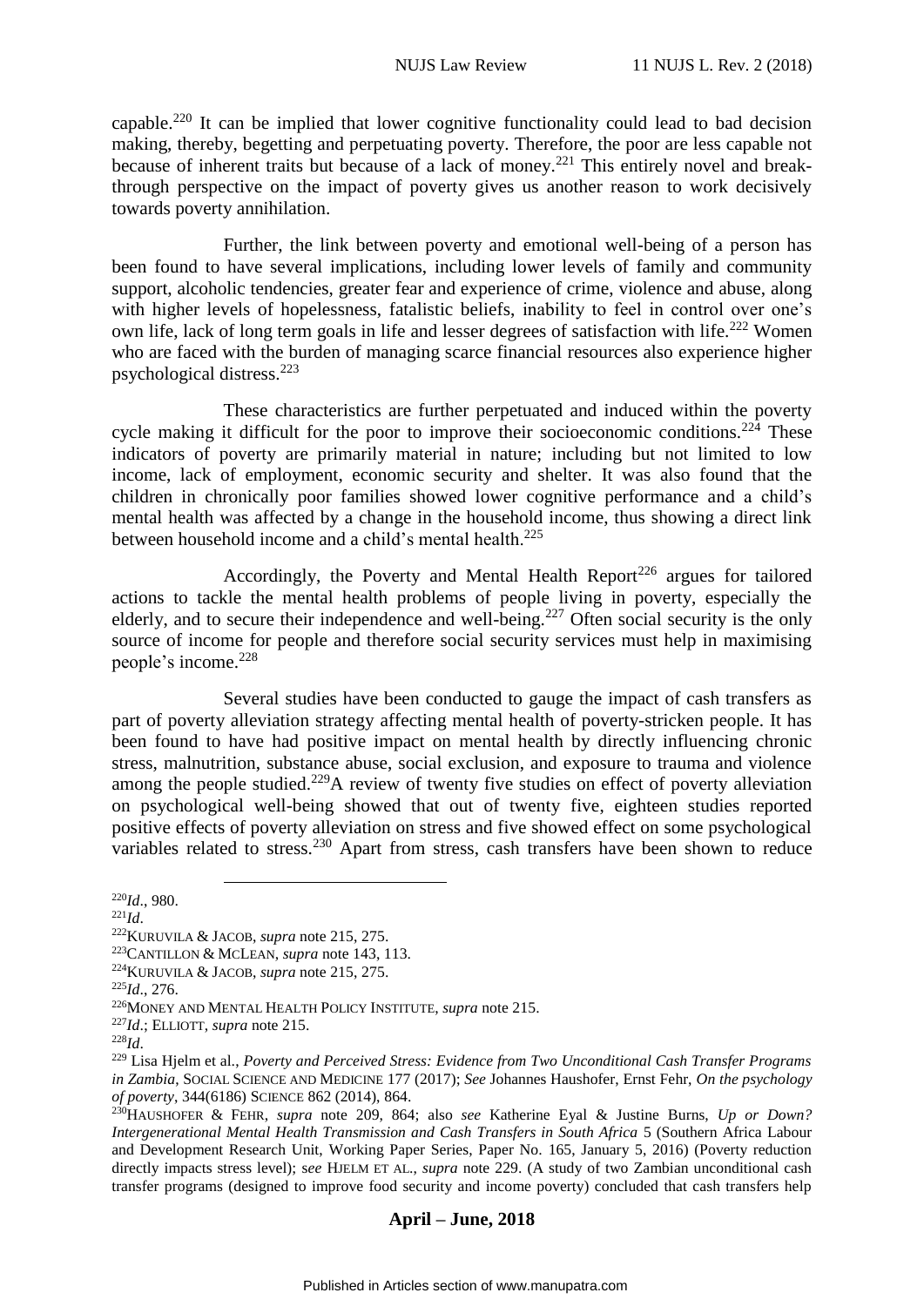capable.[220] It can be implied that lower cognitive functionality could lead to bad decision making, thereby, begetting and perpetuating poverty. Therefore, the poor are less capable not because of inherent traits but because of a lack of money.[221] This entirely novel and break-through perspective on the impact of poverty gives us another reason to work decisively towards poverty annihilation.

Further, the link between poverty and emotional well-being of a person has been found to have several implications, including lower levels of family and community support, alcoholic tendencies, greater fear and experience of crime, violence and abuse, along with higher levels of hopelessness, fatalistic beliefs, inability to feel in control over one's own life, lack of long term goals in life and lesser degrees of satisfaction with life.[222] Women who are faced with the burden of managing scarce financial resources also experience higher psychological distress.[223]

These characteristics are further perpetuated and induced within the poverty cycle making it difficult for the poor to improve their socioeconomic conditions.[224] These indicators of poverty are primarily material in nature; including but not limited to low income, lack of employment, economic security and shelter. It was also found that the children in chronically poor families showed lower cognitive performance and a child's mental health was affected by a change in the household income, thus showing a direct link between household income and a child's mental health.[225]

Accordingly, the Poverty and Mental Health Report[226] argues for tailored actions to tackle the mental health problems of people living in poverty, especially the elderly, and to secure their independence and well-being.[227] Often social security is the only source of income for people and therefore social security services must help in maximising people's income.[228]

Several studies have been conducted to gauge the impact of cash transfers as part of poverty alleviation strategy affecting mental health of poverty-stricken people. It has been found to have had positive impact on mental health by directly influencing chronic stress, malnutrition, substance abuse, social exclusion, and exposure to trauma and violence among the people studied.[229]A review of twenty five studies on effect of poverty alleviation on psychological well-being showed that out of twenty five, eighteen studies reported positive effects of poverty alleviation on stress and five showed effect on some psychological variables related to stress.[230] Apart from stress, cash transfers have been shown to reduce

---

[220]*Id*., 980.

[221]*Id*.

[222]Kuruvila & Jacob, *supra* note 215, 275.

[223]Cantillon & McLean, *supra* note 143, 113.

[224]Kuruvila & Jacob, *supra* note 215, 275.

[225]*Id*., 276.

[226]Money and Mental Health Policy Institute, *supra* note 215.

[227]*Id*.; Elliott, *supra* note 215.

[228]*Id*.

[229] Lisa Hjelm et al., *Poverty and Perceived Stress: Evidence from Two Unconditional Cash Transfer Programs in Zambia*, Social Science and Medicine 177 (2017); *See* Johannes Haushofer, Ernst Fehr, *On the psychology of poverty*, 344(6186) Science 862 (2014), 864.

[230]Haushofer & Fehr, *supra* note 209, 864; also *see* Katherine Eyal & Justine Burns, *Up or Down? Intergenerational Mental Health Transmission and Cash Transfers in South Africa* 5 (Southern Africa Labour and Development Research Unit, Working Paper Series, Paper No. 165, January 5, 2016) (Poverty reduction directly impacts stress level); s*ee* Hjelm et al., *supra* note 229. (A study of two Zambian unconditional cash transfer programs (designed to improve food security and income poverty) concluded that cash transfers help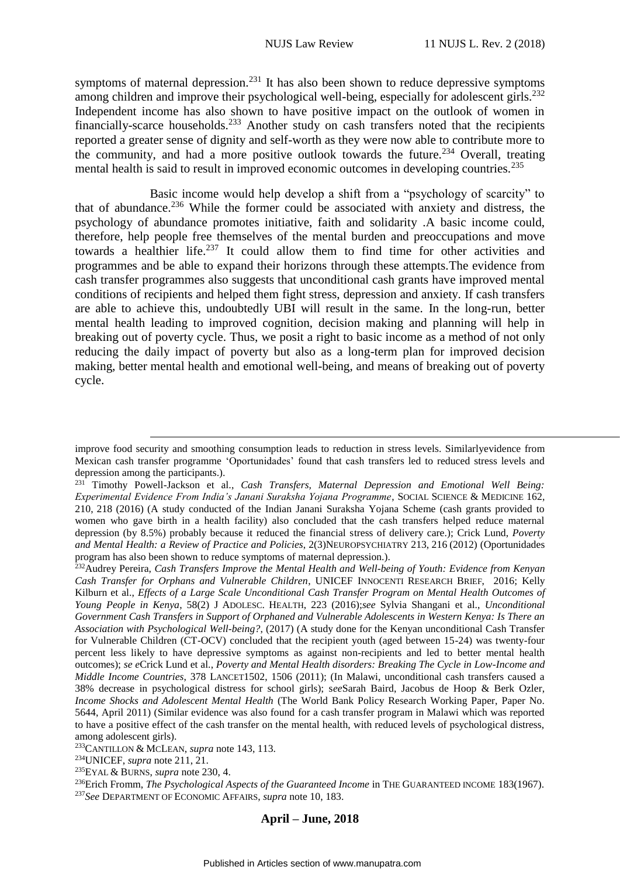symptoms of maternal depression.[231] It has also been shown to reduce depressive symptoms among children and improve their psychological well-being, especially for adolescent girls.[232] Independent income has also shown to have positive impact on the outlook of women in financially-scarce households.[233] Another study on cash transfers noted that the recipients reported a greater sense of dignity and self-worth as they were now able to contribute more to the community, and had a more positive outlook towards the future.[234] Overall, treating mental health is said to result in improved economic outcomes in developing countries.[235]

Basic income would help develop a shift from a "psychology of scarcity" to that of abundance.[236] While the former could be associated with anxiety and distress, the psychology of abundance promotes initiative, faith and solidarity .A basic income could, therefore, help people free themselves of the mental burden and preoccupations and move towards a healthier life.[237] It could allow them to find time for other activities and programmes and be able to expand their horizons through these attempts.The evidence from cash transfer programmes also suggests that unconditional cash grants have improved mental conditions of recipients and helped them fight stress, depression and anxiety. If cash transfers are able to achieve this, undoubtedly UBI will result in the same. In the long-run, better mental health leading to improved cognition, decision making and planning will help in breaking out of poverty cycle. Thus, we posit a right to basic income as a method of not only reducing the daily impact of poverty but also as a long-term plan for improved decision making, better mental health and emotional well-being, and means of breaking out of poverty cycle.

---

improve food security and smoothing consumption leads to reduction in stress levels. Similarlyevidence from Mexican cash transfer programme 'Oportunidades' found that cash transfers led to reduced stress levels and depression among the participants.).

[231] Timothy Powell-Jackson et al., *Cash Transfers, Maternal Depression and Emotional Well Being: Experimental Evidence From India's Janani Suraksha Yojana Programme*, SOCIAL SCIENCE & MEDICINE 162, 210, 218 (2016) (A study conducted of the Indian Janani Suraksha Yojana Scheme (cash grants provided to women who gave birth in a health facility) also concluded that the cash transfers helped reduce maternal depression (by 8.5%) probably because it reduced the financial stress of delivery care.); Crick Lund, *Poverty and Mental Health: a Review of Practice and Policies*, 2(3)NEUROPSYCHIATRY 213, 216 (2012) (Oportunidades program has also been shown to reduce symptoms of maternal depression.).

[232] Audrey Pereira, *Cash Transfers Improve the Mental Health and Well-being of Youth: Evidence from Kenyan Cash Transfer for Orphans and Vulnerable Children*, UNICEF INNOCENTI RESEARCH BRIEF, 2016; Kelly Kilburn et al., *Effects of a Large Scale Unconditional Cash Transfer Program on Mental Health Outcomes of Young People in Kenya*, 58(2) J ADOLESC. HEALTH, 223 (2016);*see* Sylvia Shangani et al., *Unconditional Government Cash Transfers in Support of Orphaned and Vulnerable Adolescents in Western Kenya: Is There an Association with Psychological Well-being?*, (2017) (A study done for the Kenyan unconditional Cash Transfer for Vulnerable Children (CT-OCV) concluded that the recipient youth (aged between 15-24) was twenty-four percent less likely to have depressive symptoms as against non-recipients and led to better mental health outcomes); *se e*Crick Lund et al., *Poverty and Mental Health disorders: Breaking The Cycle in Low-Income and Middle Income Countries*, 378 LANCET1502, 1506 (2011); (In Malawi, unconditional cash transfers caused a 38% decrease in psychological distress for school girls); s*ee*Sarah Baird, Jacobus de Hoop & Berk Ozler, *Income Shocks and Adolescent Mental Health* (The World Bank Policy Research Working Paper, Paper No. 5644, April 2011) (Similar evidence was also found for a cash transfer program in Malawi which was reported to have a positive effect of the cash transfer on the mental health, with reduced levels of psychological distress, among adolescent girls).

[233] CANTILLON & MCLEAN, *supra* note 143, 113.

[234] UNICEF, *supra* note 211, 21.

[235] EYAL & BURNS, *supra* note 230, 4.

[236] Erich Fromm, *The Psychological Aspects of the Guaranteed Income* in THE GUARANTEED INCOME 183(1967).

[237] *See* DEPARTMENT OF ECONOMIC AFFAIRS, *supra* note 10, 183.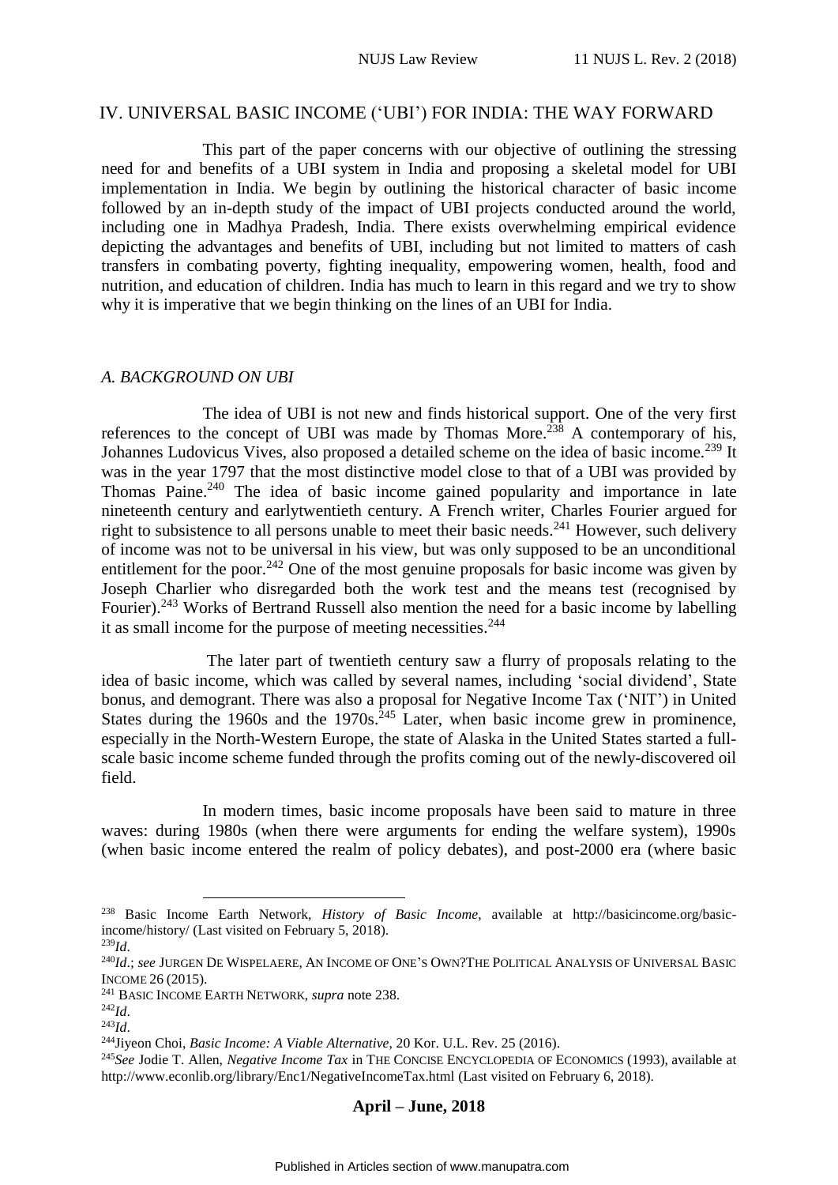## IV. UNIVERSAL BASIC INCOME ('UBI') FOR INDIA: THE WAY FORWARD

This part of the paper concerns with our objective of outlining the stressing need for and benefits of a UBI system in India and proposing a skeletal model for UBI implementation in India. We begin by outlining the historical character of basic income followed by an in-depth study of the impact of UBI projects conducted around the world, including one in Madhya Pradesh, India. There exists overwhelming empirical evidence depicting the advantages and benefits of UBI, including but not limited to matters of cash transfers in combating poverty, fighting inequality, empowering women, health, food and nutrition, and education of children. India has much to learn in this regard and we try to show why it is imperative that we begin thinking on the lines of an UBI for India.

### *A. BACKGROUND ON UBI*

The idea of UBI is not new and finds historical support. One of the very first references to the concept of UBI was made by Thomas More.[238] A contemporary of his, Johannes Ludovicus Vives, also proposed a detailed scheme on the idea of basic income.[239] It was in the year 1797 that the most distinctive model close to that of a UBI was provided by Thomas Paine.[240] The idea of basic income gained popularity and importance in late nineteenth century and earlytwentieth century. A French writer, Charles Fourier argued for right to subsistence to all persons unable to meet their basic needs.[241] However, such delivery of income was not to be universal in his view, but was only supposed to be an unconditional entitlement for the poor.[242] One of the most genuine proposals for basic income was given by Joseph Charlier who disregarded both the work test and the means test (recognised by Fourier).[243] Works of Bertrand Russell also mention the need for a basic income by labelling it as small income for the purpose of meeting necessities.[244]

The later part of twentieth century saw a flurry of proposals relating to the idea of basic income, which was called by several names, including 'social dividend', State bonus, and demogrant. There was also a proposal for Negative Income Tax ('NIT') in United States during the 1960s and the 1970s.[245] Later, when basic income grew in prominence, especially in the North-Western Europe, the state of Alaska in the United States started a full-scale basic income scheme funded through the profits coming out of the newly-discovered oil field.

In modern times, basic income proposals have been said to mature in three waves: during 1980s (when there were arguments for ending the welfare system), 1990s (when basic income entered the realm of policy debates), and post-2000 era (where basic

---

[238] Basic Income Earth Network, *History of Basic Income*, available at http://basicincome.org/basic-income/history/ (Last visited on February 5, 2018).

[239] *Id*.

[240] *Id*.; *see* JURGEN DE WISPELAERE, AN INCOME OF ONE'S OWN?THE POLITICAL ANALYSIS OF UNIVERSAL BASIC INCOME 26 (2015).

[241] BASIC INCOME EARTH NETWORK, *supra* note 238.

[242] *Id*.

[243] *Id*.

[244] Jiyeon Choi, *Basic Income: A Viable Alternative*, 20 Kor. U.L. Rev. 25 (2016).

[245] *See* Jodie T. Allen, *Negative Income Tax* in THE CONCISE ENCYCLOPEDIA OF ECONOMICS (1993), available at http://www.econlib.org/library/Enc1/NegativeIncomeTax.html (Last visited on February 6, 2018).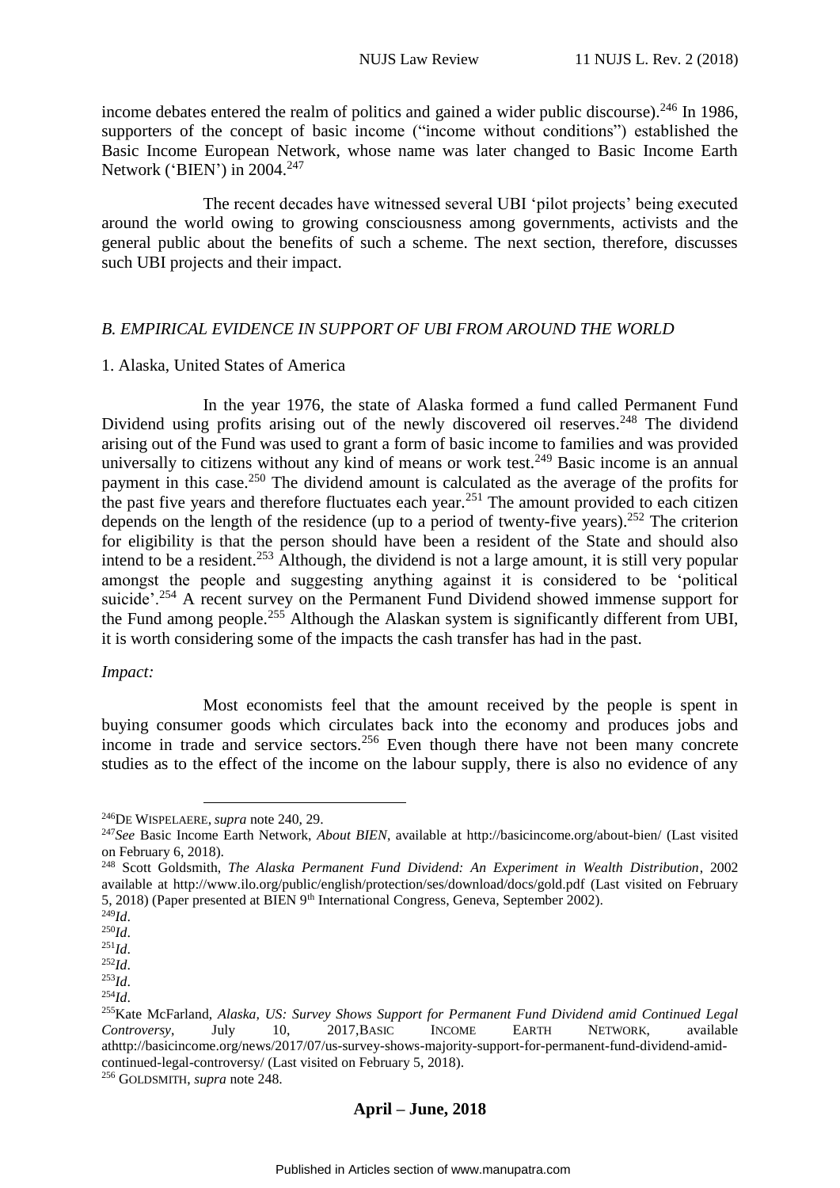income debates entered the realm of politics and gained a wider public discourse).[246] In 1986, supporters of the concept of basic income ("income without conditions") established the Basic Income European Network, whose name was later changed to Basic Income Earth Network ('BIEN') in 2004.[247]

The recent decades have witnessed several UBI 'pilot projects' being executed around the world owing to growing consciousness among governments, activists and the general public about the benefits of such a scheme. The next section, therefore, discusses such UBI projects and their impact.

### *B. EMPIRICAL EVIDENCE IN SUPPORT OF UBI FROM AROUND THE WORLD*

#### 1. Alaska, United States of America

In the year 1976, the state of Alaska formed a fund called Permanent Fund Dividend using profits arising out of the newly discovered oil reserves.[248] The dividend arising out of the Fund was used to grant a form of basic income to families and was provided universally to citizens without any kind of means or work test.[249] Basic income is an annual payment in this case.[250] The dividend amount is calculated as the average of the profits for the past five years and therefore fluctuates each year.[251] The amount provided to each citizen depends on the length of the residence (up to a period of twenty-five years).[252] The criterion for eligibility is that the person should have been a resident of the State and should also intend to be a resident.[253] Although, the dividend is not a large amount, it is still very popular amongst the people and suggesting anything against it is considered to be 'political suicide'.[254] A recent survey on the Permanent Fund Dividend showed immense support for the Fund among people.[255] Although the Alaskan system is significantly different from UBI, it is worth considering some of the impacts the cash transfer has had in the past.

*Impact:*

Most economists feel that the amount received by the people is spent in buying consumer goods which circulates back into the economy and produces jobs and income in trade and service sectors.[256] Even though there have not been many concrete studies as to the effect of the income on the labour supply, there is also no evidence of any

---

[246] DE WISPELAERE, *supra* note 240, 29.

[247] *See* Basic Income Earth Network, *About BIEN*, available at http://basicincome.org/about-bien/ (Last visited on February 6, 2018).

[248] Scott Goldsmith, *The Alaska Permanent Fund Dividend: An Experiment in Wealth Distribution*, 2002 available at http://www.ilo.org/public/english/protection/ses/download/docs/gold.pdf (Last visited on February 5, 2018) (Paper presented at BIEN 9th International Congress, Geneva, September 2002).

[249] *Id*.

[250] *Id*.

[251] *Id*.

[252] *Id*.

[253] *Id*.

[254] *Id*.

[255] Kate McFarland, *Alaska, US: Survey Shows Support for Permanent Fund Dividend amid Continued Legal Controversy*, July 10, 2017, BASIC INCOME EARTH NETWORK, available athttp://basicincome.org/news/2017/07/us-survey-shows-majority-support-for-permanent-fund-dividend-amid-continued-legal-controversy/ (Last visited on February 5, 2018).

[256] GOLDSMITH, *supra* note 248.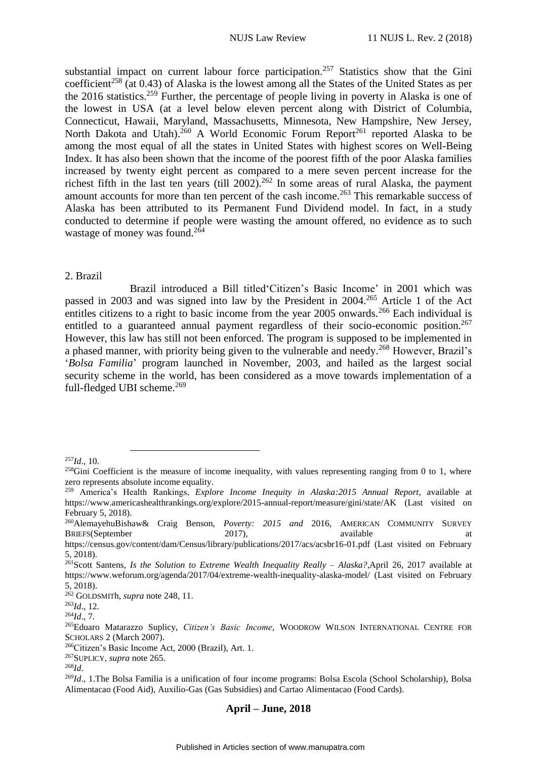substantial impact on current labour force participation.[257] Statistics show that the Gini coefficient[258] (at 0.43) of Alaska is the lowest among all the States of the United States as per the 2016 statistics.[259] Further, the percentage of people living in poverty in Alaska is one of the lowest in USA (at a level below eleven percent along with District of Columbia, Connecticut, Hawaii, Maryland, Massachusetts, Minnesota, New Hampshire, New Jersey, North Dakota and Utah).[260] A World Economic Forum Report[261] reported Alaska to be among the most equal of all the states in United States with highest scores on Well-Being Index. It has also been shown that the income of the poorest fifth of the poor Alaska families increased by twenty eight percent as compared to a mere seven percent increase for the richest fifth in the last ten years (till 2002).[262] In some areas of rural Alaska, the payment amount accounts for more than ten percent of the cash income.[263] This remarkable success of Alaska has been attributed to its Permanent Fund Dividend model. In fact, in a study conducted to determine if people were wasting the amount offered, no evidence as to such wastage of money was found.[264]

2. Brazil

Brazil introduced a Bill titled'Citizen's Basic Income' in 2001 which was passed in 2003 and was signed into law by the President in 2004.[265] Article 1 of the Act entitles citizens to a right to basic income from the year 2005 onwards.[266] Each individual is entitled to a guaranteed annual payment regardless of their socio-economic position.[267] However, this law has still not been enforced. The program is supposed to be implemented in a phased manner, with priority being given to the vulnerable and needy.[268] However, Brazil's '*Bolsa Familia*' program launched in November, 2003, and hailed as the largest social security scheme in the world, has been considered as a move towards implementation of a full-fledged UBI scheme.[269]

---

[257] *Id*., 10.

[258] Gini Coefficient is the measure of income inequality, with values representing ranging from 0 to 1, where zero represents absolute income equality.

[259] America's Health Rankings, *Explore Income Inequity in Alaska:2015 Annual Report*, available at https://www.americashealthrankings.org/explore/2015-annual-report/measure/gini/state/AK (Last visited on February 5, 2018).

[260] AlemayehuBishaw& Craig Benson, *Poverty: 2015 and* 2016, AMERICAN COMMUNITY SURVEY BRIEFS(September 2017), available at https://census.gov/content/dam/Census/library/publications/2017/acs/acsbr16-01.pdf (Last visited on February 5, 2018).

[261] Scott Santens, *Is the Solution to Extreme Wealth Inequality Really – Alaska?*,April 26, 2017 available at https://www.weforum.org/agenda/2017/04/extreme-wealth-inequality-alaska-model/ (Last visited on February 5, 2018).

[262] GOLDSMITh, *supra* note 248, 11.

[263] *Id*., 12.

[264] *Id*., 7.

[265] Eduaro Matarazzo Suplicy, *Citizen's Basic Income*, WOODROW WILSON INTERNATIONAL CENTRE FOR SCHOLARS 2 (March 2007).

[266] Citizen's Basic Income Act, 2000 (Brazil), Art. 1.

[267] SUPLICY, *supra* note 265.

[268] *Id*.

[269] *Id*., 1.The Bolsa Familia is a unification of four income programs: Bolsa Escola (School Scholarship), Bolsa Alimentacao (Food Aid), Auxilio-Gas (Gas Subsidies) and Cartao Alimentacao (Food Cards).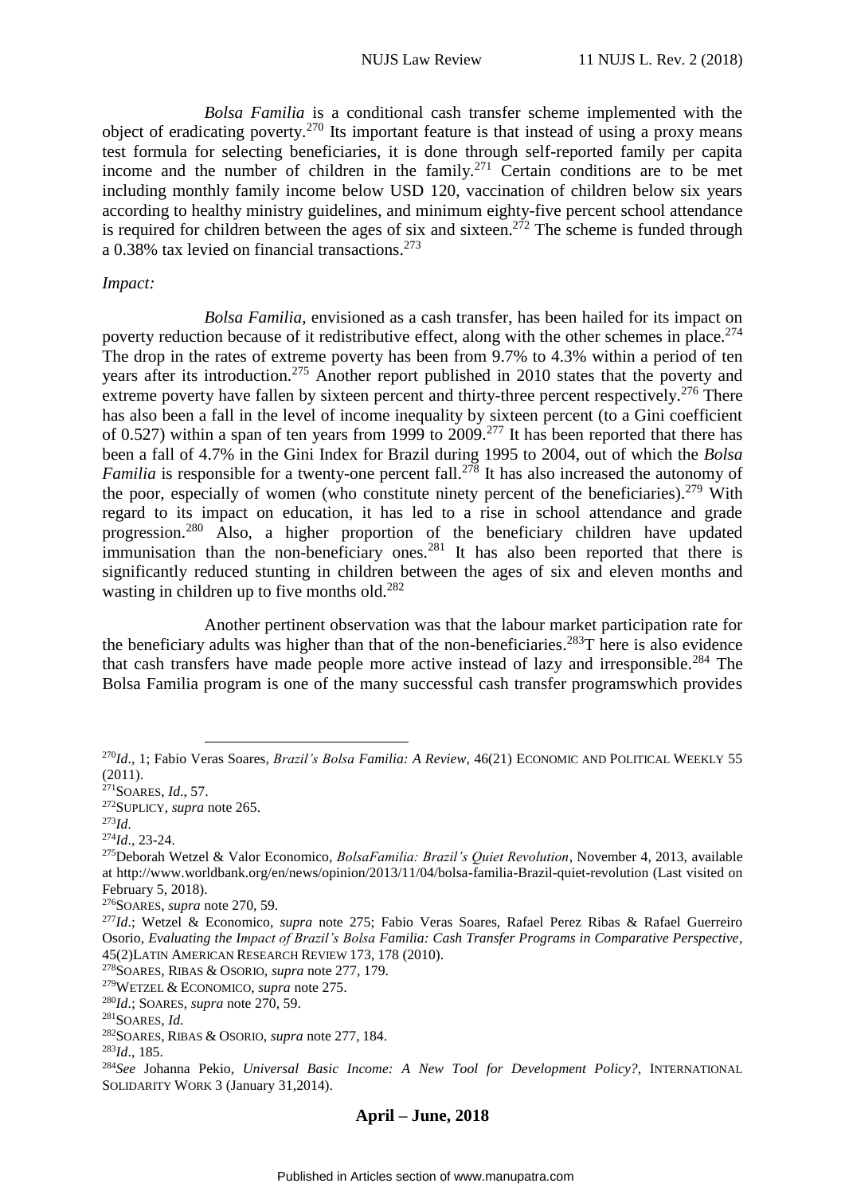*Bolsa Familia* is a conditional cash transfer scheme implemented with the object of eradicating poverty.[270] Its important feature is that instead of using a proxy means test formula for selecting beneficiaries, it is done through self-reported family per capita income and the number of children in the family.[271] Certain conditions are to be met including monthly family income below USD 120, vaccination of children below six years according to healthy ministry guidelines, and minimum eighty-five percent school attendance is required for children between the ages of six and sixteen.[272] The scheme is funded through a 0.38% tax levied on financial transactions.[273]

*Impact:*

*Bolsa Familia*, envisioned as a cash transfer, has been hailed for its impact on poverty reduction because of it redistributive effect, along with the other schemes in place.[274] The drop in the rates of extreme poverty has been from 9.7% to 4.3% within a period of ten years after its introduction.[275] Another report published in 2010 states that the poverty and extreme poverty have fallen by sixteen percent and thirty-three percent respectively.[276] There has also been a fall in the level of income inequality by sixteen percent (to a Gini coefficient of 0.527) within a span of ten years from 1999 to 2009.[277] It has been reported that there has been a fall of 4.7% in the Gini Index for Brazil during 1995 to 2004, out of which the *Bolsa Familia* is responsible for a twenty-one percent fall.[278] It has also increased the autonomy of the poor, especially of women (who constitute ninety percent of the beneficiaries).[279] With regard to its impact on education, it has led to a rise in school attendance and grade progression.[280] Also, a higher proportion of the beneficiary children have updated immunisation than the non-beneficiary ones.[281] It has also been reported that there is significantly reduced stunting in children between the ages of six and eleven months and wasting in children up to five months old.[282]

Another pertinent observation was that the labour market participation rate for the beneficiary adults was higher than that of the non-beneficiaries.[283]T here is also evidence that cash transfers have made people more active instead of lazy and irresponsible.[284] The Bolsa Familia program is one of the many successful cash transfer programswhich provides

---

[270] *Id*., 1; Fabio Veras Soares, *Brazil's Bolsa Familia: A Review*, 46(21) ECONOMIC AND POLITICAL WEEKLY 55 (2011).

[271] SOARES, *Id*., 57.

[272] SUPLICY, *supra* note 265.

[273] *Id*.

[274] *Id*., 23-24.

[275] Deborah Wetzel & Valor Economico, *BolsaFamilia: Brazil's Quiet Revolution*, November 4, 2013, available at http://www.worldbank.org/en/news/opinion/2013/11/04/bolsa-familia-Brazil-quiet-revolution (Last visited on February 5, 2018).

[276] SOARES, *supra* note 270, 59.

[277] *Id*.; Wetzel & Economico, *supra* note 275; Fabio Veras Soares, Rafael Perez Ribas & Rafael Guerreiro Osorio, *Evaluating the Impact of Brazil's Bolsa Familia: Cash Transfer Programs in Comparative Perspective*, 45(2)LATIN AMERICAN RESEARCH REVIEW 173, 178 (2010).

[278] SOARES, RIBAS & OSORIO, *supra* note 277, 179.

[279] WETZEL & ECONOMICO, *supra* note 275.

[280] *Id*.; SOARES, *supra* note 270, 59.

[281] SOARES, *Id.*

[282] SOARES, RIBAS & OSORIO, *supra* note 277, 184.

[283] *Id*., 185.

[284] *See* Johanna Pekio, *Universal Basic Income: A New Tool for Development Policy?*, INTERNATIONAL SOLIDARITY WORK 3 (January 31,2014).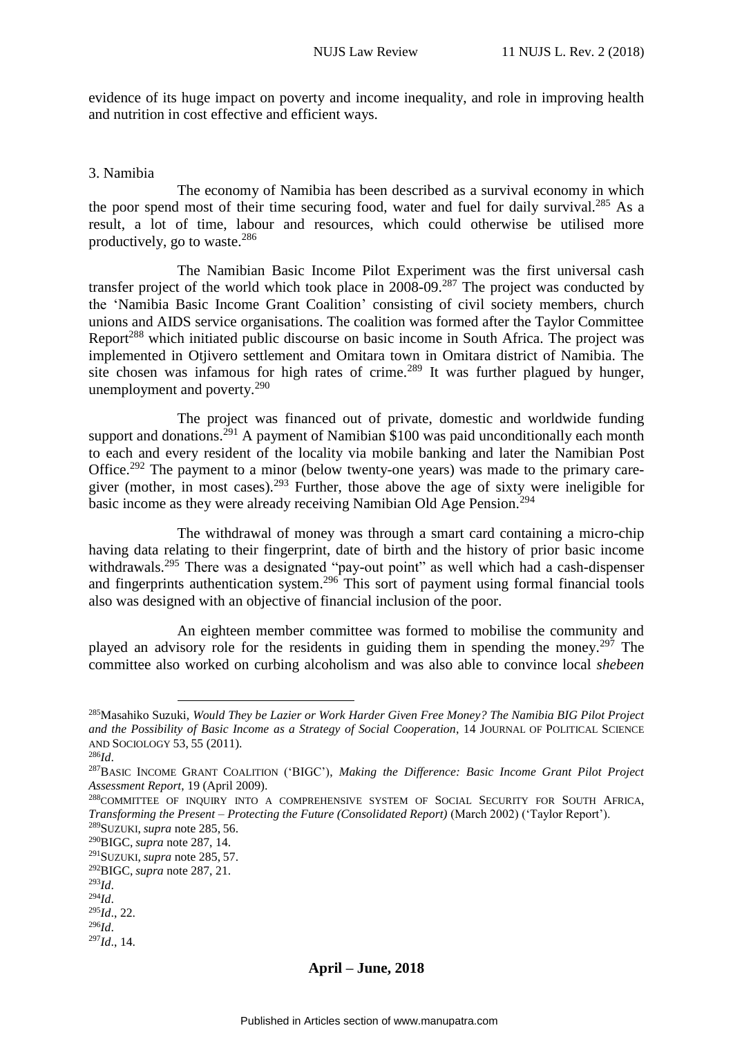evidence of its huge impact on poverty and income inequality, and role in improving health and nutrition in cost effective and efficient ways.

3. Namibia

The economy of Namibia has been described as a survival economy in which the poor spend most of their time securing food, water and fuel for daily survival.[285] As a result, a lot of time, labour and resources, which could otherwise be utilised more productively, go to waste.[286]

The Namibian Basic Income Pilot Experiment was the first universal cash transfer project of the world which took place in 2008-09.[287] The project was conducted by the 'Namibia Basic Income Grant Coalition' consisting of civil society members, church unions and AIDS service organisations. The coalition was formed after the Taylor Committee Report[288] which initiated public discourse on basic income in South Africa. The project was implemented in Otjivero settlement and Omitara town in Omitara district of Namibia. The site chosen was infamous for high rates of crime.[289] It was further plagued by hunger, unemployment and poverty.[290]

The project was financed out of private, domestic and worldwide funding support and donations.[291] A payment of Namibian $100 was paid unconditionally each month to each and every resident of the locality via mobile banking and later the Namibian Post Office.[292] The payment to a minor (below twenty-one years) was made to the primary care-giver (mother, in most cases).[293] Further, those above the age of sixty were ineligible for basic income as they were already receiving Namibian Old Age Pension.[294]

The withdrawal of money was through a smart card containing a micro-chip having data relating to their fingerprint, date of birth and the history of prior basic income withdrawals.[295] There was a designated "pay-out point" as well which had a cash-dispenser and fingerprints authentication system.[296] This sort of payment using formal financial tools also was designed with an objective of financial inclusion of the poor.

An eighteen member committee was formed to mobilise the community and played an advisory role for the residents in guiding them in spending the money.[297] The committee also worked on curbing alcoholism and was also able to convince local *shebeen*

---

[285] Masahiko Suzuki, *Would They be Lazier or Work Harder Given Free Money? The Namibia BIG Pilot Project and the Possibility of Basic Income as a Strategy of Social Cooperation*, 14 JOURNAL OF POLITICAL SCIENCE AND SOCIOLOGY 53, 55 (2011).

[286] *Id*.

[287] BASIC INCOME GRANT COALITION ('BIGC'), *Making the Difference: Basic Income Grant Pilot Project Assessment Report*, 19 (April 2009).

[288] COMMITTEE OF INQUIRY INTO A COMPREHENSIVE SYSTEM OF SOCIAL SECURITY FOR SOUTH AFRICA, *Transforming the Present – Protecting the Future (Consolidated Report)* (March 2002) ('Taylor Report').

[289] SUZUKI, *supra* note 285, 56.

[290] BIGC, *supra* note 287, 14.

[291] SUZUKI, *supra* note 285, 57.

[292] BIGC, *supra* note 287, 21.

[293] *Id*.

[294] *Id*.

[295] *Id*., 22.

[296] *Id*.

[297] *Id*., 14.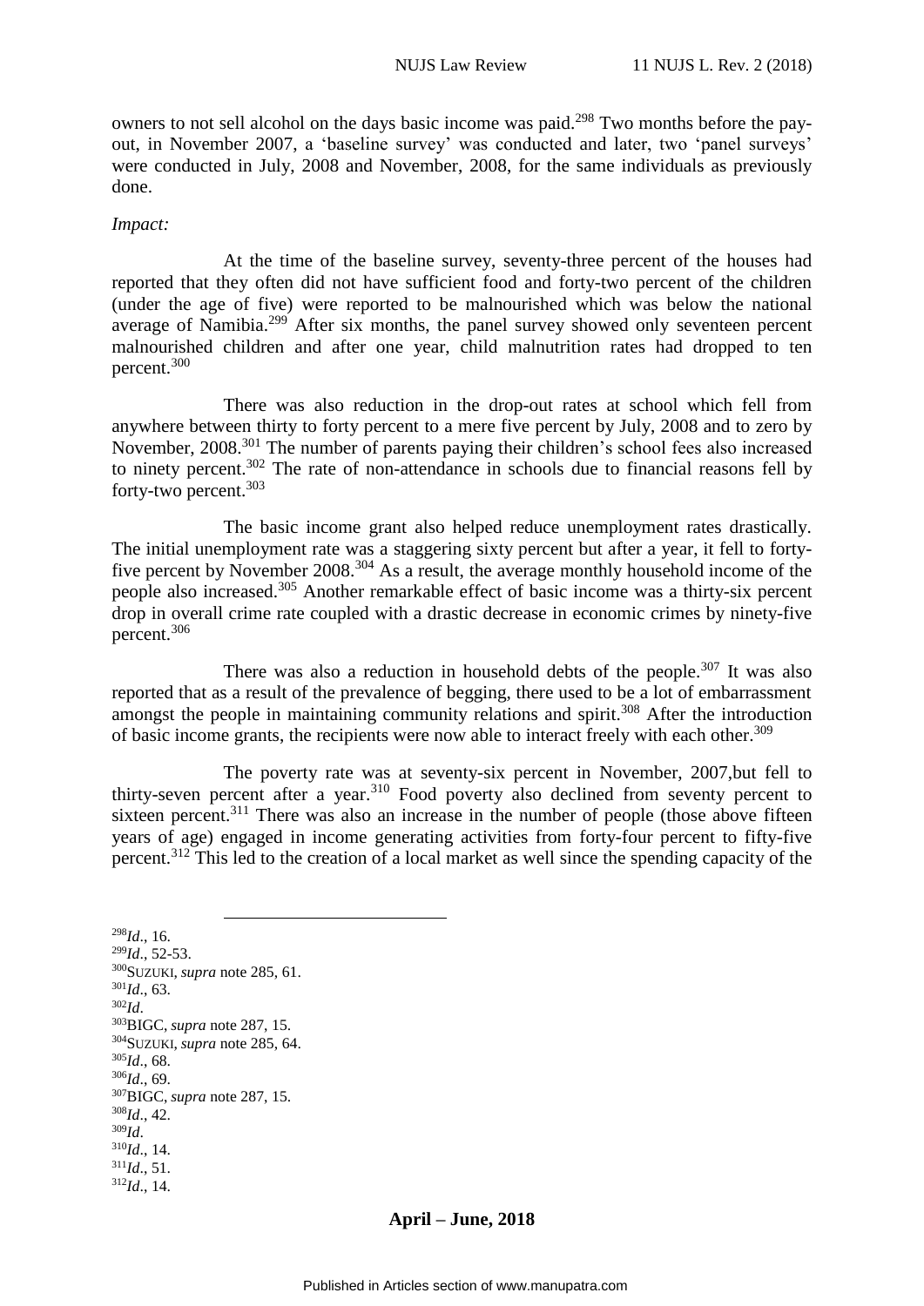owners to not sell alcohol on the days basic income was paid.[298] Two months before the pay-out, in November 2007, a 'baseline survey' was conducted and later, two 'panel surveys' were conducted in July, 2008 and November, 2008, for the same individuals as previously done.

*Impact:*

At the time of the baseline survey, seventy-three percent of the houses had reported that they often did not have sufficient food and forty-two percent of the children (under the age of five) were reported to be malnourished which was below the national average of Namibia.[299] After six months, the panel survey showed only seventeen percent malnourished children and after one year, child malnutrition rates had dropped to ten percent.[300]

There was also reduction in the drop-out rates at school which fell from anywhere between thirty to forty percent to a mere five percent by July, 2008 and to zero by November, 2008.[301] The number of parents paying their children's school fees also increased to ninety percent.[302] The rate of non-attendance in schools due to financial reasons fell by forty-two percent.[303]

The basic income grant also helped reduce unemployment rates drastically. The initial unemployment rate was a staggering sixty percent but after a year, it fell to forty-five percent by November 2008.[304] As a result, the average monthly household income of the people also increased.[305] Another remarkable effect of basic income was a thirty-six percent drop in overall crime rate coupled with a drastic decrease in economic crimes by ninety-five percent.[306]

There was also a reduction in household debts of the people.[307] It was also reported that as a result of the prevalence of begging, there used to be a lot of embarrassment amongst the people in maintaining community relations and spirit.[308] After the introduction of basic income grants, the recipients were now able to interact freely with each other.[309]

The poverty rate was at seventy-six percent in November, 2007,but fell to thirty-seven percent after a year.[310] Food poverty also declined from seventy percent to sixteen percent.[311] There was also an increase in the number of people (those above fifteen years of age) engaged in income generating activities from forty-four percent to fifty-five percent.[312] This led to the creation of a local market as well since the spending capacity of the

---

[298] *Id*., 16.
[299] *Id*., 52-53.
[300] SUZUKI, *supra* note 285, 61.
[301] *Id*., 63.
[302] *Id*.
[303] BIGC, *supra* note 287, 15.
[304] SUZUKI, *supra* note 285, 64.
[305] *Id*., 68.
[306] *Id*., 69.
[307] BIGC, *supra* note 287, 15.
[308] *Id*., 42.
[309] *Id*.
[310] *Id*., 14.
[311] *Id*., 51.
[312] *Id*., 14.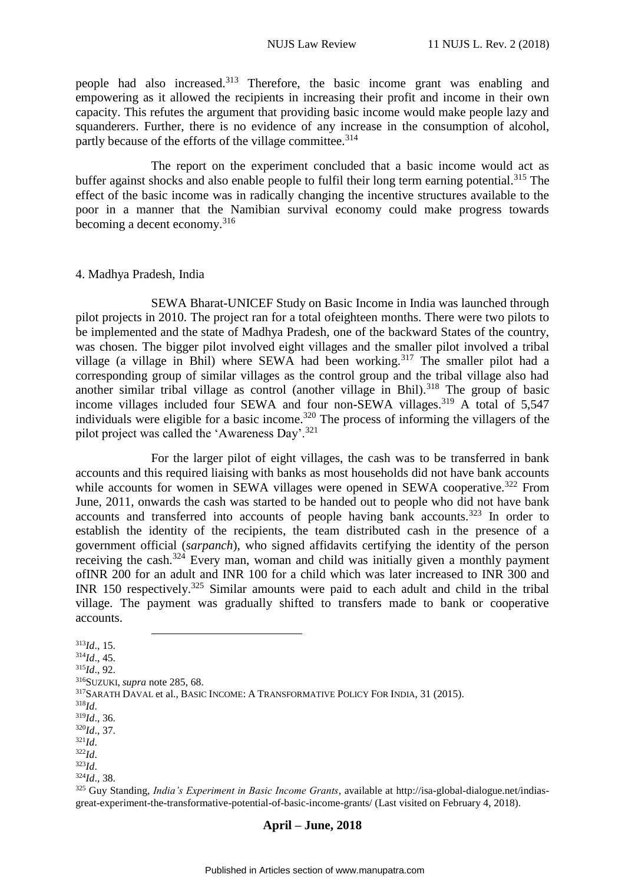people had also increased.[313] Therefore, the basic income grant was enabling and empowering as it allowed the recipients in increasing their profit and income in their own capacity. This refutes the argument that providing basic income would make people lazy and squanderers. Further, there is no evidence of any increase in the consumption of alcohol, partly because of the efforts of the village committee.[314]

The report on the experiment concluded that a basic income would act as buffer against shocks and also enable people to fulfil their long term earning potential.[315] The effect of the basic income was in radically changing the incentive structures available to the poor in a manner that the Namibian survival economy could make progress towards becoming a decent economy.[316]

4. Madhya Pradesh, India

SEWA Bharat-UNICEF Study on Basic Income in India was launched through pilot projects in 2010. The project ran for a total ofeighteen months. There were two pilots to be implemented and the state of Madhya Pradesh, one of the backward States of the country, was chosen. The bigger pilot involved eight villages and the smaller pilot involved a tribal village (a village in Bhil) where SEWA had been working.[317] The smaller pilot had a corresponding group of similar villages as the control group and the tribal village also had another similar tribal village as control (another village in Bhil).[318] The group of basic income villages included four SEWA and four non-SEWA villages.[319] A total of 5,547 individuals were eligible for a basic income.[320] The process of informing the villagers of the pilot project was called the 'Awareness Day'.[321]

For the larger pilot of eight villages, the cash was to be transferred in bank accounts and this required liaising with banks as most households did not have bank accounts while accounts for women in SEWA villages were opened in SEWA cooperative.[322] From June, 2011, onwards the cash was started to be handed out to people who did not have bank accounts and transferred into accounts of people having bank accounts.[323] In order to establish the identity of the recipients, the team distributed cash in the presence of a government official (*sarpanch*), who signed affidavits certifying the identity of the person receiving the cash.[324] Every man, woman and child was initially given a monthly payment ofINR 200 for an adult and INR 100 for a child which was later increased to INR 300 and INR 150 respectively.[325] Similar amounts were paid to each adult and child in the tribal village. The payment was gradually shifted to transfers made to bank or cooperative accounts.

---

[313] *Id*., 15.
[314] *Id*., 45.
[315] *Id*., 92.
[316] SUZUKI, *supra* note 285, 68.
[317] SARATH DAVAL et al., BASIC INCOME: A TRANSFORMATIVE POLICY FOR INDIA, 31 (2015).
[318] *Id*.
[319] *Id*., 36.
[320] *Id*., 37.
[321] *Id*.
[322] *Id*.
[323] *Id*.
[324] *Id*., 38.
[325] Guy Standing, *India's Experiment in Basic Income Grants*, available at http://isa-global-dialogue.net/indias-great-experiment-the-transformative-potential-of-basic-income-grants/ (Last visited on February 4, 2018).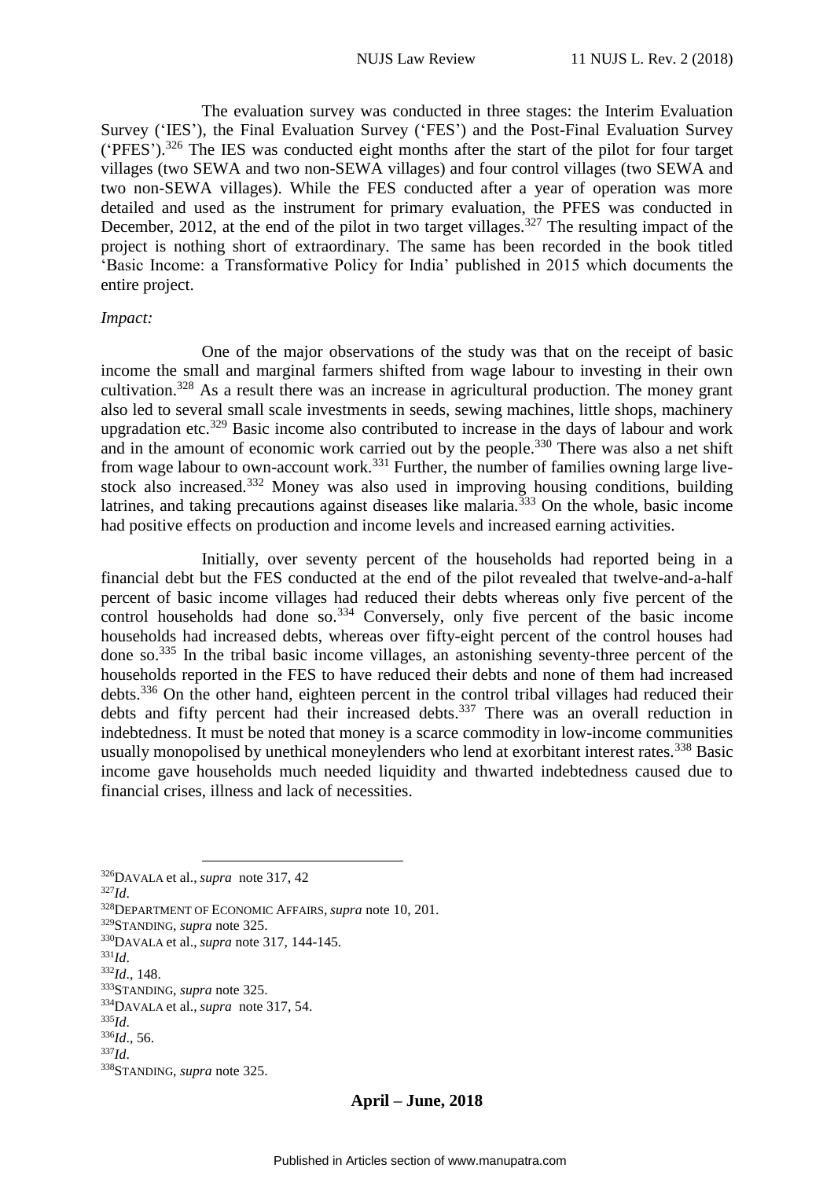The evaluation survey was conducted in three stages: the Interim Evaluation Survey ('IES'), the Final Evaluation Survey ('FES') and the Post-Final Evaluation Survey ('PFES').[326] The IES was conducted eight months after the start of the pilot for four target villages (two SEWA and two non-SEWA villages) and four control villages (two SEWA and two non-SEWA villages). While the FES conducted after a year of operation was more detailed and used as the instrument for primary evaluation, the PFES was conducted in December, 2012, at the end of the pilot in two target villages.[327] The resulting impact of the project is nothing short of extraordinary. The same has been recorded in the book titled 'Basic Income: a Transformative Policy for India' published in 2015 which documents the entire project.

*Impact:*

One of the major observations of the study was that on the receipt of basic income the small and marginal farmers shifted from wage labour to investing in their own cultivation.[328] As a result there was an increase in agricultural production. The money grant also led to several small scale investments in seeds, sewing machines, little shops, machinery upgradation etc.[329] Basic income also contributed to increase in the days of labour and work and in the amount of economic work carried out by the people.[330] There was also a net shift from wage labour to own-account work.[331] Further, the number of families owning large live-stock also increased.[332] Money was also used in improving housing conditions, building latrines, and taking precautions against diseases like malaria.[333] On the whole, basic income had positive effects on production and income levels and increased earning activities.

Initially, over seventy percent of the households had reported being in a financial debt but the FES conducted at the end of the pilot revealed that twelve-and-a-half percent of basic income villages had reduced their debts whereas only five percent of the control households had done so.[334] Conversely, only five percent of the basic income households had increased debts, whereas over fifty-eight percent of the control houses had done so.[335] In the tribal basic income villages, an astonishing seventy-three percent of the households reported in the FES to have reduced their debts and none of them had increased debts.[336] On the other hand, eighteen percent in the control tribal villages had reduced their debts and fifty percent had their increased debts.[337] There was an overall reduction in indebtedness. It must be noted that money is a scarce commodity in low-income communities usually monopolised by unethical moneylenders who lend at exorbitant interest rates.[338] Basic income gave households much needed liquidity and thwarted indebtedness caused due to financial crises, illness and lack of necessities.

---

[326] DAVALA et al., *supra* note 317, 42

[327] *Id*.

[328] DEPARTMENT OF ECONOMIC AFFAIRS, *supra* note 10, 201.

[329] STANDING, *supra* note 325.

[330] DAVALA et al., *supra* note 317, 144-145.

[331] *Id*.

[332] *Id*., 148.

[333] STANDING, *supra* note 325.

[334] DAVALA et al., *supra* note 317, 54.

[335] *Id*.

[336] *Id*., 56.

[337] *Id*.

[338] STANDING, *supra* note 325.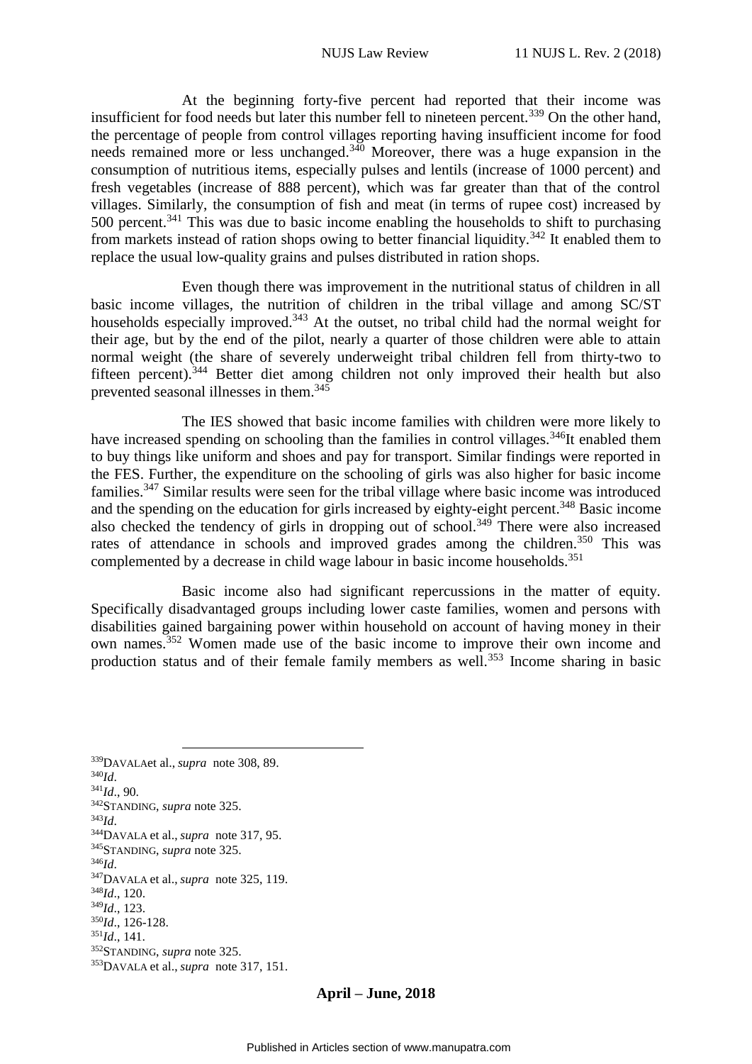At the beginning forty-five percent had reported that their income was insufficient for food needs but later this number fell to nineteen percent.[339] On the other hand, the percentage of people from control villages reporting having insufficient income for food needs remained more or less unchanged.[340] Moreover, there was a huge expansion in the consumption of nutritious items, especially pulses and lentils (increase of 1000 percent) and fresh vegetables (increase of 888 percent), which was far greater than that of the control villages. Similarly, the consumption of fish and meat (in terms of rupee cost) increased by 500 percent.[341] This was due to basic income enabling the households to shift to purchasing from markets instead of ration shops owing to better financial liquidity.[342] It enabled them to replace the usual low-quality grains and pulses distributed in ration shops.

Even though there was improvement in the nutritional status of children in all basic income villages, the nutrition of children in the tribal village and among SC/ST households especially improved.[343] At the outset, no tribal child had the normal weight for their age, but by the end of the pilot, nearly a quarter of those children were able to attain normal weight (the share of severely underweight tribal children fell from thirty-two to fifteen percent).[344] Better diet among children not only improved their health but also prevented seasonal illnesses in them.[345]

The IES showed that basic income families with children were more likely to have increased spending on schooling than the families in control villages.[346]It enabled them to buy things like uniform and shoes and pay for transport. Similar findings were reported in the FES. Further, the expenditure on the schooling of girls was also higher for basic income families.[347] Similar results were seen for the tribal village where basic income was introduced and the spending on the education for girls increased by eighty-eight percent.[348] Basic income also checked the tendency of girls in dropping out of school.[349] There were also increased rates of attendance in schools and improved grades among the children.[350] This was complemented by a decrease in child wage labour in basic income households.[351]

Basic income also had significant repercussions in the matter of equity. Specifically disadvantaged groups including lower caste families, women and persons with disabilities gained bargaining power within household on account of having money in their own names.[352] Women made use of the basic income to improve their own income and production status and of their female family members as well.[353] Income sharing in basic

---

[339]DAVALAet al., *supra* note 308, 89.
[340]*Id*.
[341]*Id*., 90.
[342]STANDING, *supra* note 325.
[343]*Id*.
[344]DAVALA et al., *supra* note 317, 95.
[345]STANDING, *supra* note 325.
[346]*Id*.
[347]DAVALA et al., *supra* note 325, 119.
[348]*Id*., 120.
[349]*Id*., 123.
[350]*Id*., 126-128.
[351]*Id*., 141.
[352]STANDING, *supra* note 325.
[353]DAVALA et al., *supra* note 317, 151.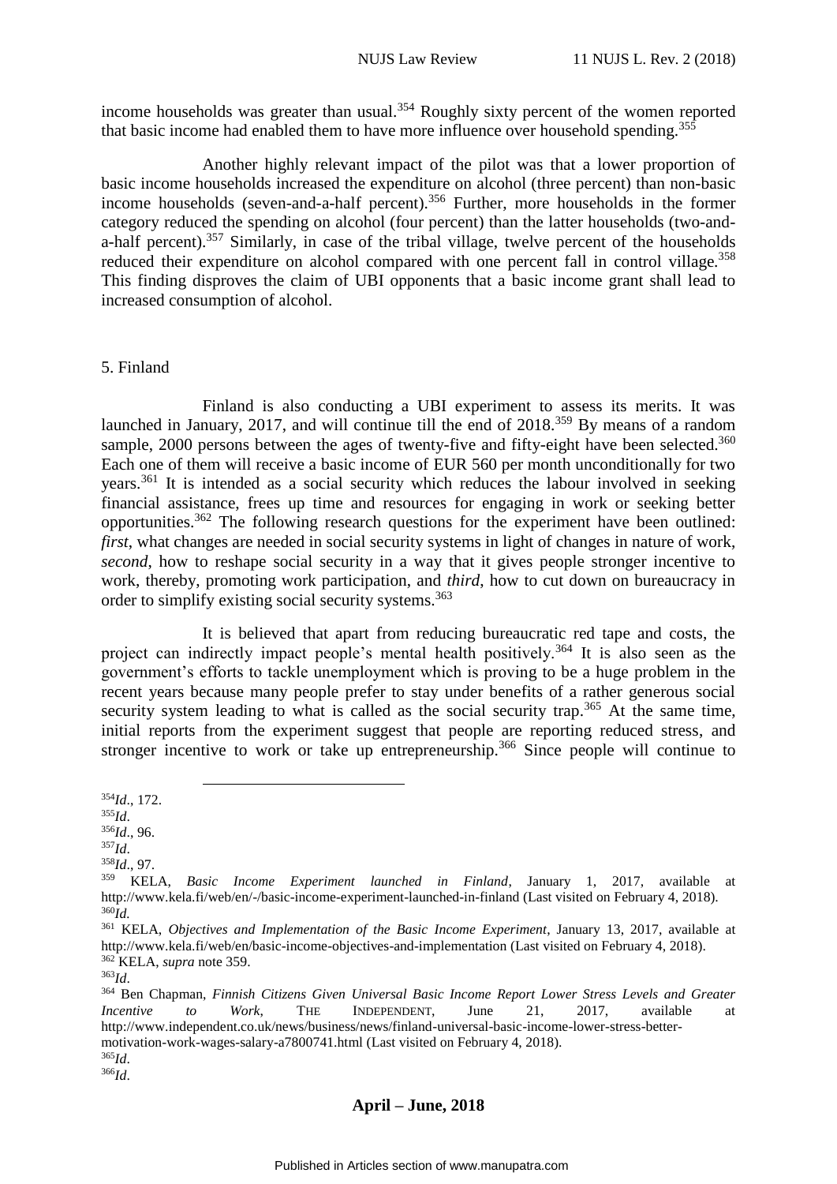income households was greater than usual.[354] Roughly sixty percent of the women reported that basic income had enabled them to have more influence over household spending.[355]

Another highly relevant impact of the pilot was that a lower proportion of basic income households increased the expenditure on alcohol (three percent) than non-basic income households (seven-and-a-half percent).[356] Further, more households in the former category reduced the spending on alcohol (four percent) than the latter households (two-and-a-half percent).[357] Similarly, in case of the tribal village, twelve percent of the households reduced their expenditure on alcohol compared with one percent fall in control village.[358] This finding disproves the claim of UBI opponents that a basic income grant shall lead to increased consumption of alcohol.

### 5. Finland

Finland is also conducting a UBI experiment to assess its merits. It was launched in January, 2017, and will continue till the end of 2018.[359] By means of a random sample, 2000 persons between the ages of twenty-five and fifty-eight have been selected.[360] Each one of them will receive a basic income of EUR 560 per month unconditionally for two years.[361] It is intended as a social security which reduces the labour involved in seeking financial assistance, frees up time and resources for engaging in work or seeking better opportunities.[362] The following research questions for the experiment have been outlined: *first*, what changes are needed in social security systems in light of changes in nature of work, *second*, how to reshape social security in a way that it gives people stronger incentive to work, thereby, promoting work participation, and *third*, how to cut down on bureaucracy in order to simplify existing social security systems.[363]

It is believed that apart from reducing bureaucratic red tape and costs, the project can indirectly impact people's mental health positively.[364] It is also seen as the government's efforts to tackle unemployment which is proving to be a huge problem in the recent years because many people prefer to stay under benefits of a rather generous social security system leading to what is called as the social security trap.[365] At the same time, initial reports from the experiment suggest that people are reporting reduced stress, and stronger incentive to work or take up entrepreneurship.[366] Since people will continue to

---

[354] *Id*., 172.

[355] *Id*.

[356] *Id*., 96.

[357] *Id*.

[358] *Id*., 97.

[359] KELA, *Basic Income Experiment launched in Finland*, January 1, 2017, available at http://www.kela.fi/web/en/-/basic-income-experiment-launched-in-finland (Last visited on February 4, 2018).

[360] *Id.*

[361] KELA, *Objectives and Implementation of the Basic Income Experiment*, January 13, 2017, available at http://www.kela.fi/web/en/basic-income-objectives-and-implementation (Last visited on February 4, 2018).

[362] KELA, *supra* note 359.

[363] *Id*.

[364] Ben Chapman, *Finnish Citizens Given Universal Basic Income Report Lower Stress Levels and Greater Incentive to Work*, THE INDEPENDENT, June 21, 2017, available at http://www.independent.co.uk/news/business/news/finland-universal-basic-income-lower-stress-better-motivation-work-wages-salary-a7800741.html (Last visited on February 4, 2018).

[365] *Id*.

[366] *Id*.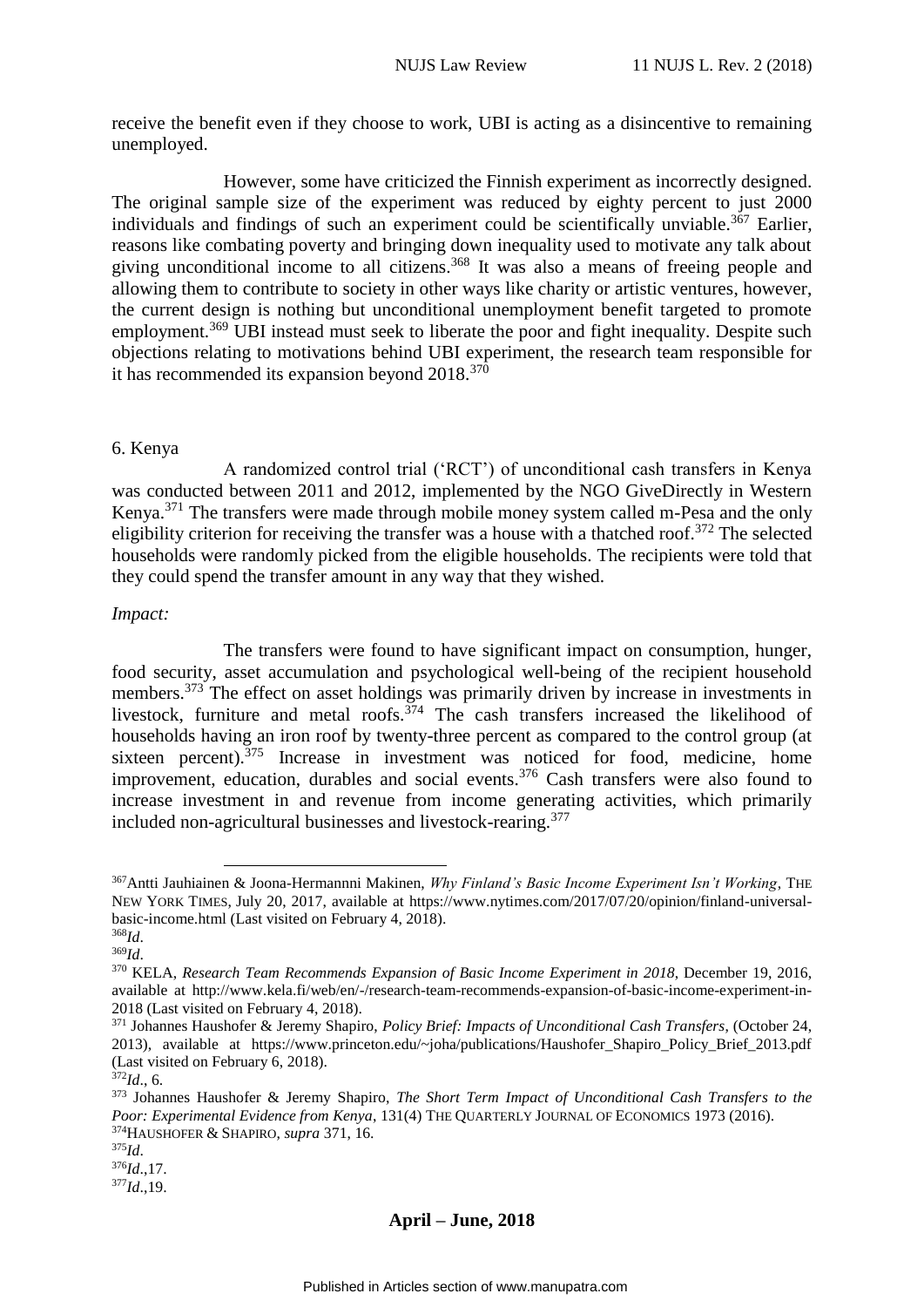receive the benefit even if they choose to work, UBI is acting as a disincentive to remaining unemployed.

However, some have criticized the Finnish experiment as incorrectly designed. The original sample size of the experiment was reduced by eighty percent to just 2000 individuals and findings of such an experiment could be scientifically unviable.[367] Earlier, reasons like combating poverty and bringing down inequality used to motivate any talk about giving unconditional income to all citizens.[368] It was also a means of freeing people and allowing them to contribute to society in other ways like charity or artistic ventures, however, the current design is nothing but unconditional unemployment benefit targeted to promote employment.[369] UBI instead must seek to liberate the poor and fight inequality. Despite such objections relating to motivations behind UBI experiment, the research team responsible for it has recommended its expansion beyond 2018.[370]

6. Kenya

A randomized control trial ('RCT') of unconditional cash transfers in Kenya was conducted between 2011 and 2012, implemented by the NGO GiveDirectly in Western Kenya.[371] The transfers were made through mobile money system called m-Pesa and the only eligibility criterion for receiving the transfer was a house with a thatched roof.[372] The selected households were randomly picked from the eligible households. The recipients were told that they could spend the transfer amount in any way that they wished.

*Impact:*

The transfers were found to have significant impact on consumption, hunger, food security, asset accumulation and psychological well-being of the recipient household members.[373] The effect on asset holdings was primarily driven by increase in investments in livestock, furniture and metal roofs.[374] The cash transfers increased the likelihood of households having an iron roof by twenty-three percent as compared to the control group (at sixteen percent).[375] Increase in investment was noticed for food, medicine, home improvement, education, durables and social events.[376] Cash transfers were also found to increase investment in and revenue from income generating activities, which primarily included non-agricultural businesses and livestock-rearing.[377]

---

[367] Antti Jauhiainen & Joona-Hermannni Makinen, *Why Finland's Basic Income Experiment Isn't Working*, THE NEW YORK TIMES, July 20, 2017, available at https://www.nytimes.com/2017/07/20/opinion/finland-universal-basic-income.html (Last visited on February 4, 2018).

[368] *Id*.

[369] *Id*.

[370] KELA, *Research Team Recommends Expansion of Basic Income Experiment in 2018*, December 19, 2016, available at http://www.kela.fi/web/en/-/research-team-recommends-expansion-of-basic-income-experiment-in-2018 (Last visited on February 4, 2018).

[371] Johannes Haushofer & Jeremy Shapiro, *Policy Brief: Impacts of Unconditional Cash Transfers*, (October 24, 2013), available at https://www.princeton.edu/~joha/publications/Haushofer_Shapiro_Policy_Brief_2013.pdf (Last visited on February 6, 2018).

[372] *Id*., 6.

[373] Johannes Haushofer & Jeremy Shapiro, *The Short Term Impact of Unconditional Cash Transfers to the Poor: Experimental Evidence from Kenya*, 131(4) THE QUARTERLY JOURNAL OF ECONOMICS 1973 (2016).

[374] HAUSHOFER & SHAPIRO, *supra* 371, 16.

[375] *Id*.

[376] *Id*.,17.

[377] *Id*.,19.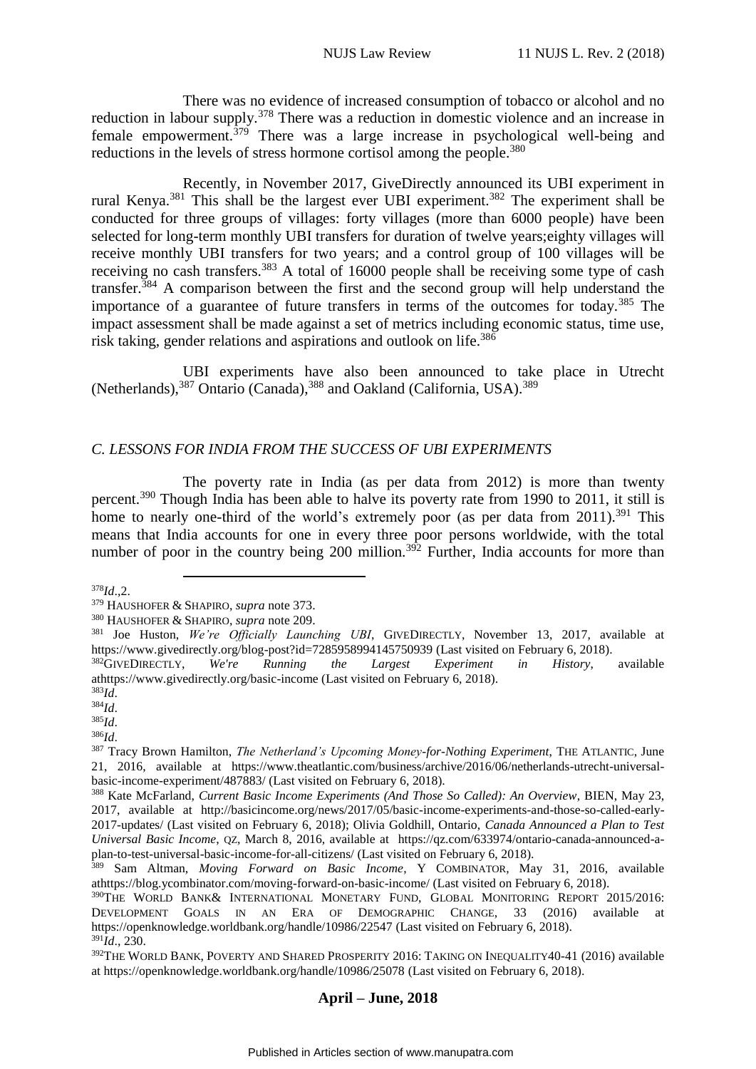There was no evidence of increased consumption of tobacco or alcohol and no reduction in labour supply.[378] There was a reduction in domestic violence and an increase in female empowerment.[379] There was a large increase in psychological well-being and reductions in the levels of stress hormone cortisol among the people.[380]

Recently, in November 2017, GiveDirectly announced its UBI experiment in rural Kenya.[381] This shall be the largest ever UBI experiment.[382] The experiment shall be conducted for three groups of villages: forty villages (more than 6000 people) have been selected for long-term monthly UBI transfers for duration of twelve years;eighty villages will receive monthly UBI transfers for two years; and a control group of 100 villages will be receiving no cash transfers.[383] A total of 16000 people shall be receiving some type of cash transfer.[384] A comparison between the first and the second group will help understand the importance of a guarantee of future transfers in terms of the outcomes for today.[385] The impact assessment shall be made against a set of metrics including economic status, time use, risk taking, gender relations and aspirations and outlook on life.[386]

UBI experiments have also been announced to take place in Utrecht (Netherlands),[387] Ontario (Canada),[388] and Oakland (California, USA).[389]

### *C. LESSONS FOR INDIA FROM THE SUCCESS OF UBI EXPERIMENTS*

The poverty rate in India (as per data from 2012) is more than twenty percent.[390] Though India has been able to halve its poverty rate from 1990 to 2011, it still is home to nearly one-third of the world's extremely poor (as per data from 2011).[391] This means that India accounts for one in every three poor persons worldwide, with the total number of poor in the country being 200 million.[392] Further, India accounts for more than

---

[378] *Id*.,2.

[379] HAUSHOFER & SHAPIRO, *supra* note 373.

[380] HAUSHOFER & SHAPIRO, *supra* note 209.

[381] Joe Huston, *We're Officially Launching UBI*, GIVEDIRECTLY, November 13, 2017, available at https://www.givedirectly.org/blog-post?id=7285958994145750939 (Last visited on February 6, 2018).

[382] GIVEDIRECTLY, *We're Running the Largest Experiment in History*, available athttps://www.givedirectly.org/basic-income (Last visited on February 6, 2018).

[383] *Id*.

[384] *Id*.

[385] *Id*.

[386] *Id*.

[387] Tracy Brown Hamilton, *The Netherland's Upcoming Money-for-Nothing Experiment*, THE ATLANTIC, June 21, 2016, available at https://www.theatlantic.com/business/archive/2016/06/netherlands-utrecht-universal-basic-income-experiment/487883/ (Last visited on February 6, 2018).

[388] Kate McFarland, *Current Basic Income Experiments (And Those So Called): An Overview*, BIEN, May 23, 2017, available at http://basicincome.org/news/2017/05/basic-income-experiments-and-those-so-called-early-2017-updates/ (Last visited on February 6, 2018); Olivia Goldhill, Ontario, *Canada Announced a Plan to Test Universal Basic Income*, QZ, March 8, 2016, available at https://qz.com/633974/ontario-canada-announced-a-plan-to-test-universal-basic-income-for-all-citizens/ (Last visited on February 6, 2018).

[389] Sam Altman, *Moving Forward on Basic Income*, Y COMBINATOR, May 31, 2016, available athttps://blog.ycombinator.com/moving-forward-on-basic-income/ (Last visited on February 6, 2018).

[390] THE WORLD BANK& INTERNATIONAL MONETARY FUND, GLOBAL MONITORING REPORT 2015/2016: DEVELOPMENT GOALS IN AN ERA OF DEMOGRAPHIC CHANGE, 33 (2016) available at https://openknowledge.worldbank.org/handle/10986/22547 (Last visited on February 6, 2018).

[391] *Id*., 230.

[392] THE WORLD BANK, POVERTY AND SHARED PROSPERITY 2016: TAKING ON INEQUALITY40-41 (2016) available at https://openknowledge.worldbank.org/handle/10986/25078 (Last visited on February 6, 2018).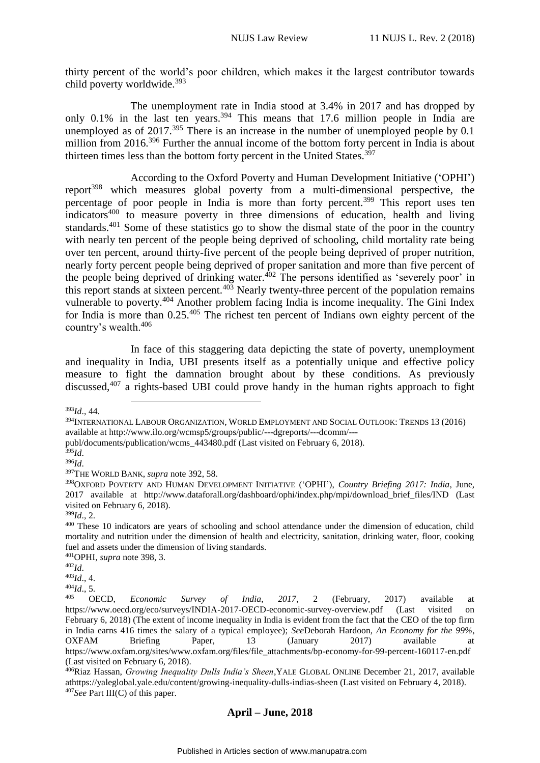thirty percent of the world's poor children, which makes it the largest contributor towards child poverty worldwide.[393]

The unemployment rate in India stood at 3.4% in 2017 and has dropped by only 0.1% in the last ten years.[394] This means that 17.6 million people in India are unemployed as of 2017.[395] There is an increase in the number of unemployed people by 0.1 million from 2016.[396] Further the annual income of the bottom forty percent in India is about thirteen times less than the bottom forty percent in the United States.[397]

According to the Oxford Poverty and Human Development Initiative ('OPHI') report[398] which measures global poverty from a multi-dimensional perspective, the percentage of poor people in India is more than forty percent.[399] This report uses ten indicators[400] to measure poverty in three dimensions of education, health and living standards.[401] Some of these statistics go to show the dismal state of the poor in the country with nearly ten percent of the people being deprived of schooling, child mortality rate being over ten percent, around thirty-five percent of the people being deprived of proper nutrition, nearly forty percent people being deprived of proper sanitation and more than five percent of the people being deprived of drinking water.[402] The persons identified as 'severely poor' in this report stands at sixteen percent.[403] Nearly twenty-three percent of the population remains vulnerable to poverty.[404] Another problem facing India is income inequality. The Gini Index for India is more than 0.25.[405] The richest ten percent of Indians own eighty percent of the country's wealth.[406]

In face of this staggering data depicting the state of poverty, unemployment and inequality in India, UBI presents itself as a potentially unique and effective policy measure to fight the damnation brought about by these conditions. As previously discussed,[407] a rights-based UBI could prove handy in the human rights approach to fight

---

[393] *Id*., 44.

[394] INTERNATIONAL LABOUR ORGANIZATION, WORLD EMPLOYMENT AND SOCIAL OUTLOOK: TRENDS 13 (2016) available at http://www.ilo.org/wcmsp5/groups/public/---dgreports/---dcomm/---publ/documents/publication/wcms_443480.pdf (Last visited on February 6, 2018).

[395] *Id*.

[396] *Id*.

[397] THE WORLD BANK, *supra* note 392, 58.

[398] OXFORD POVERTY AND HUMAN DEVELOPMENT INITIATIVE ('OPHI'), *Country Briefing 2017: India*, June, 2017 available at http://www.dataforall.org/dashboard/ophi/index.php/mpi/download_brief_files/IND (Last visited on February 6, 2018).

[399] *Id*., 2.

[400] These 10 indicators are years of schooling and school attendance under the dimension of education, child mortality and nutrition under the dimension of health and electricity, sanitation, drinking water, floor, cooking fuel and assets under the dimension of living standards.

[401] OPHI, *supra* note 398, 3.

[402] *Id*.

[403] *Id*., 4.

[404] *Id*., 5.

[405] OECD, *Economic Survey of India, 2017*, 2 (February, 2017) available at https://www.oecd.org/eco/surveys/INDIA-2017-OECD-economic-survey-overview.pdf (Last visited on February 6, 2018) (The extent of income inequality in India is evident from the fact that the CEO of the top firm in India earns 416 times the salary of a typical employee); *See* Deborah Hardoon, *An Economy for the 99%*, OXFAM Briefing Paper, 13 (January 2017) available at https://www.oxfam.org/sites/www.oxfam.org/files/file_attachments/bp-economy-for-99-percent-160117-en.pdf (Last visited on February 6, 2018).

[406] Riaz Hassan, *Growing Inequality Dulls India's Sheen*, YALE GLOBAL ONLINE December 21, 2017, available at https://yaleglobal.yale.edu/content/growing-inequality-dulls-indias-sheen (Last visited on February 4, 2018).

[407] *See* Part III(C) of this paper.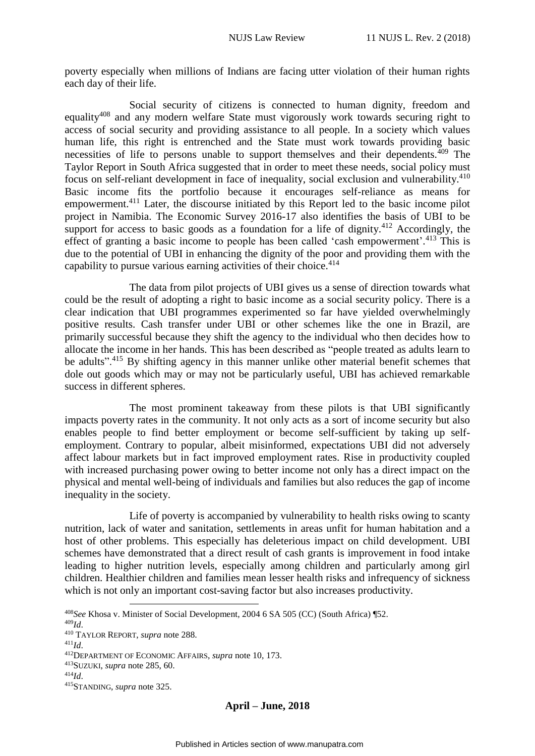poverty especially when millions of Indians are facing utter violation of their human rights each day of their life.

Social security of citizens is connected to human dignity, freedom and equality[408] and any modern welfare State must vigorously work towards securing right to access of social security and providing assistance to all people. In a society which values human life, this right is entrenched and the State must work towards providing basic necessities of life to persons unable to support themselves and their dependents.[409] The Taylor Report in South Africa suggested that in order to meet these needs, social policy must focus on self-reliant development in face of inequality, social exclusion and vulnerability.[410] Basic income fits the portfolio because it encourages self-reliance as means for empowerment.[411] Later, the discourse initiated by this Report led to the basic income pilot project in Namibia. The Economic Survey 2016-17 also identifies the basis of UBI to be support for access to basic goods as a foundation for a life of dignity.[412] Accordingly, the effect of granting a basic income to people has been called 'cash empowerment'.[413] This is due to the potential of UBI in enhancing the dignity of the poor and providing them with the capability to pursue various earning activities of their choice.[414]

The data from pilot projects of UBI gives us a sense of direction towards what could be the result of adopting a right to basic income as a social security policy. There is a clear indication that UBI programmes experimented so far have yielded overwhelmingly positive results. Cash transfer under UBI or other schemes like the one in Brazil, are primarily successful because they shift the agency to the individual who then decides how to allocate the income in her hands. This has been described as "people treated as adults learn to be adults".[415] By shifting agency in this manner unlike other material benefit schemes that dole out goods which may or may not be particularly useful, UBI has achieved remarkable success in different spheres.

The most prominent takeaway from these pilots is that UBI significantly impacts poverty rates in the community. It not only acts as a sort of income security but also enables people to find better employment or become self-sufficient by taking up self-employment. Contrary to popular, albeit misinformed, expectations UBI did not adversely affect labour markets but in fact improved employment rates. Rise in productivity coupled with increased purchasing power owing to better income not only has a direct impact on the physical and mental well-being of individuals and families but also reduces the gap of income inequality in the society.

Life of poverty is accompanied by vulnerability to health risks owing to scanty nutrition, lack of water and sanitation, settlements in areas unfit for human habitation and a host of other problems. This especially has deleterious impact on child development. UBI schemes have demonstrated that a direct result of cash grants is improvement in food intake leading to higher nutrition levels, especially among children and particularly among girl children. Healthier children and families mean lesser health risks and infrequency of sickness which is not only an important cost-saving factor but also increases productivity.

---

[408] *See* Khosa v. Minister of Social Development, 2004 6 SA 505 (CC) (South Africa) ¶52.

[409] *Id*.

[410] TAYLOR REPORT, *supra* note 288.

[411] *Id*.

[412] DEPARTMENT OF ECONOMIC AFFAIRS, *supra* note 10, 173.

[413] SUZUKI, *supra* note 285, 60.

[414] *Id*.

[415] STANDING, *supra* note 325.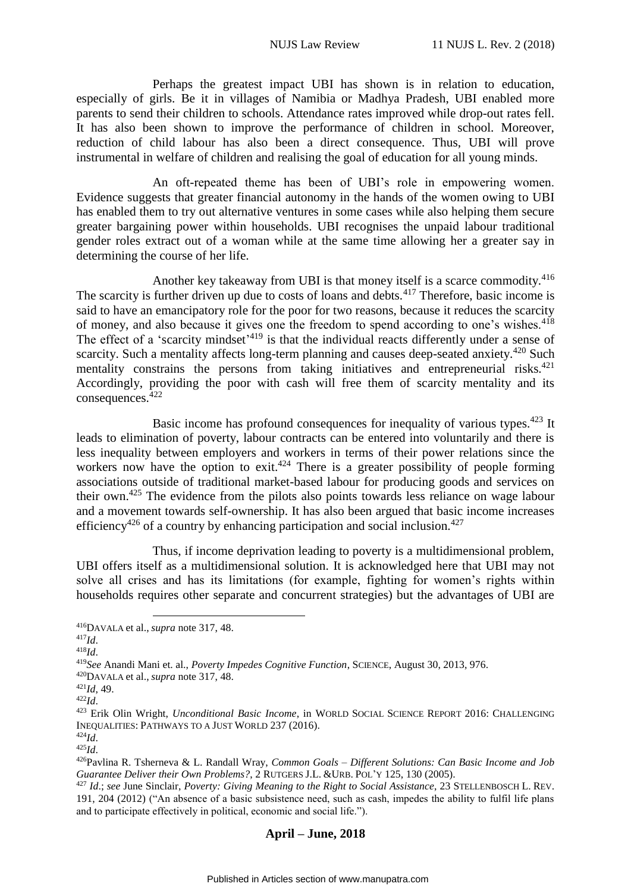Perhaps the greatest impact UBI has shown is in relation to education, especially of girls. Be it in villages of Namibia or Madhya Pradesh, UBI enabled more parents to send their children to schools. Attendance rates improved while drop-out rates fell. It has also been shown to improve the performance of children in school. Moreover, reduction of child labour has also been a direct consequence. Thus, UBI will prove instrumental in welfare of children and realising the goal of education for all young minds.

An oft-repeated theme has been of UBI's role in empowering women. Evidence suggests that greater financial autonomy in the hands of the women owing to UBI has enabled them to try out alternative ventures in some cases while also helping them secure greater bargaining power within households. UBI recognises the unpaid labour traditional gender roles extract out of a woman while at the same time allowing her a greater say in determining the course of her life.

Another key takeaway from UBI is that money itself is a scarce commodity.[416] The scarcity is further driven up due to costs of loans and debts.[417] Therefore, basic income is said to have an emancipatory role for the poor for two reasons, because it reduces the scarcity of money, and also because it gives one the freedom to spend according to one's wishes.[418] The effect of a 'scarcity mindset'[419] is that the individual reacts differently under a sense of scarcity. Such a mentality affects long-term planning and causes deep-seated anxiety.[420] Such mentality constrains the persons from taking initiatives and entrepreneurial risks.[421] Accordingly, providing the poor with cash will free them of scarcity mentality and its consequences.[422]

Basic income has profound consequences for inequality of various types.[423] It leads to elimination of poverty, labour contracts can be entered into voluntarily and there is less inequality between employers and workers in terms of their power relations since the workers now have the option to exit.[424] There is a greater possibility of people forming associations outside of traditional market-based labour for producing goods and services on their own.[425] The evidence from the pilots also points towards less reliance on wage labour and a movement towards self-ownership. It has also been argued that basic income increases efficiency[426] of a country by enhancing participation and social inclusion.[427]

Thus, if income deprivation leading to poverty is a multidimensional problem, UBI offers itself as a multidimensional solution. It is acknowledged here that UBI may not solve all crises and has its limitations (for example, fighting for women's rights within households requires other separate and concurrent strategies) but the advantages of UBI are

---

[416] DAVALA et al., *supra* note 317, 48.

[417] *Id*.

[418] *Id*.

[419] *See* Anandi Mani et. al., *Poverty Impedes Cognitive Function*, SCIENCE, August 30, 2013, 976.

[420] DAVALA et al., *supra* note 317, 48.

[421] *Id*, 49.

[422] *Id*.

[423] Erik Olin Wright, *Unconditional Basic Income*, in WORLD SOCIAL SCIENCE REPORT 2016: CHALLENGING INEQUALITIES: PATHWAYS TO A JUST WORLD 237 (2016).

[424] *Id*.

[425] *Id*.

[426] Pavlina R. Tsherneva & L. Randall Wray, *Common Goals – Different Solutions: Can Basic Income and Job Guarantee Deliver their Own Problems?*, 2 RUTGERS J.L. &URB. POL'Y 125, 130 (2005).

[427] *Id*.; *see* June Sinclair, *Poverty: Giving Meaning to the Right to Social Assistance*, 23 STELLENBOSCH L. REV. 191, 204 (2012) ("An absence of a basic subsistence need, such as cash, impedes the ability to fulfil life plans and to participate effectively in political, economic and social life.").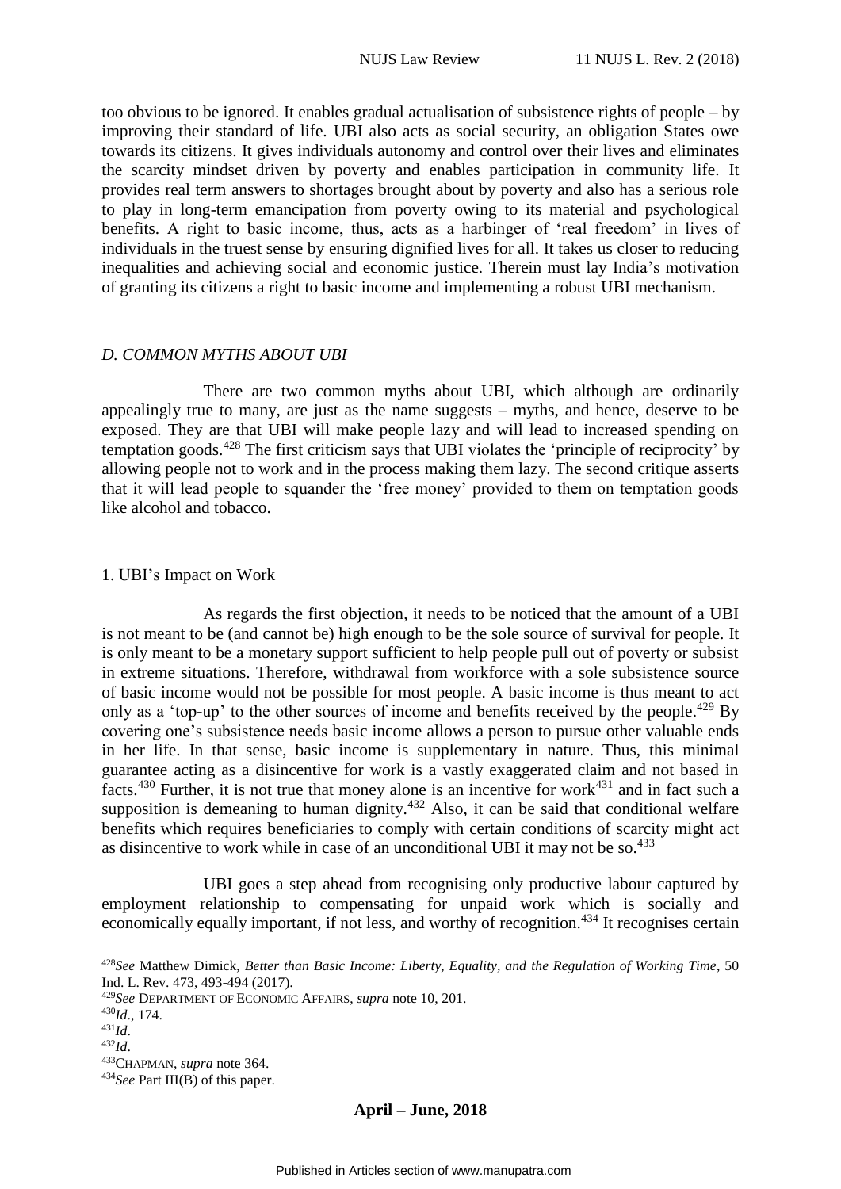too obvious to be ignored. It enables gradual actualisation of subsistence rights of people – by improving their standard of life. UBI also acts as social security, an obligation States owe towards its citizens. It gives individuals autonomy and control over their lives and eliminates the scarcity mindset driven by poverty and enables participation in community life. It provides real term answers to shortages brought about by poverty and also has a serious role to play in long-term emancipation from poverty owing to its material and psychological benefits. A right to basic income, thus, acts as a harbinger of 'real freedom' in lives of individuals in the truest sense by ensuring dignified lives for all. It takes us closer to reducing inequalities and achieving social and economic justice. Therein must lay India's motivation of granting its citizens a right to basic income and implementing a robust UBI mechanism.

### *D. COMMON MYTHS ABOUT UBI*

There are two common myths about UBI, which although are ordinarily appealingly true to many, are just as the name suggests – myths, and hence, deserve to be exposed. They are that UBI will make people lazy and will lead to increased spending on temptation goods.[428] The first criticism says that UBI violates the 'principle of reciprocity' by allowing people not to work and in the process making them lazy. The second critique asserts that it will lead people to squander the 'free money' provided to them on temptation goods like alcohol and tobacco.

#### 1. UBI's Impact on Work

As regards the first objection, it needs to be noticed that the amount of a UBI is not meant to be (and cannot be) high enough to be the sole source of survival for people. It is only meant to be a monetary support sufficient to help people pull out of poverty or subsist in extreme situations. Therefore, withdrawal from workforce with a sole subsistence source of basic income would not be possible for most people. A basic income is thus meant to act only as a 'top-up' to the other sources of income and benefits received by the people.[429] By covering one's subsistence needs basic income allows a person to pursue other valuable ends in her life. In that sense, basic income is supplementary in nature. Thus, this minimal guarantee acting as a disincentive for work is a vastly exaggerated claim and not based in facts.[430] Further, it is not true that money alone is an incentive for work[431] and in fact such a supposition is demeaning to human dignity.[432] Also, it can be said that conditional welfare benefits which requires beneficiaries to comply with certain conditions of scarcity might act as disincentive to work while in case of an unconditional UBI it may not be so.[433]

UBI goes a step ahead from recognising only productive labour captured by employment relationship to compensating for unpaid work which is socially and economically equally important, if not less, and worthy of recognition.[434] It recognises certain

---

[428] *See* Matthew Dimick, *Better than Basic Income: Liberty, Equality, and the Regulation of Working Time*, 50 Ind. L. Rev. 473, 493-494 (2017).

[429] *See* DEPARTMENT OF ECONOMIC AFFAIRS, *supra* note 10, 201.

[430] *Id*., 174.

[431] *Id*.

[432] *Id*.

[433] CHAPMAN, *supra* note 364.

[434] *See* Part III(B) of this paper.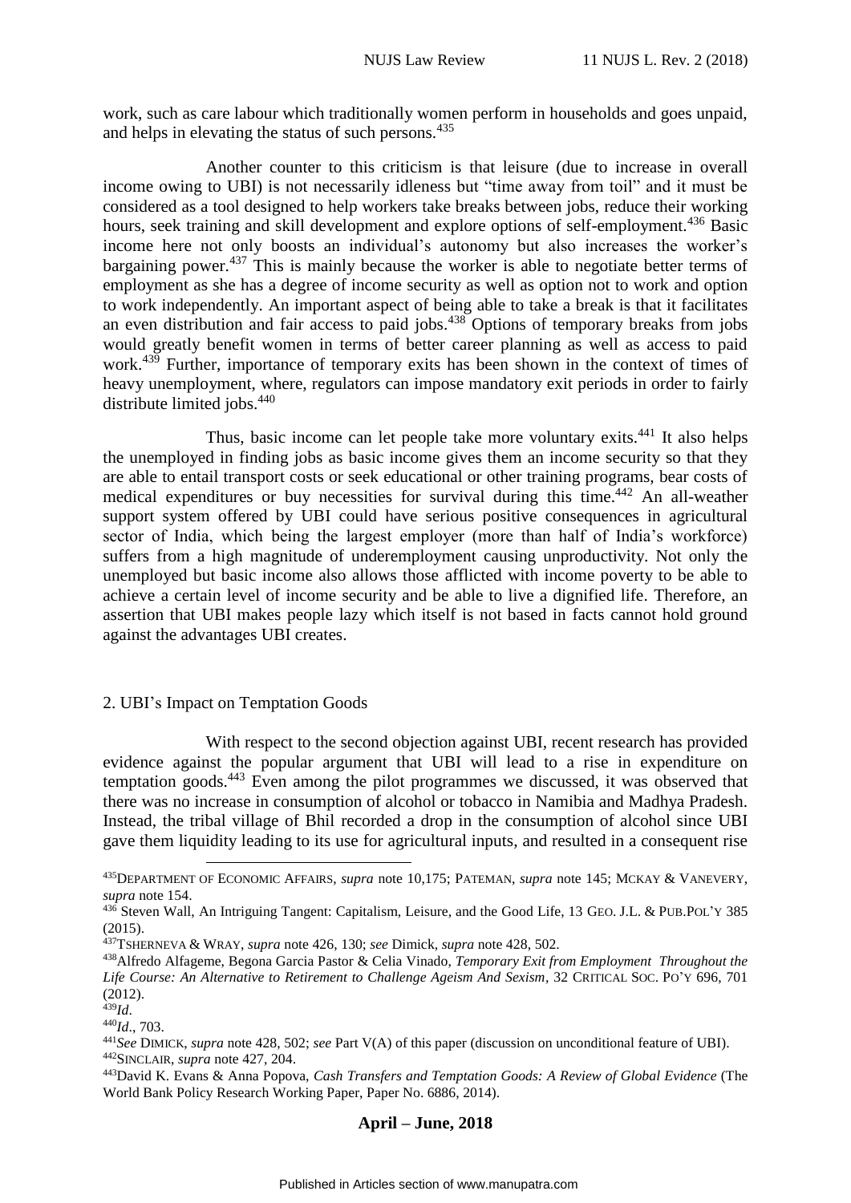work, such as care labour which traditionally women perform in households and goes unpaid, and helps in elevating the status of such persons.[435]

Another counter to this criticism is that leisure (due to increase in overall income owing to UBI) is not necessarily idleness but "time away from toil" and it must be considered as a tool designed to help workers take breaks between jobs, reduce their working hours, seek training and skill development and explore options of self-employment.[436] Basic income here not only boosts an individual's autonomy but also increases the worker's bargaining power.[437] This is mainly because the worker is able to negotiate better terms of employment as she has a degree of income security as well as option not to work and option to work independently. An important aspect of being able to take a break is that it facilitates an even distribution and fair access to paid jobs.[438] Options of temporary breaks from jobs would greatly benefit women in terms of better career planning as well as access to paid work.[439] Further, importance of temporary exits has been shown in the context of times of heavy unemployment, where, regulators can impose mandatory exit periods in order to fairly distribute limited jobs.[440]

Thus, basic income can let people take more voluntary exits.[441] It also helps the unemployed in finding jobs as basic income gives them an income security so that they are able to entail transport costs or seek educational or other training programs, bear costs of medical expenditures or buy necessities for survival during this time.[442] An all-weather support system offered by UBI could have serious positive consequences in agricultural sector of India, which being the largest employer (more than half of India's workforce) suffers from a high magnitude of underemployment causing unproductivity. Not only the unemployed but basic income also allows those afflicted with income poverty to be able to achieve a certain level of income security and be able to live a dignified life. Therefore, an assertion that UBI makes people lazy which itself is not based in facts cannot hold ground against the advantages UBI creates.

2. UBI's Impact on Temptation Goods

With respect to the second objection against UBI, recent research has provided evidence against the popular argument that UBI will lead to a rise in expenditure on temptation goods.[443] Even among the pilot programmes we discussed, it was observed that there was no increase in consumption of alcohol or tobacco in Namibia and Madhya Pradesh. Instead, the tribal village of Bhil recorded a drop in the consumption of alcohol since UBI gave them liquidity leading to its use for agricultural inputs, and resulted in a consequent rise

---

[435] DEPARTMENT OF ECONOMIC AFFAIRS, *supra* note 10,175; PATEMAN, *supra* note 145; MCKAY & VANEVERY, *supra* note 154.

[436] Steven Wall, An Intriguing Tangent: Capitalism, Leisure, and the Good Life, 13 GEO. J.L. & PUB.POL'Y 385 (2015).

[437] TSHERNEVA & WRAY, *supra* note 426, 130; *see* Dimick, *supra* note 428, 502.

[438] Alfredo Alfageme, Begona Garcia Pastor & Celia Vinado, *Temporary Exit from Employment Throughout the Life Course: An Alternative to Retirement to Challenge Ageism And Sexism*, 32 CRITICAL SOC. PO'Y 696, 701 (2012).

[439] *Id*.

[440] *Id*., 703.

[441] *See* DIMICK, *supra* note 428, 502; *see* Part V(A) of this paper (discussion on unconditional feature of UBI).

[442] SINCLAIR, *supra* note 427, 204.

[443] David K. Evans & Anna Popova, *Cash Transfers and Temptation Goods: A Review of Global Evidence* (The World Bank Policy Research Working Paper, Paper No. 6886, 2014).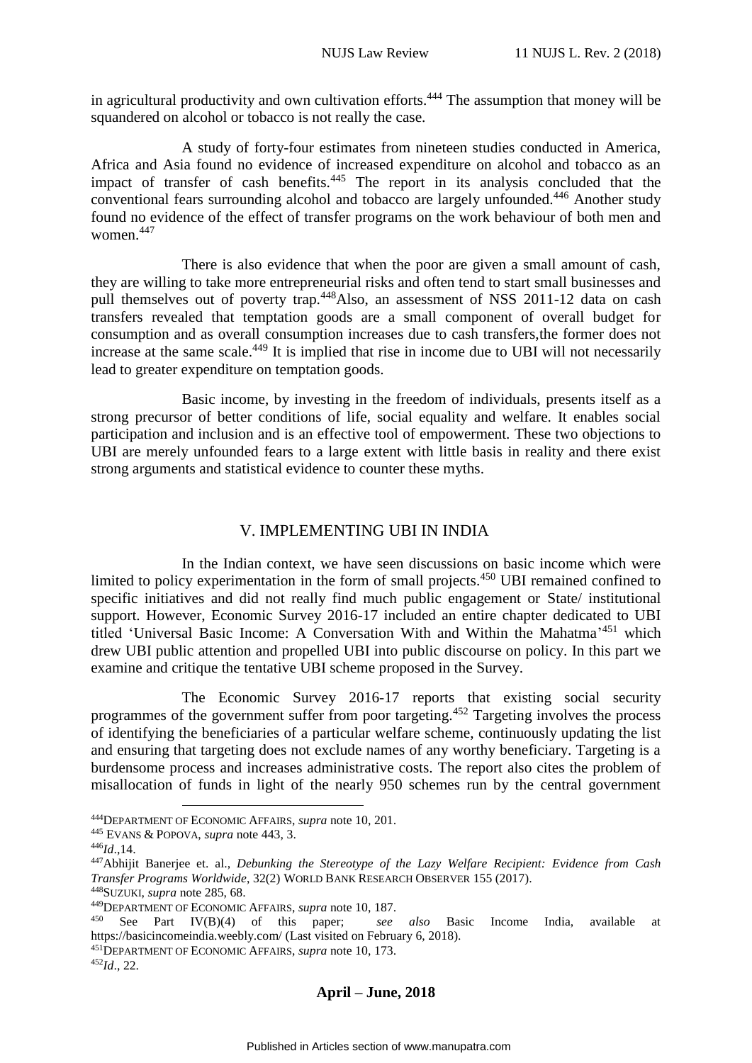in agricultural productivity and own cultivation efforts.[444] The assumption that money will be squandered on alcohol or tobacco is not really the case.

A study of forty-four estimates from nineteen studies conducted in America, Africa and Asia found no evidence of increased expenditure on alcohol and tobacco as an impact of transfer of cash benefits.[445] The report in its analysis concluded that the conventional fears surrounding alcohol and tobacco are largely unfounded.[446] Another study found no evidence of the effect of transfer programs on the work behaviour of both men and women.[447]

There is also evidence that when the poor are given a small amount of cash, they are willing to take more entrepreneurial risks and often tend to start small businesses and pull themselves out of poverty trap.[448]Also, an assessment of NSS 2011-12 data on cash transfers revealed that temptation goods are a small component of overall budget for consumption and as overall consumption increases due to cash transfers,the former does not increase at the same scale.[449] It is implied that rise in income due to UBI will not necessarily lead to greater expenditure on temptation goods.

Basic income, by investing in the freedom of individuals, presents itself as a strong precursor of better conditions of life, social equality and welfare. It enables social participation and inclusion and is an effective tool of empowerment. These two objections to UBI are merely unfounded fears to a large extent with little basis in reality and there exist strong arguments and statistical evidence to counter these myths.

## V. IMPLEMENTING UBI IN INDIA

In the Indian context, we have seen discussions on basic income which were limited to policy experimentation in the form of small projects.[450] UBI remained confined to specific initiatives and did not really find much public engagement or State/ institutional support. However, Economic Survey 2016-17 included an entire chapter dedicated to UBI titled 'Universal Basic Income: A Conversation With and Within the Mahatma'[451] which drew UBI public attention and propelled UBI into public discourse on policy. In this part we examine and critique the tentative UBI scheme proposed in the Survey.

The Economic Survey 2016-17 reports that existing social security programmes of the government suffer from poor targeting.[452] Targeting involves the process of identifying the beneficiaries of a particular welfare scheme, continuously updating the list and ensuring that targeting does not exclude names of any worthy beneficiary. Targeting is a burdensome process and increases administrative costs. The report also cites the problem of misallocation of funds in light of the nearly 950 schemes run by the central government

---

[444] DEPARTMENT OF ECONOMIC AFFAIRS, *supra* note 10, 201.

[445] EVANS & POPOVA, *supra* note 443, 3.

[446] *Id*.,14.

[447] Abhijit Banerjee et. al., *Debunking the Stereotype of the Lazy Welfare Recipient: Evidence from Cash Transfer Programs Worldwide*, 32(2) WORLD BANK RESEARCH OBSERVER 155 (2017).

[448] SUZUKI, *supra* note 285, 68.

[449] DEPARTMENT OF ECONOMIC AFFAIRS, *supra* note 10, 187.

[450] See Part IV(B)(4) of this paper; *see also* Basic Income India, available at https://basicincomeindia.weebly.com/ (Last visited on February 6, 2018).

[451] DEPARTMENT OF ECONOMIC AFFAIRS, *supra* note 10, 173.

[452] *Id*., 22.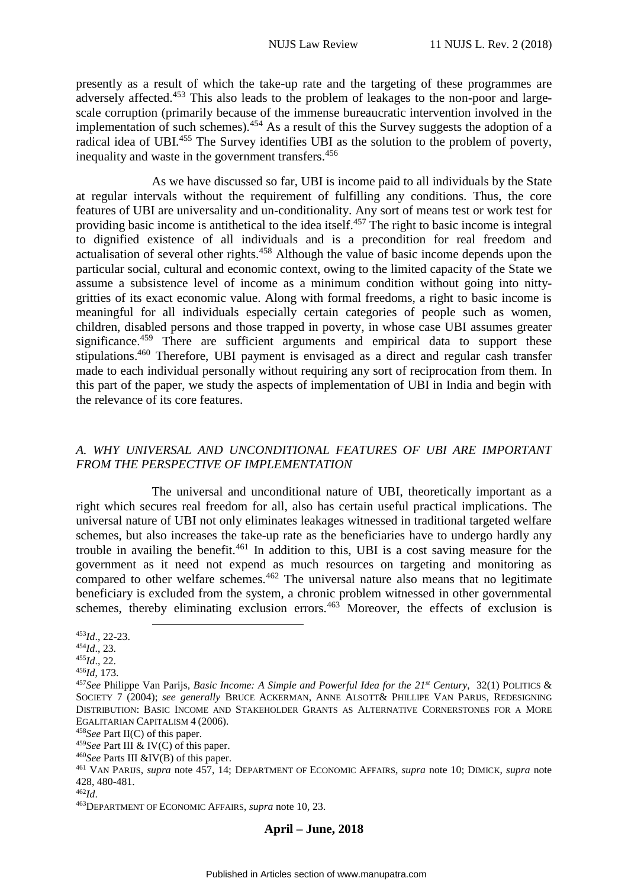presently as a result of which the take-up rate and the targeting of these programmes are adversely affected.[453] This also leads to the problem of leakages to the non-poor and large-scale corruption (primarily because of the immense bureaucratic intervention involved in the implementation of such schemes).[454] As a result of this the Survey suggests the adoption of a radical idea of UBI.[455] The Survey identifies UBI as the solution to the problem of poverty, inequality and waste in the government transfers.[456]

As we have discussed so far, UBI is income paid to all individuals by the State at regular intervals without the requirement of fulfilling any conditions. Thus, the core features of UBI are universality and un-conditionality. Any sort of means test or work test for providing basic income is antithetical to the idea itself.[457] The right to basic income is integral to dignified existence of all individuals and is a precondition for real freedom and actualisation of several other rights.[458] Although the value of basic income depends upon the particular social, cultural and economic context, owing to the limited capacity of the State we assume a subsistence level of income as a minimum condition without going into nitty-gritties of its exact economic value. Along with formal freedoms, a right to basic income is meaningful for all individuals especially certain categories of people such as women, children, disabled persons and those trapped in poverty, in whose case UBI assumes greater significance.[459] There are sufficient arguments and empirical data to support these stipulations.[460] Therefore, UBI payment is envisaged as a direct and regular cash transfer made to each individual personally without requiring any sort of reciprocation from them. In this part of the paper, we study the aspects of implementation of UBI in India and begin with the relevance of its core features.

### *A. WHY UNIVERSAL AND UNCONDITIONAL FEATURES OF UBI ARE IMPORTANT FROM THE PERSPECTIVE OF IMPLEMENTATION*

The universal and unconditional nature of UBI, theoretically important as a right which secures real freedom for all, also has certain useful practical implications. The universal nature of UBI not only eliminates leakages witnessed in traditional targeted welfare schemes, but also increases the take-up rate as the beneficiaries have to undergo hardly any trouble in availing the benefit.[461] In addition to this, UBI is a cost saving measure for the government as it need not expend as much resources on targeting and monitoring as compared to other welfare schemes.[462] The universal nature also means that no legitimate beneficiary is excluded from the system, a chronic problem witnessed in other governmental schemes, thereby eliminating exclusion errors.[463] Moreover, the effects of exclusion is

---

[453] *Id*., 22-23.

[454] *Id*., 23.

[455] *Id*., 22.

[456] *Id*, 173.

[457] *See* Philippe Van Parijs, *Basic Income: A Simple and Powerful Idea for the 21st Century*, 32(1) POLITICS & SOCIETY 7 (2004); *see generally* BRUCE ACKERMAN, ANNE ALSOTT& PHILLIPE VAN PARIJS, REDESIGNING DISTRIBUTION: BASIC INCOME AND STAKEHOLDER GRANTS AS ALTERNATIVE CORNERSTONES FOR A MORE EGALITARIAN CAPITALISM 4 (2006).

[458] *See* Part II(C) of this paper.

[459] *See* Part III & IV(C) of this paper.

[460] *See* Parts III &IV(B) of this paper.

[461] VAN PARIJS, *supra* note 457, 14; DEPARTMENT OF ECONOMIC AFFAIRS, *supra* note 10; DIMICK, *supra* note 428, 480-481.

[462] *Id*.

[463] DEPARTMENT OF ECONOMIC AFFAIRS, *supra* note 10, 23.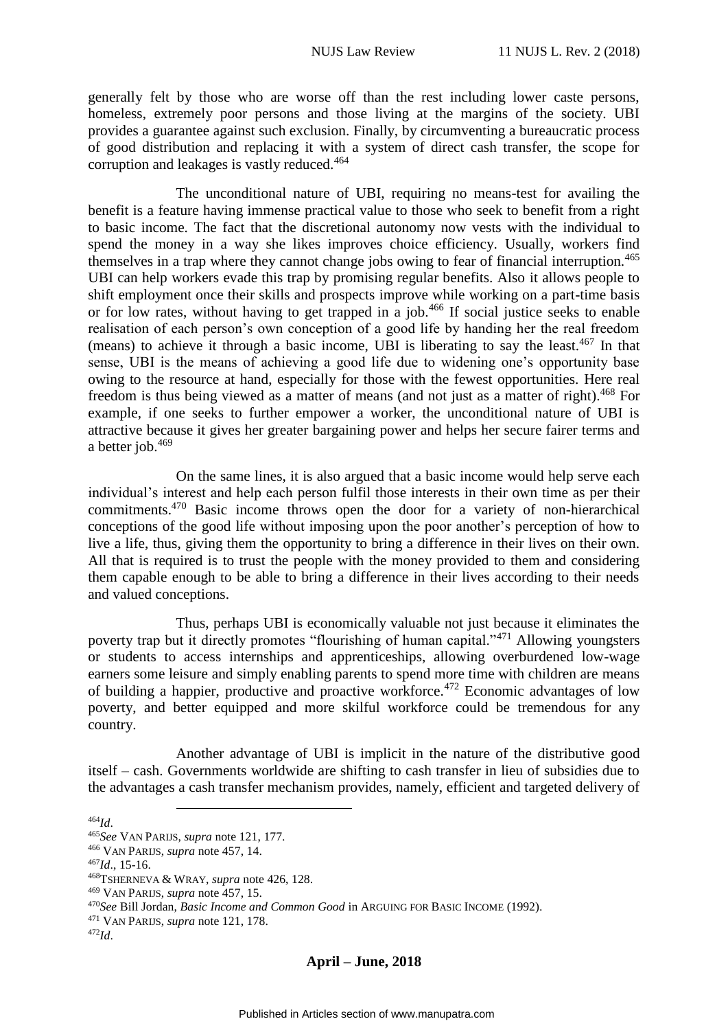generally felt by those who are worse off than the rest including lower caste persons, homeless, extremely poor persons and those living at the margins of the society. UBI provides a guarantee against such exclusion. Finally, by circumventing a bureaucratic process of good distribution and replacing it with a system of direct cash transfer, the scope for corruption and leakages is vastly reduced.[464]

The unconditional nature of UBI, requiring no means-test for availing the benefit is a feature having immense practical value to those who seek to benefit from a right to basic income. The fact that the discretional autonomy now vests with the individual to spend the money in a way she likes improves choice efficiency. Usually, workers find themselves in a trap where they cannot change jobs owing to fear of financial interruption.[465] UBI can help workers evade this trap by promising regular benefits. Also it allows people to shift employment once their skills and prospects improve while working on a part-time basis or for low rates, without having to get trapped in a job.[466] If social justice seeks to enable realisation of each person's own conception of a good life by handing her the real freedom (means) to achieve it through a basic income, UBI is liberating to say the least.[467] In that sense, UBI is the means of achieving a good life due to widening one's opportunity base owing to the resource at hand, especially for those with the fewest opportunities. Here real freedom is thus being viewed as a matter of means (and not just as a matter of right).[468] For example, if one seeks to further empower a worker, the unconditional nature of UBI is attractive because it gives her greater bargaining power and helps her secure fairer terms and a better job.[469]

On the same lines, it is also argued that a basic income would help serve each individual's interest and help each person fulfil those interests in their own time as per their commitments.[470] Basic income throws open the door for a variety of non-hierarchical conceptions of the good life without imposing upon the poor another's perception of how to live a life, thus, giving them the opportunity to bring a difference in their lives on their own. All that is required is to trust the people with the money provided to them and considering them capable enough to be able to bring a difference in their lives according to their needs and valued conceptions.

Thus, perhaps UBI is economically valuable not just because it eliminates the poverty trap but it directly promotes "flourishing of human capital."[471] Allowing youngsters or students to access internships and apprenticeships, allowing overburdened low-wage earners some leisure and simply enabling parents to spend more time with children are means of building a happier, productive and proactive workforce.[472] Economic advantages of low poverty, and better equipped and more skilful workforce could be tremendous for any country.

Another advantage of UBI is implicit in the nature of the distributive good itself – cash. Governments worldwide are shifting to cash transfer in lieu of subsidies due to the advantages a cash transfer mechanism provides, namely, efficient and targeted delivery of

---

[464] *Id*.

[465] *See* VAN PARIJS, *supra* note 121, 177.

[466] VAN PARIJS, *supra* note 457, 14.

[467] *Id*., 15-16.

[468] TSHERNEVA & WRAY, *supra* note 426, 128.

[469] VAN PARIJS, *supra* note 457, 15.

[470] *See* Bill Jordan, *Basic Income and Common Good* in ARGUING FOR BASIC INCOME (1992).

[471] VAN PARIJS, *supra* note 121, 178.

[472] *Id*.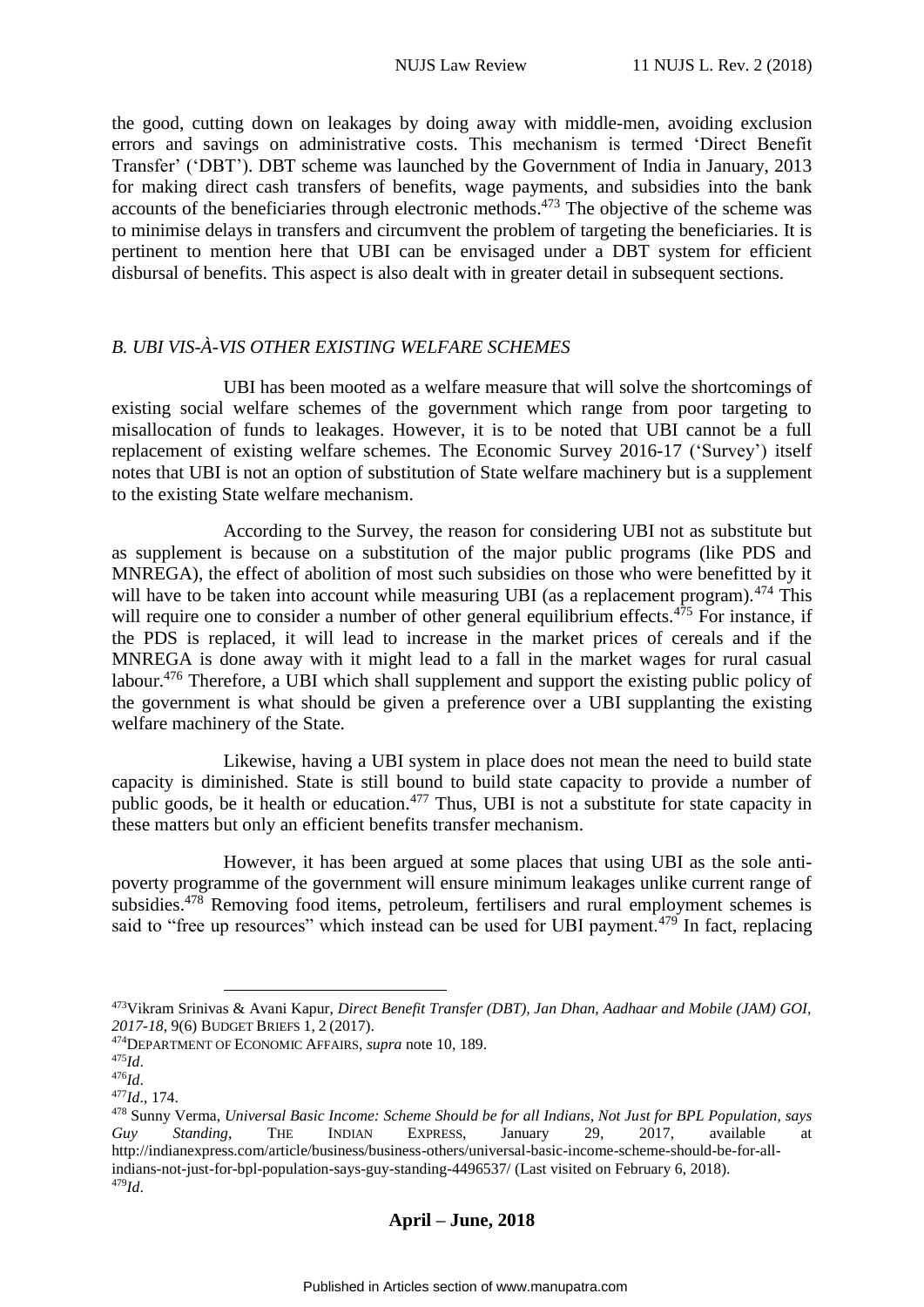the good, cutting down on leakages by doing away with middle-men, avoiding exclusion errors and savings on administrative costs. This mechanism is termed 'Direct Benefit Transfer' ('DBT'). DBT scheme was launched by the Government of India in January, 2013 for making direct cash transfers of benefits, wage payments, and subsidies into the bank accounts of the beneficiaries through electronic methods.[473] The objective of the scheme was to minimise delays in transfers and circumvent the problem of targeting the beneficiaries. It is pertinent to mention here that UBI can be envisaged under a DBT system for efficient disbursal of benefits. This aspect is also dealt with in greater detail in subsequent sections.

### *B. UBI VIS-À-VIS OTHER EXISTING WELFARE SCHEMES*

UBI has been mooted as a welfare measure that will solve the shortcomings of existing social welfare schemes of the government which range from poor targeting to misallocation of funds to leakages. However, it is to be noted that UBI cannot be a full replacement of existing welfare schemes. The Economic Survey 2016-17 ('Survey') itself notes that UBI is not an option of substitution of State welfare machinery but is a supplement to the existing State welfare mechanism.

According to the Survey, the reason for considering UBI not as substitute but as supplement is because on a substitution of the major public programs (like PDS and MNREGA), the effect of abolition of most such subsidies on those who were benefitted by it will have to be taken into account while measuring UBI (as a replacement program).[474] This will require one to consider a number of other general equilibrium effects.[475] For instance, if the PDS is replaced, it will lead to increase in the market prices of cereals and if the MNREGA is done away with it might lead to a fall in the market wages for rural casual labour.[476] Therefore, a UBI which shall supplement and support the existing public policy of the government is what should be given a preference over a UBI supplanting the existing welfare machinery of the State.

Likewise, having a UBI system in place does not mean the need to build state capacity is diminished. State is still bound to build state capacity to provide a number of public goods, be it health or education.[477] Thus, UBI is not a substitute for state capacity in these matters but only an efficient benefits transfer mechanism.

However, it has been argued at some places that using UBI as the sole anti-poverty programme of the government will ensure minimum leakages unlike current range of subsidies.[478] Removing food items, petroleum, fertilisers and rural employment schemes is said to "free up resources" which instead can be used for UBI payment.[479] In fact, replacing

---

[473] Vikram Srinivas & Avani Kapur, *Direct Benefit Transfer (DBT), Jan Dhan, Aadhaar and Mobile (JAM) GOI, 2017-18*, 9(6) BUDGET BRIEFS 1, 2 (2017).

[474] DEPARTMENT OF ECONOMIC AFFAIRS, *supra* note 10, 189.

[475] *Id*.

[476] *Id*.

[477] *Id*., 174.

[478] Sunny Verma, *Universal Basic Income: Scheme Should be for all Indians, Not Just for BPL Population, says Guy Standing*, THE INDIAN EXPRESS, January 29, 2017, available at http://indianexpress.com/article/business/business-others/universal-basic-income-scheme-should-be-for-all-indians-not-just-for-bpl-population-says-guy-standing-4496537/ (Last visited on February 6, 2018).

[479] *Id*.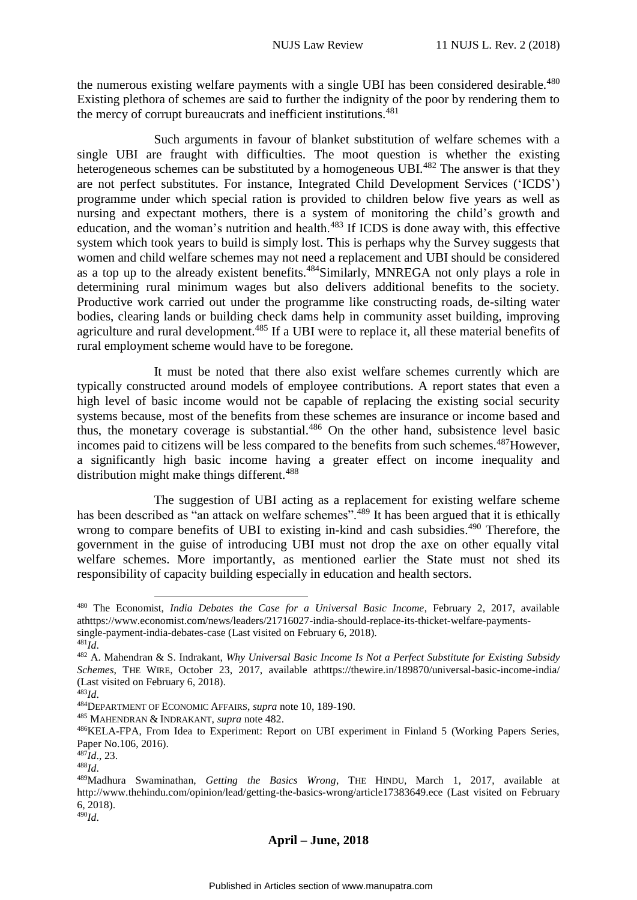the numerous existing welfare payments with a single UBI has been considered desirable.[480] Existing plethora of schemes are said to further the indignity of the poor by rendering them to the mercy of corrupt bureaucrats and inefficient institutions.[481]

Such arguments in favour of blanket substitution of welfare schemes with a single UBI are fraught with difficulties. The moot question is whether the existing heterogeneous schemes can be substituted by a homogeneous UBI.[482] The answer is that they are not perfect substitutes. For instance, Integrated Child Development Services ('ICDS') programme under which special ration is provided to children below five years as well as nursing and expectant mothers, there is a system of monitoring the child's growth and education, and the woman's nutrition and health.[483] If ICDS is done away with, this effective system which took years to build is simply lost. This is perhaps why the Survey suggests that women and child welfare schemes may not need a replacement and UBI should be considered as a top up to the already existent benefits.[484]Similarly, MNREGA not only plays a role in determining rural minimum wages but also delivers additional benefits to the society. Productive work carried out under the programme like constructing roads, de-silting water bodies, clearing lands or building check dams help in community asset building, improving agriculture and rural development.[485] If a UBI were to replace it, all these material benefits of rural employment scheme would have to be foregone.

It must be noted that there also exist welfare schemes currently which are typically constructed around models of employee contributions. A report states that even a high level of basic income would not be capable of replacing the existing social security systems because, most of the benefits from these schemes are insurance or income based and thus, the monetary coverage is substantial.[486] On the other hand, subsistence level basic incomes paid to citizens will be less compared to the benefits from such schemes.[487]However, a significantly high basic income having a greater effect on income inequality and distribution might make things different.[488]

The suggestion of UBI acting as a replacement for existing welfare scheme has been described as "an attack on welfare schemes".[489] It has been argued that it is ethically wrong to compare benefits of UBI to existing in-kind and cash subsidies.[490] Therefore, the government in the guise of introducing UBI must not drop the axe on other equally vital welfare schemes. More importantly, as mentioned earlier the State must not shed its responsibility of capacity building especially in education and health sectors.

---

[480] The Economist, *India Debates the Case for a Universal Basic Income*, February 2, 2017, available athttps://www.economist.com/news/leaders/21716027-india-should-replace-its-thicket-welfare-payments-single-payment-india-debates-case (Last visited on February 6, 2018).

[481] *Id*.

[482] A. Mahendran & S. Indrakant, *Why Universal Basic Income Is Not a Perfect Substitute for Existing Subsidy Schemes*, THE WIRE, October 23, 2017, available athttps://thewire.in/189870/universal-basic-income-india/ (Last visited on February 6, 2018).

[483] *Id*.

[484] DEPARTMENT OF ECONOMIC AFFAIRS, *supra* note 10, 189-190.

[485] MAHENDRAN & INDRAKANT, *supra* note 482.

[486] KELA-FPA, From Idea to Experiment: Report on UBI experiment in Finland 5 (Working Papers Series, Paper No.106, 2016).

[487] *Id*., 23.

[488] *Id*.

[489] Madhura Swaminathan, *Getting the Basics Wrong*, THE HINDU, March 1, 2017, available at http://www.thehindu.com/opinion/lead/getting-the-basics-wrong/article17383649.ece (Last visited on February 6, 2018).

[490] *Id*.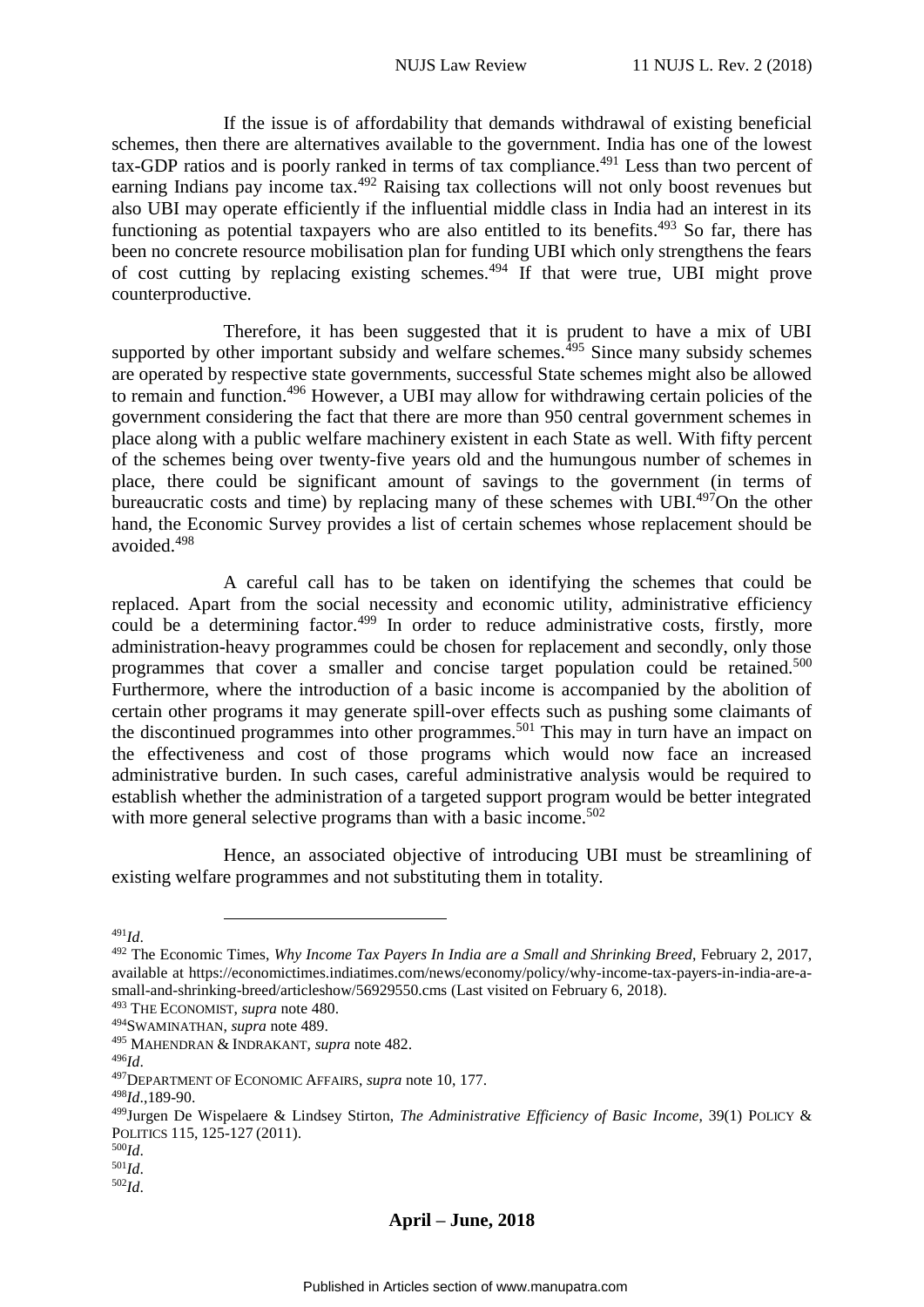If the issue is of affordability that demands withdrawal of existing beneficial schemes, then there are alternatives available to the government. India has one of the lowest tax-GDP ratios and is poorly ranked in terms of tax compliance.[491] Less than two percent of earning Indians pay income tax.[492] Raising tax collections will not only boost revenues but also UBI may operate efficiently if the influential middle class in India had an interest in its functioning as potential taxpayers who are also entitled to its benefits.[493] So far, there has been no concrete resource mobilisation plan for funding UBI which only strengthens the fears of cost cutting by replacing existing schemes.[494] If that were true, UBI might prove counterproductive.

Therefore, it has been suggested that it is prudent to have a mix of UBI supported by other important subsidy and welfare schemes.[495] Since many subsidy schemes are operated by respective state governments, successful State schemes might also be allowed to remain and function.[496] However, a UBI may allow for withdrawing certain policies of the government considering the fact that there are more than 950 central government schemes in place along with a public welfare machinery existent in each State as well. With fifty percent of the schemes being over twenty-five years old and the humungous number of schemes in place, there could be significant amount of savings to the government (in terms of bureaucratic costs and time) by replacing many of these schemes with UBI.[497]On the other hand, the Economic Survey provides a list of certain schemes whose replacement should be avoided.[498]

A careful call has to be taken on identifying the schemes that could be replaced. Apart from the social necessity and economic utility, administrative efficiency could be a determining factor.[499] In order to reduce administrative costs, firstly, more administration-heavy programmes could be chosen for replacement and secondly, only those programmes that cover a smaller and concise target population could be retained.[500] Furthermore, where the introduction of a basic income is accompanied by the abolition of certain other programs it may generate spill-over effects such as pushing some claimants of the discontinued programmes into other programmes.[501] This may in turn have an impact on the effectiveness and cost of those programs which would now face an increased administrative burden. In such cases, careful administrative analysis would be required to establish whether the administration of a targeted support program would be better integrated with more general selective programs than with a basic income.[502]

Hence, an associated objective of introducing UBI must be streamlining of existing welfare programmes and not substituting them in totality.

---

[491] *Id*.

[492] The Economic Times, *Why Income Tax Payers In India are a Small and Shrinking Breed*, February 2, 2017, available at https://economictimes.indiatimes.com/news/economy/policy/why-income-tax-payers-in-india-are-a-small-and-shrinking-breed/articleshow/56929550.cms (Last visited on February 6, 2018).

[493] THE ECONOMIST, *supra* note 480.

[494] SWAMINATHAN, *supra* note 489.

[495] MAHENDRAN & INDRAKANT, *supra* note 482.

[496] *Id*.

[497] DEPARTMENT OF ECONOMIC AFFAIRS, *supra* note 10, 177.

[498] *Id*.,189-90.

[499] Jurgen De Wispelaere & Lindsey Stirton, *The Administrative Efficiency of Basic Income*, 39(1) POLICY & POLITICS 115, 125-127 (2011).

[500] *Id*.

[501] *Id*.

[502] *Id*.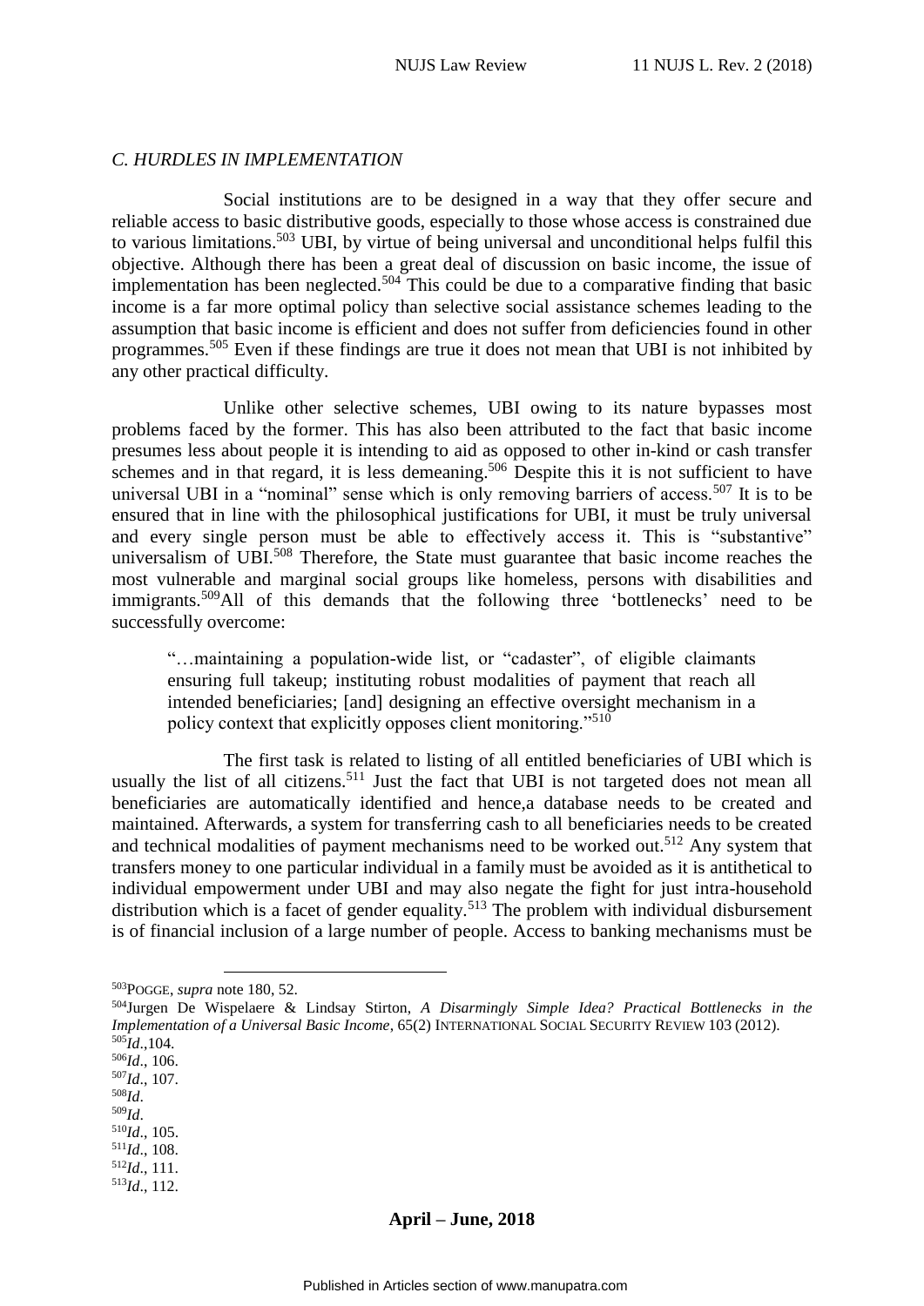### *C. HURDLES IN IMPLEMENTATION*

Social institutions are to be designed in a way that they offer secure and reliable access to basic distributive goods, especially to those whose access is constrained due to various limitations.[503] UBI, by virtue of being universal and unconditional helps fulfil this objective. Although there has been a great deal of discussion on basic income, the issue of implementation has been neglected.[504] This could be due to a comparative finding that basic income is a far more optimal policy than selective social assistance schemes leading to the assumption that basic income is efficient and does not suffer from deficiencies found in other programmes.[505] Even if these findings are true it does not mean that UBI is not inhibited by any other practical difficulty.

Unlike other selective schemes, UBI owing to its nature bypasses most problems faced by the former. This has also been attributed to the fact that basic income presumes less about people it is intending to aid as opposed to other in-kind or cash transfer schemes and in that regard, it is less demeaning.[506] Despite this it is not sufficient to have universal UBI in a "nominal" sense which is only removing barriers of access.[507] It is to be ensured that in line with the philosophical justifications for UBI, it must be truly universal and every single person must be able to effectively access it. This is "substantive" universalism of UBI.[508] Therefore, the State must guarantee that basic income reaches the most vulnerable and marginal social groups like homeless, persons with disabilities and immigrants.[509]All of this demands that the following three 'bottlenecks' need to be successfully overcome:

> "…maintaining a population-wide list, or "cadaster", of eligible claimants ensuring full takeup; instituting robust modalities of payment that reach all intended beneficiaries; [and] designing an effective oversight mechanism in a policy context that explicitly opposes client monitoring."[510]

The first task is related to listing of all entitled beneficiaries of UBI which is usually the list of all citizens.[511] Just the fact that UBI is not targeted does not mean all beneficiaries are automatically identified and hence,a database needs to be created and maintained. Afterwards, a system for transferring cash to all beneficiaries needs to be created and technical modalities of payment mechanisms need to be worked out.[512] Any system that transfers money to one particular individual in a family must be avoided as it is antithetical to individual empowerment under UBI and may also negate the fight for just intra-household distribution which is a facet of gender equality.[513] The problem with individual disbursement is of financial inclusion of a large number of people. Access to banking mechanisms must be

---

[503] POGGE, *supra* note 180, 52.

[504] Jurgen De Wispelaere & Lindsay Stirton, *A Disarmingly Simple Idea? Practical Bottlenecks in the Implementation of a Universal Basic Income*, 65(2) INTERNATIONAL SOCIAL SECURITY REVIEW 103 (2012).

[505] *Id*.,104.

[506] *Id*., 106.

[507] *Id*., 107.

[508] *Id*.

[509] *Id*.

[510] *Id*., 105.

[511] *Id*., 108.

[512] *Id*., 111.

[513] *Id*., 112.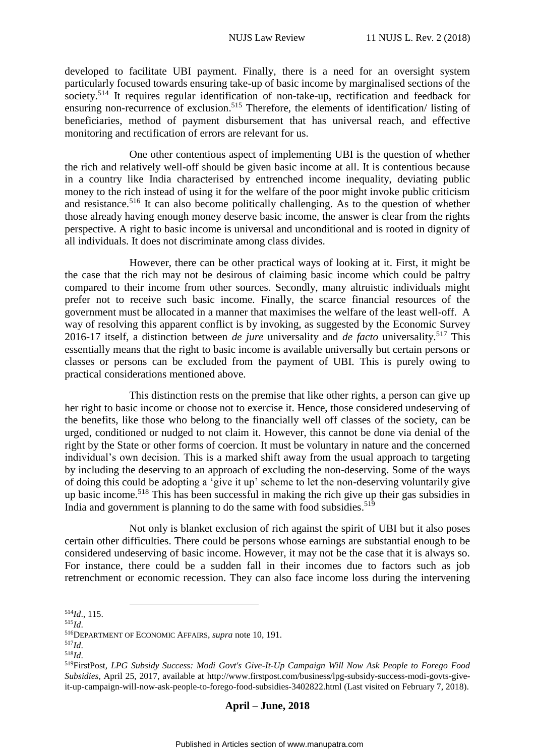developed to facilitate UBI payment. Finally, there is a need for an oversight system particularly focused towards ensuring take-up of basic income by marginalised sections of the society.[514] It requires regular identification of non-take-up, rectification and feedback for ensuring non-recurrence of exclusion.[515] Therefore, the elements of identification/ listing of beneficiaries, method of payment disbursement that has universal reach, and effective monitoring and rectification of errors are relevant for us.

One other contentious aspect of implementing UBI is the question of whether the rich and relatively well-off should be given basic income at all. It is contentious because in a country like India characterised by entrenched income inequality, deviating public money to the rich instead of using it for the welfare of the poor might invoke public criticism and resistance.[516] It can also become politically challenging. As to the question of whether those already having enough money deserve basic income, the answer is clear from the rights perspective. A right to basic income is universal and unconditional and is rooted in dignity of all individuals. It does not discriminate among class divides.

However, there can be other practical ways of looking at it. First, it might be the case that the rich may not be desirous of claiming basic income which could be paltry compared to their income from other sources. Secondly, many altruistic individuals might prefer not to receive such basic income. Finally, the scarce financial resources of the government must be allocated in a manner that maximises the welfare of the least well-off. A way of resolving this apparent conflict is by invoking, as suggested by the Economic Survey 2016-17 itself, a distinction between *de jure* universality and *de facto* universality.[517] This essentially means that the right to basic income is available universally but certain persons or classes or persons can be excluded from the payment of UBI. This is purely owing to practical considerations mentioned above.

This distinction rests on the premise that like other rights, a person can give up her right to basic income or choose not to exercise it. Hence, those considered undeserving of the benefits, like those who belong to the financially well off classes of the society, can be urged, conditioned or nudged to not claim it. However, this cannot be done via denial of the right by the State or other forms of coercion. It must be voluntary in nature and the concerned individual's own decision. This is a marked shift away from the usual approach to targeting by including the deserving to an approach of excluding the non-deserving. Some of the ways of doing this could be adopting a 'give it up' scheme to let the non-deserving voluntarily give up basic income.[518] This has been successful in making the rich give up their gas subsidies in India and government is planning to do the same with food subsidies.[519]

Not only is blanket exclusion of rich against the spirit of UBI but it also poses certain other difficulties. There could be persons whose earnings are substantial enough to be considered undeserving of basic income. However, it may not be the case that it is always so. For instance, there could be a sudden fall in their incomes due to factors such as job retrenchment or economic recession. They can also face income loss during the intervening

---

[514] *Id*., 115.

[515] *Id*.

[516] DEPARTMENT OF ECONOMIC AFFAIRS, *supra* note 10, 191.

[517] *Id*.

[518] *Id*.

[519] FirstPost, *LPG Subsidy Success: Modi Govt's Give-It-Up Campaign Will Now Ask People to Forego Food Subsidies*, April 25, 2017, available at http://www.firstpost.com/business/lpg-subsidy-success-modi-govts-give-it-up-campaign-will-now-ask-people-to-forego-food-subsidies-3402822.html (Last visited on February 7, 2018).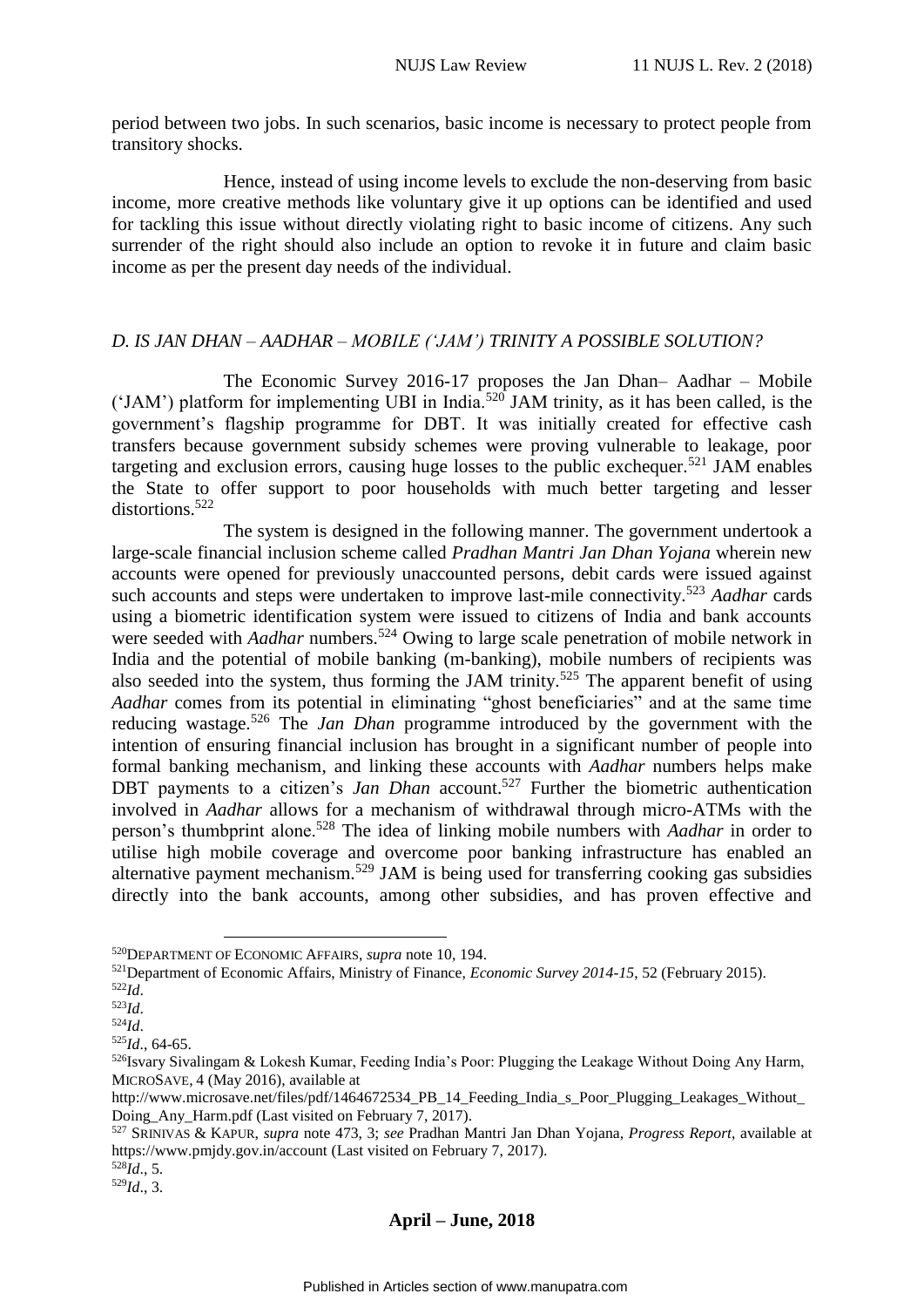period between two jobs. In such scenarios, basic income is necessary to protect people from transitory shocks.

Hence, instead of using income levels to exclude the non-deserving from basic income, more creative methods like voluntary give it up options can be identified and used for tackling this issue without directly violating right to basic income of citizens. Any such surrender of the right should also include an option to revoke it in future and claim basic income as per the present day needs of the individual.

### *D. IS JAN DHAN – AADHAR – MOBILE ('JAM') TRINITY A POSSIBLE SOLUTION?*

The Economic Survey 2016-17 proposes the Jan Dhan– Aadhar – Mobile ('JAM') platform for implementing UBI in India.[520] JAM trinity, as it has been called, is the government's flagship programme for DBT. It was initially created for effective cash transfers because government subsidy schemes were proving vulnerable to leakage, poor targeting and exclusion errors, causing huge losses to the public exchequer.[521] JAM enables the State to offer support to poor households with much better targeting and lesser distortions.[522]

The system is designed in the following manner. The government undertook a large-scale financial inclusion scheme called *Pradhan Mantri Jan Dhan Yojana* wherein new accounts were opened for previously unaccounted persons, debit cards were issued against such accounts and steps were undertaken to improve last-mile connectivity.[523] *Aadhar* cards using a biometric identification system were issued to citizens of India and bank accounts were seeded with *Aadhar* numbers.[524] Owing to large scale penetration of mobile network in India and the potential of mobile banking (m-banking), mobile numbers of recipients was also seeded into the system, thus forming the JAM trinity.[525] The apparent benefit of using *Aadhar* comes from its potential in eliminating "ghost beneficiaries" and at the same time reducing wastage.[526] The *Jan Dhan* programme introduced by the government with the intention of ensuring financial inclusion has brought in a significant number of people into formal banking mechanism, and linking these accounts with *Aadhar* numbers helps make DBT payments to a citizen's *Jan Dhan* account.[527] Further the biometric authentication involved in *Aadhar* allows for a mechanism of withdrawal through micro-ATMs with the person's thumbprint alone.[528] The idea of linking mobile numbers with *Aadhar* in order to utilise high mobile coverage and overcome poor banking infrastructure has enabled an alternative payment mechanism.[529] JAM is being used for transferring cooking gas subsidies directly into the bank accounts, among other subsidies, and has proven effective and

---

[520] DEPARTMENT OF ECONOMIC AFFAIRS, *supra* note 10, 194.

[521] Department of Economic Affairs, Ministry of Finance, *Economic Survey 2014-15*, 52 (February 2015).

[522] *Id*.

[523] *Id*.

[524] *Id*.

[525] *Id*., 64-65.

[526] Isvary Sivalingam & Lokesh Kumar, Feeding India's Poor: Plugging the Leakage Without Doing Any Harm, MICROSAVE, 4 (May 2016), available at http://www.microsave.net/files/pdf/1464672534_PB_14_Feeding_India_s_Poor_Plugging_Leakages_Without_Doing_Any_Harm.pdf (Last visited on February 7, 2017).

[527] SRINIVAS & KAPUR, *supra* note 473, 3; *see* Pradhan Mantri Jan Dhan Yojana, *Progress Report*, available at https://www.pmjdy.gov.in/account (Last visited on February 7, 2017).

[528] *Id*., 5.

[529] *Id*., 3.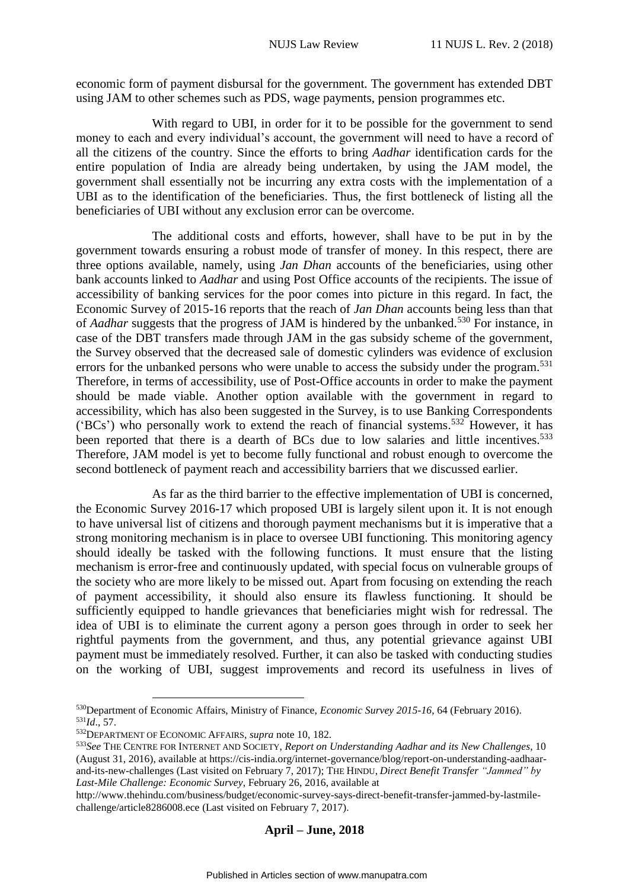economic form of payment disbursal for the government. The government has extended DBT using JAM to other schemes such as PDS, wage payments, pension programmes etc.

With regard to UBI, in order for it to be possible for the government to send money to each and every individual's account, the government will need to have a record of all the citizens of the country. Since the efforts to bring *Aadhar* identification cards for the entire population of India are already being undertaken, by using the JAM model, the government shall essentially not be incurring any extra costs with the implementation of a UBI as to the identification of the beneficiaries. Thus, the first bottleneck of listing all the beneficiaries of UBI without any exclusion error can be overcome.

The additional costs and efforts, however, shall have to be put in by the government towards ensuring a robust mode of transfer of money. In this respect, there are three options available, namely, using *Jan Dhan* accounts of the beneficiaries, using other bank accounts linked to *Aadhar* and using Post Office accounts of the recipients. The issue of accessibility of banking services for the poor comes into picture in this regard. In fact, the Economic Survey of 2015-16 reports that the reach of *Jan Dhan* accounts being less than that of *Aadhar* suggests that the progress of JAM is hindered by the unbanked.[530] For instance, in case of the DBT transfers made through JAM in the gas subsidy scheme of the government, the Survey observed that the decreased sale of domestic cylinders was evidence of exclusion errors for the unbanked persons who were unable to access the subsidy under the program.[531] Therefore, in terms of accessibility, use of Post-Office accounts in order to make the payment should be made viable. Another option available with the government in regard to accessibility, which has also been suggested in the Survey, is to use Banking Correspondents ('BCs') who personally work to extend the reach of financial systems.[532] However, it has been reported that there is a dearth of BCs due to low salaries and little incentives.[533] Therefore, JAM model is yet to become fully functional and robust enough to overcome the second bottleneck of payment reach and accessibility barriers that we discussed earlier.

As far as the third barrier to the effective implementation of UBI is concerned, the Economic Survey 2016-17 which proposed UBI is largely silent upon it. It is not enough to have universal list of citizens and thorough payment mechanisms but it is imperative that a strong monitoring mechanism is in place to oversee UBI functioning. This monitoring agency should ideally be tasked with the following functions. It must ensure that the listing mechanism is error-free and continuously updated, with special focus on vulnerable groups of the society who are more likely to be missed out. Apart from focusing on extending the reach of payment accessibility, it should also ensure its flawless functioning. It should be sufficiently equipped to handle grievances that beneficiaries might wish for redressal. The idea of UBI is to eliminate the current agony a person goes through in order to seek her rightful payments from the government, and thus, any potential grievance against UBI payment must be immediately resolved. Further, it can also be tasked with conducting studies on the working of UBI, suggest improvements and record its usefulness in lives of

---

[530] Department of Economic Affairs, Ministry of Finance, *Economic Survey 2015-16*, 64 (February 2016).

[531] *Id*., 57.

[532] DEPARTMENT OF ECONOMIC AFFAIRS, *supra* note 10, 182.

[533] *See* THE CENTRE FOR INTERNET AND SOCIETY, *Report on Understanding Aadhar and its New Challenges*, 10 (August 31, 2016), available at https://cis-india.org/internet-governance/blog/report-on-understanding-aadhaar-and-its-new-challenges (Last visited on February 7, 2017); THE HINDU, *Direct Benefit Transfer "Jammed" by Last-Mile Challenge: Economic Survey*, February 26, 2016, available at http://www.thehindu.com/business/budget/economic-survey-says-direct-benefit-transfer-jammed-by-lastmile-challenge/article8286008.ece (Last visited on February 7, 2017).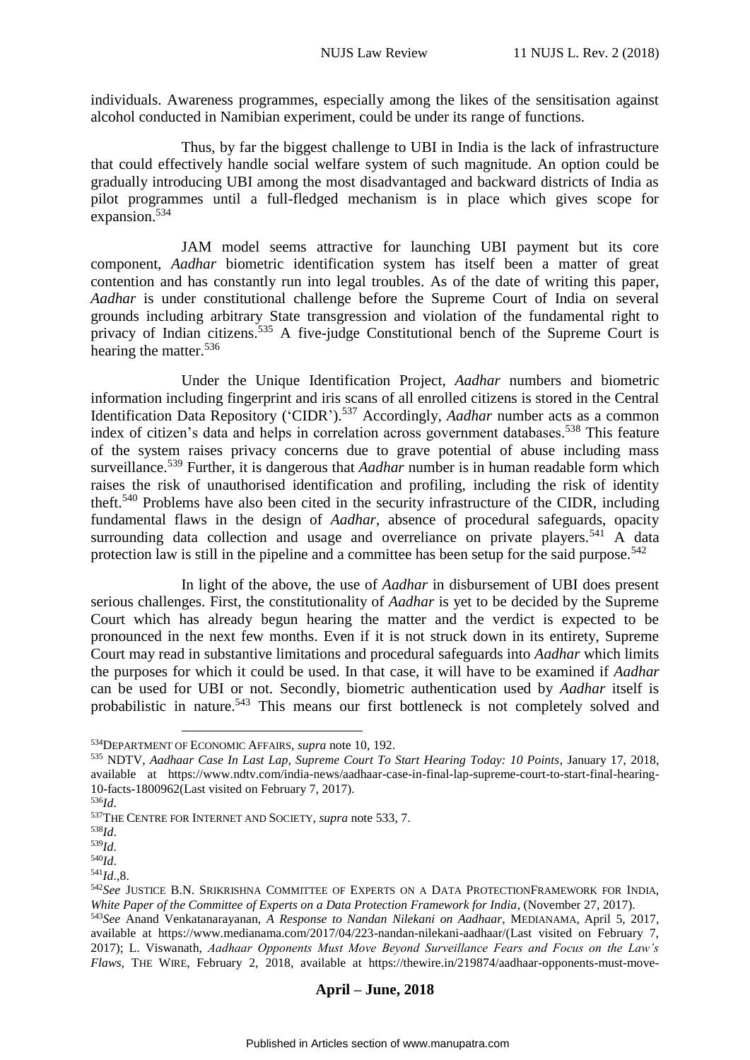individuals. Awareness programmes, especially among the likes of the sensitisation against alcohol conducted in Namibian experiment, could be under its range of functions.

Thus, by far the biggest challenge to UBI in India is the lack of infrastructure that could effectively handle social welfare system of such magnitude. An option could be gradually introducing UBI among the most disadvantaged and backward districts of India as pilot programmes until a full-fledged mechanism is in place which gives scope for expansion.[534]

JAM model seems attractive for launching UBI payment but its core component, *Aadhar* biometric identification system has itself been a matter of great contention and has constantly run into legal troubles. As of the date of writing this paper, *Aadhar* is under constitutional challenge before the Supreme Court of India on several grounds including arbitrary State transgression and violation of the fundamental right to privacy of Indian citizens.[535] A five-judge Constitutional bench of the Supreme Court is hearing the matter.[536]

Under the Unique Identification Project, *Aadhar* numbers and biometric information including fingerprint and iris scans of all enrolled citizens is stored in the Central Identification Data Repository ('CIDR').[537] Accordingly, *Aadhar* number acts as a common index of citizen's data and helps in correlation across government databases.[538] This feature of the system raises privacy concerns due to grave potential of abuse including mass surveillance.[539] Further, it is dangerous that *Aadhar* number is in human readable form which raises the risk of unauthorised identification and profiling, including the risk of identity theft.[540] Problems have also been cited in the security infrastructure of the CIDR, including fundamental flaws in the design of *Aadhar*, absence of procedural safeguards, opacity surrounding data collection and usage and overreliance on private players.[541] A data protection law is still in the pipeline and a committee has been setup for the said purpose.[542]

In light of the above, the use of *Aadhar* in disbursement of UBI does present serious challenges. First, the constitutionality of *Aadhar* is yet to be decided by the Supreme Court which has already begun hearing the matter and the verdict is expected to be pronounced in the next few months. Even if it is not struck down in its entirety, Supreme Court may read in substantive limitations and procedural safeguards into *Aadhar* which limits the purposes for which it could be used. In that case, it will have to be examined if *Aadhar* can be used for UBI or not. Secondly, biometric authentication used by *Aadhar* itself is probabilistic in nature.[543] This means our first bottleneck is not completely solved and

---

[534] DEPARTMENT OF ECONOMIC AFFAIRS, *supra* note 10, 192.

[535] NDTV, *Aadhaar Case In Last Lap, Supreme Court To Start Hearing Today: 10 Points*, January 17, 2018, available at https://www.ndtv.com/india-news/aadhaar-case-in-final-lap-supreme-court-to-start-final-hearing-10-facts-1800962(Last visited on February 7, 2017).

[536] *Id*.

[537] THE CENTRE FOR INTERNET AND SOCIETY, *supra* note 533, 7.

[538] *Id*.

[539] *Id*.

[540] *Id*.

[541] *Id*.,8.

[542] *See* JUSTICE B.N. SRIKRISHNA COMMITTEE OF EXPERTS ON A DATA PROTECTIONFRAMEWORK FOR INDIA, *White Paper of the Committee of Experts on a Data Protection Framework for India*, (November 27, 2017).

[543] *See* Anand Venkatanarayanan, *A Response to Nandan Nilekani on Aadhaar*, MEDIANAMA, April 5, 2017, available at https://www.medianama.com/2017/04/223-nandan-nilekani-aadhaar/(Last visited on February 7, 2017); L. Viswanath, *Aadhaar Opponents Must Move Beyond Surveillance Fears and Focus on the Law's Flaws*, THE WIRE, February 2, 2018, available at https://thewire.in/219874/aadhaar-opponents-must-move-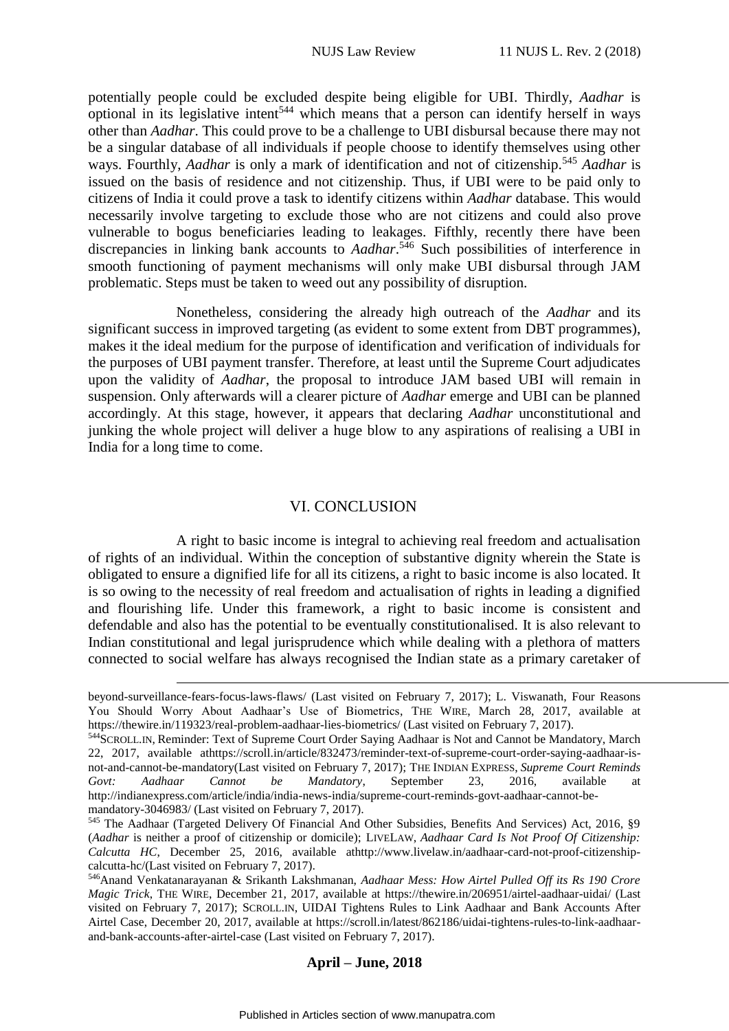potentially people could be excluded despite being eligible for UBI. Thirdly, *Aadhar* is optional in its legislative intent[544] which means that a person can identify herself in ways other than *Aadhar*. This could prove to be a challenge to UBI disbursal because there may not be a singular database of all individuals if people choose to identify themselves using other ways. Fourthly, *Aadhar* is only a mark of identification and not of citizenship.[545] *Aadhar* is issued on the basis of residence and not citizenship. Thus, if UBI were to be paid only to citizens of India it could prove a task to identify citizens within *Aadhar* database. This would necessarily involve targeting to exclude those who are not citizens and could also prove vulnerable to bogus beneficiaries leading to leakages. Fifthly, recently there have been discrepancies in linking bank accounts to *Aadhar*.[546] Such possibilities of interference in smooth functioning of payment mechanisms will only make UBI disbursal through JAM problematic. Steps must be taken to weed out any possibility of disruption.

Nonetheless, considering the already high outreach of the *Aadhar* and its significant success in improved targeting (as evident to some extent from DBT programmes), makes it the ideal medium for the purpose of identification and verification of individuals for the purposes of UBI payment transfer. Therefore, at least until the Supreme Court adjudicates upon the validity of *Aadhar*, the proposal to introduce JAM based UBI will remain in suspension. Only afterwards will a clearer picture of *Aadhar* emerge and UBI can be planned accordingly. At this stage, however, it appears that declaring *Aadhar* unconstitutional and junking the whole project will deliver a huge blow to any aspirations of realising a UBI in India for a long time to come.

## VI. CONCLUSION

A right to basic income is integral to achieving real freedom and actualisation of rights of an individual. Within the conception of substantive dignity wherein the State is obligated to ensure a dignified life for all its citizens, a right to basic income is also located. It is so owing to the necessity of real freedom and actualisation of rights in leading a dignified and flourishing life. Under this framework, a right to basic income is consistent and defendable and also has the potential to be eventually constitutionalised. It is also relevant to Indian constitutional and legal jurisprudence which while dealing with a plethora of matters connected to social welfare has always recognised the Indian state as a primary caretaker of

---

beyond-surveillance-fears-focus-laws-flaws/ (Last visited on February 7, 2017); L. Viswanath, Four Reasons You Should Worry About Aadhaar's Use of Biometrics, THE WIRE, March 28, 2017, available at https://thewire.in/119323/real-problem-aadhaar-lies-biometrics/ (Last visited on February 7, 2017).

[544] SCROLL.IN, Reminder: Text of Supreme Court Order Saying Aadhaar is Not and Cannot be Mandatory, March 22, 2017, available athttps://scroll.in/article/832473/reminder-text-of-supreme-court-order-saying-aadhaar-is-not-and-cannot-be-mandatory(Last visited on February 7, 2017); THE INDIAN EXPRESS, *Supreme Court Reminds Govt: Aadhaar Cannot be Mandatory*, September 23, 2016, available at http://indianexpress.com/article/india/india-news-india/supreme-court-reminds-govt-aadhaar-cannot-be-mandatory-3046983/ (Last visited on February 7, 2017).

[545] The Aadhaar (Targeted Delivery Of Financial And Other Subsidies, Benefits And Services) Act, 2016, §9 (*Aadhar* is neither a proof of citizenship or domicile); LIVELAW, *Aadhaar Card Is Not Proof Of Citizenship: Calcutta HC*, December 25, 2016, available athttp://www.livelaw.in/aadhaar-card-not-proof-citizenship-calcutta-hc/(Last visited on February 7, 2017).

[546] Anand Venkatanarayanan & Srikanth Lakshmanan, *Aadhaar Mess: How Airtel Pulled Off its Rs 190 Crore Magic Trick*, THE WIRE, December 21, 2017, available at https://thewire.in/206951/airtel-aadhaar-uidai/ (Last visited on February 7, 2017); SCROLL.IN, UIDAI Tightens Rules to Link Aadhaar and Bank Accounts After Airtel Case, December 20, 2017, available at https://scroll.in/latest/862186/uidai-tightens-rules-to-link-aadhaar-and-bank-accounts-after-airtel-case (Last visited on February 7, 2017).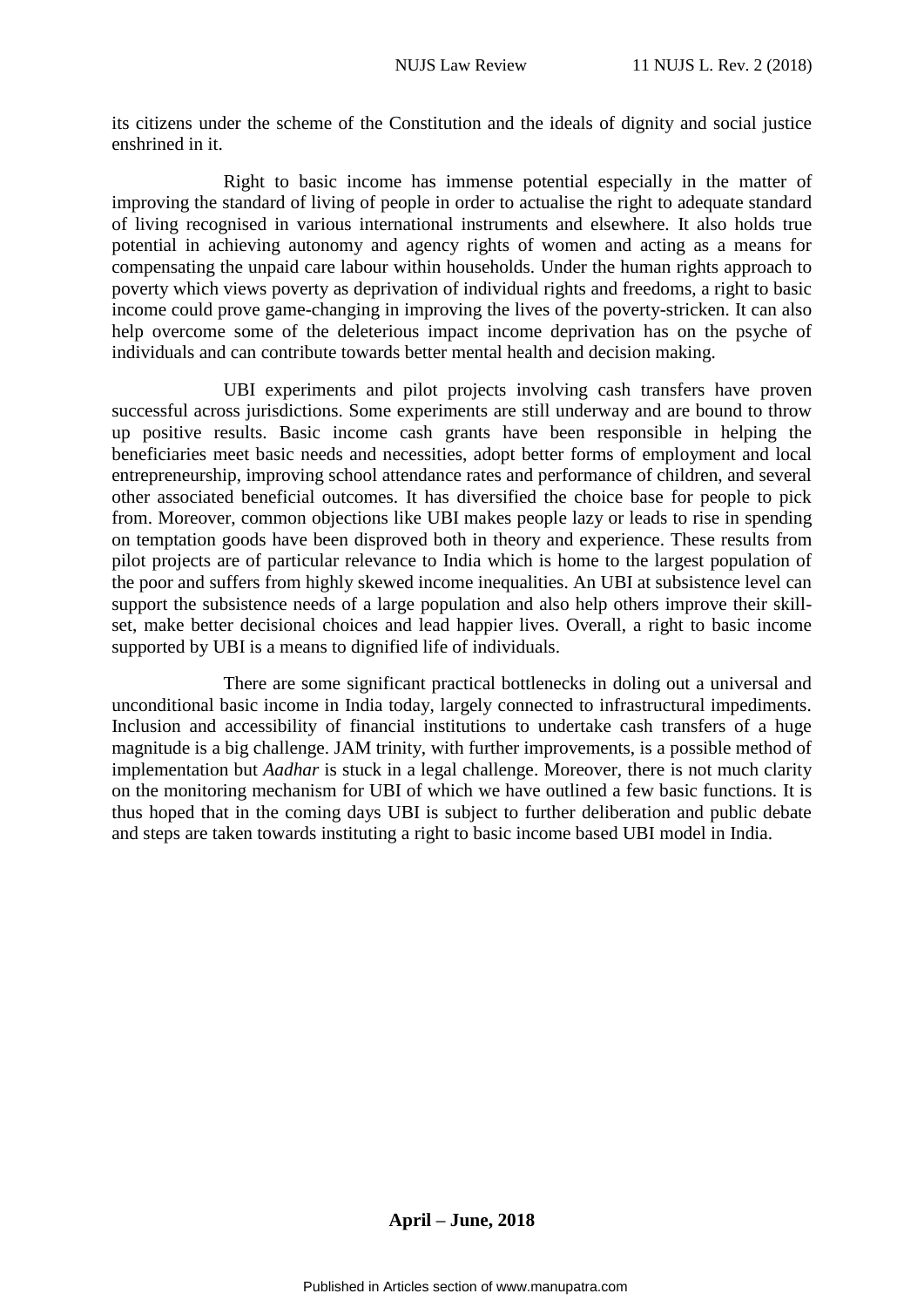its citizens under the scheme of the Constitution and the ideals of dignity and social justice enshrined in it.

Right to basic income has immense potential especially in the matter of improving the standard of living of people in order to actualise the right to adequate standard of living recognised in various international instruments and elsewhere. It also holds true potential in achieving autonomy and agency rights of women and acting as a means for compensating the unpaid care labour within households. Under the human rights approach to poverty which views poverty as deprivation of individual rights and freedoms, a right to basic income could prove game-changing in improving the lives of the poverty-stricken. It can also help overcome some of the deleterious impact income deprivation has on the psyche of individuals and can contribute towards better mental health and decision making.

UBI experiments and pilot projects involving cash transfers have proven successful across jurisdictions. Some experiments are still underway and are bound to throw up positive results. Basic income cash grants have been responsible in helping the beneficiaries meet basic needs and necessities, adopt better forms of employment and local entrepreneurship, improving school attendance rates and performance of children, and several other associated beneficial outcomes. It has diversified the choice base for people to pick from. Moreover, common objections like UBI makes people lazy or leads to rise in spending on temptation goods have been disproved both in theory and experience. These results from pilot projects are of particular relevance to India which is home to the largest population of the poor and suffers from highly skewed income inequalities. An UBI at subsistence level can support the subsistence needs of a large population and also help others improve their skill-set, make better decisional choices and lead happier lives. Overall, a right to basic income supported by UBI is a means to dignified life of individuals.

There are some significant practical bottlenecks in doling out a universal and unconditional basic income in India today, largely connected to infrastructural impediments. Inclusion and accessibility of financial institutions to undertake cash transfers of a huge magnitude is a big challenge. JAM trinity, with further improvements, is a possible method of implementation but *Aadhar* is stuck in a legal challenge. Moreover, there is not much clarity on the monitoring mechanism for UBI of which we have outlined a few basic functions. It is thus hoped that in the coming days UBI is subject to further deliberation and public debate and steps are taken towards instituting a right to basic income based UBI model in India.